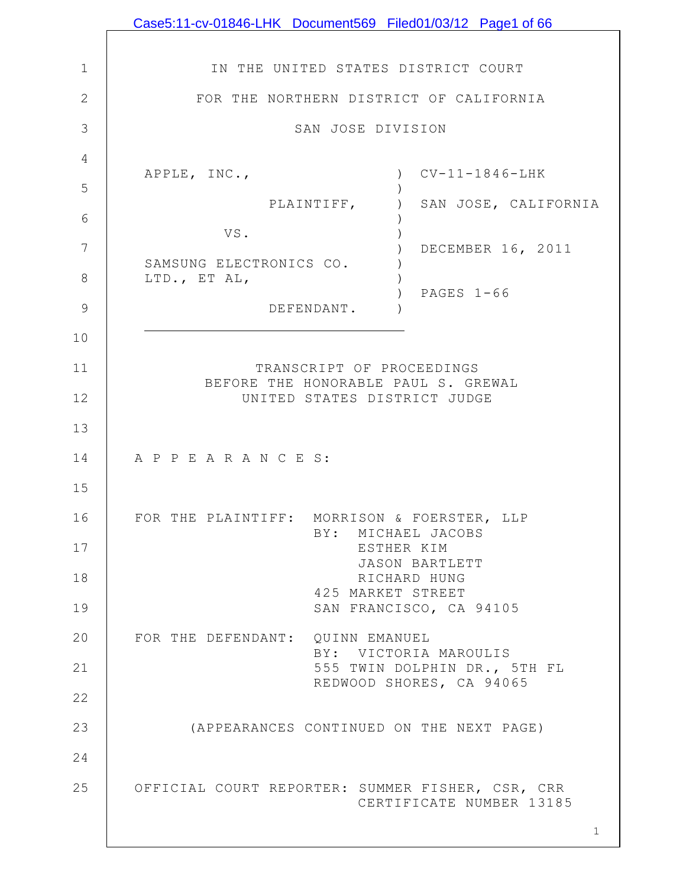IN THE UNITED STATES DISTRICT COURT

FOR THE NORTHERN DISTRICT OF CALIFORNIA

SAN JOSE DIVISION

| | | |
|---|---|---|
| APPLE, INC., | ) | CV-11-1846-LHK |
| | ) | |
| PLAINTIFF, | ) | SAN JOSE, CALIFORNIA |
| | ) | |
| VS. | ) | |
| | ) | DECEMBER 16, 2011 |
| SAMSUNG ELECTRONICS CO. LTD., ET AL, | ) | |
| | ) | PAGES 1-66 |
| DEFENDANT. | ) | |

TRANSCRIPT OF PROCEEDINGS
BEFORE THE HONORABLE PAUL S. GREWAL
UNITED STATES DISTRICT JUDGE

A P P E A R A N C E S:

FOR THE PLAINTIFF: MORRISON & FOERSTER, LLP
BY: MICHAEL JACOBS
ESTHER KIM
JASON BARTLETT
RICHARD HUNG
425 MARKET STREET
SAN FRANCISCO, CA 94105

FOR THE DEFENDANT: QUINN EMANUEL
BY: VICTORIA MAROULIS
555 TWIN DOLPHIN DR., 5TH FL
REDWOOD SHORES, CA 94065

(APPEARANCES CONTINUED ON THE NEXT PAGE)

OFFICIAL COURT REPORTER: SUMMER FISHER, CSR, CRR
CERTIFICATE NUMBER 13185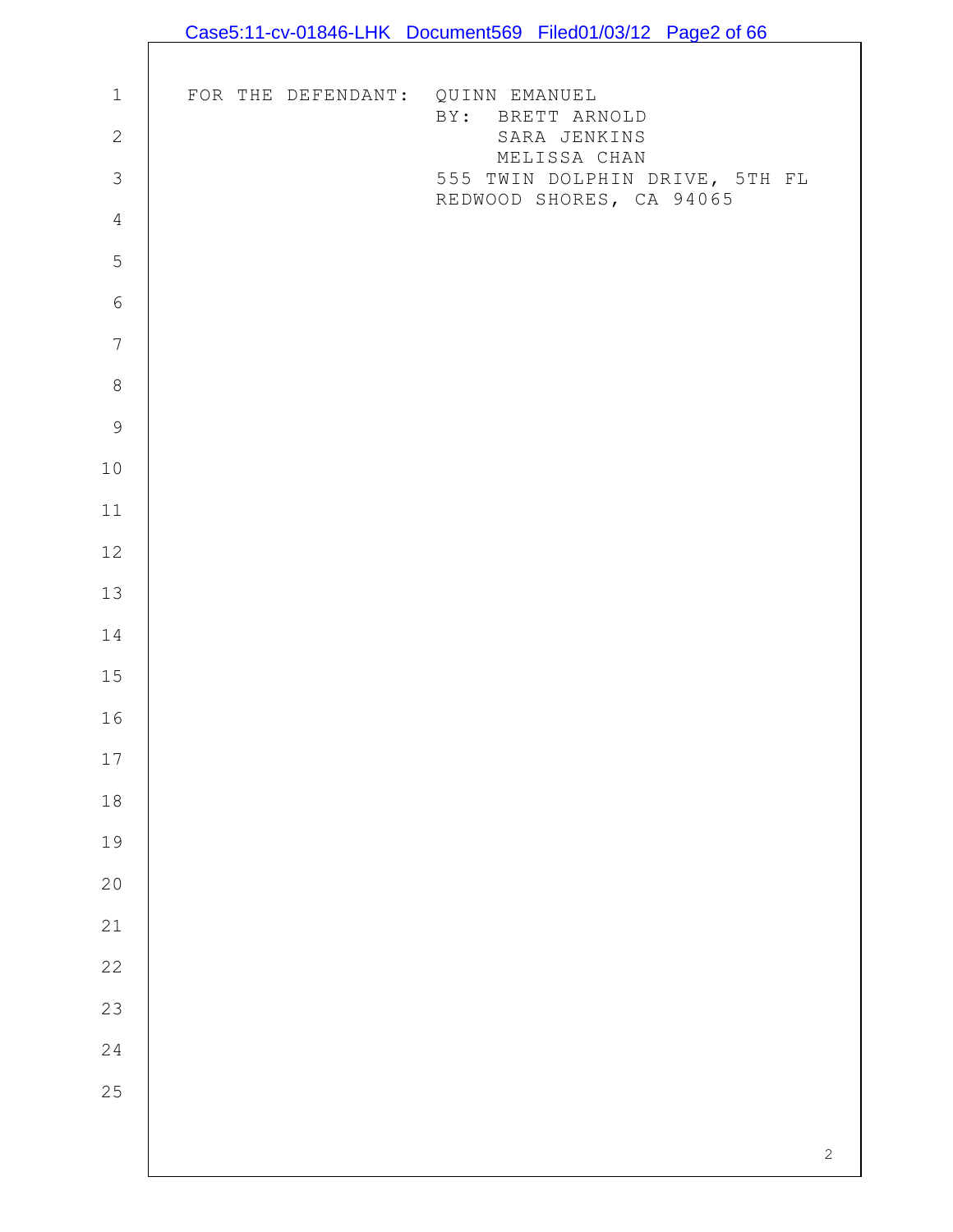FOR THE DEFENDANT: QUINN EMANUEL
BY: BRETT ARNOLD
SARA JENKINS
MELISSA CHAN
555 TWIN DOLPHIN DRIVE, 5TH FL
REDWOOD SHORES, CA 94065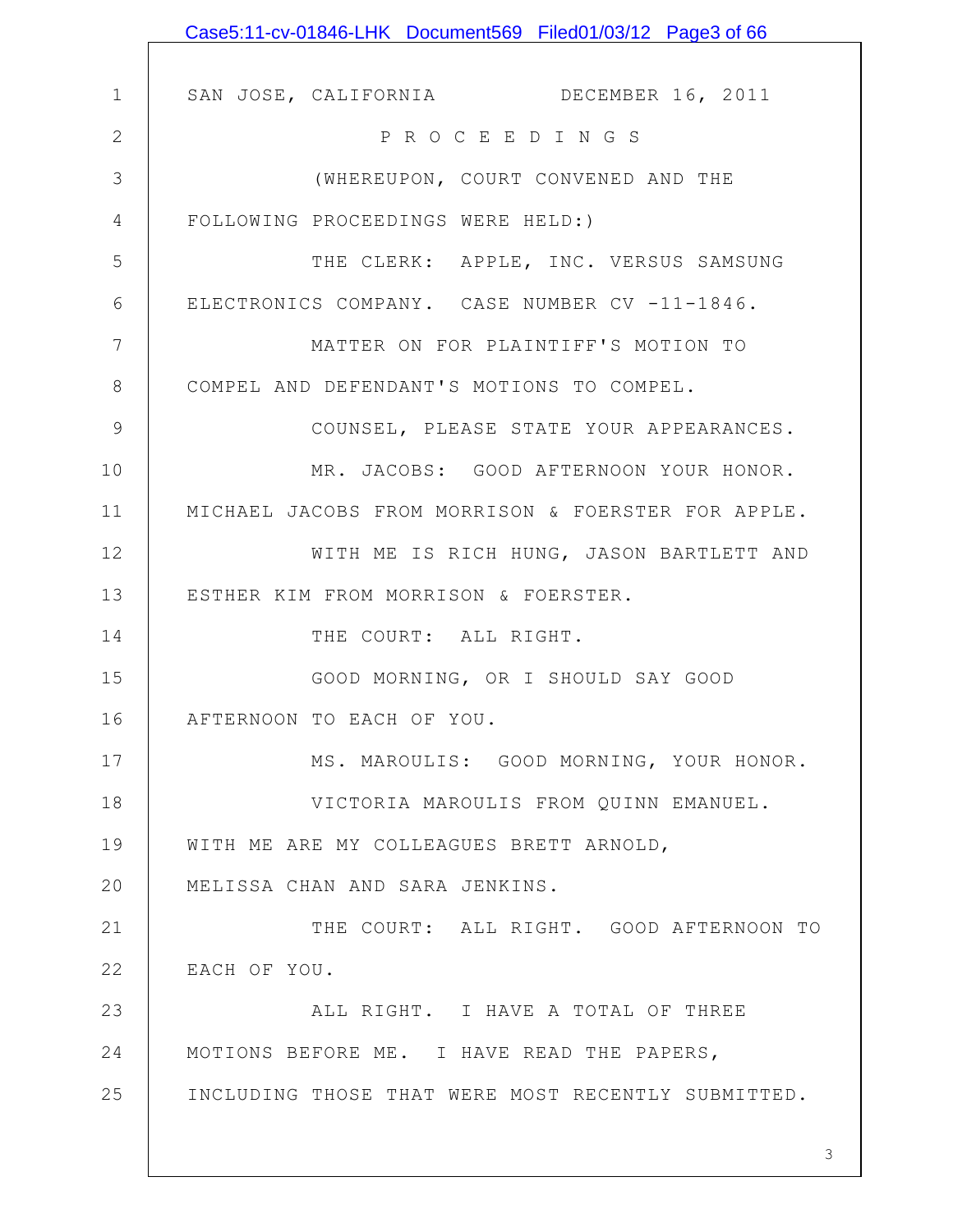SAN JOSE, CALIFORNIA DECEMBER 16, 2011

P R O C E E D I N G S

(WHEREUPON, COURT CONVENED AND THE FOLLOWING PROCEEDINGS WERE HELD:)

THE CLERK: APPLE, INC. VERSUS SAMSUNG ELECTRONICS COMPANY. CASE NUMBER CV -11-1846.

MATTER ON FOR PLAINTIFF'S MOTION TO COMPEL AND DEFENDANT'S MOTIONS TO COMPEL.

COUNSEL, PLEASE STATE YOUR APPEARANCES.

MR. JACOBS: GOOD AFTERNOON YOUR HONOR. MICHAEL JACOBS FROM MORRISON & FOERSTER FOR APPLE.

WITH ME IS RICH HUNG, JASON BARTLETT AND ESTHER KIM FROM MORRISON & FOERSTER.

THE COURT: ALL RIGHT.

GOOD MORNING, OR I SHOULD SAY GOOD AFTERNOON TO EACH OF YOU.

MS. MAROULIS: GOOD MORNING, YOUR HONOR.

VICTORIA MAROULIS FROM QUINN EMANUEL. WITH ME ARE MY COLLEAGUES BRETT ARNOLD, MELISSA CHAN AND SARA JENKINS.

THE COURT: ALL RIGHT. GOOD AFTERNOON TO EACH OF YOU.

ALL RIGHT. I HAVE A TOTAL OF THREE MOTIONS BEFORE ME. I HAVE READ THE PAPERS, INCLUDING THOSE THAT WERE MOST RECENTLY SUBMITTED.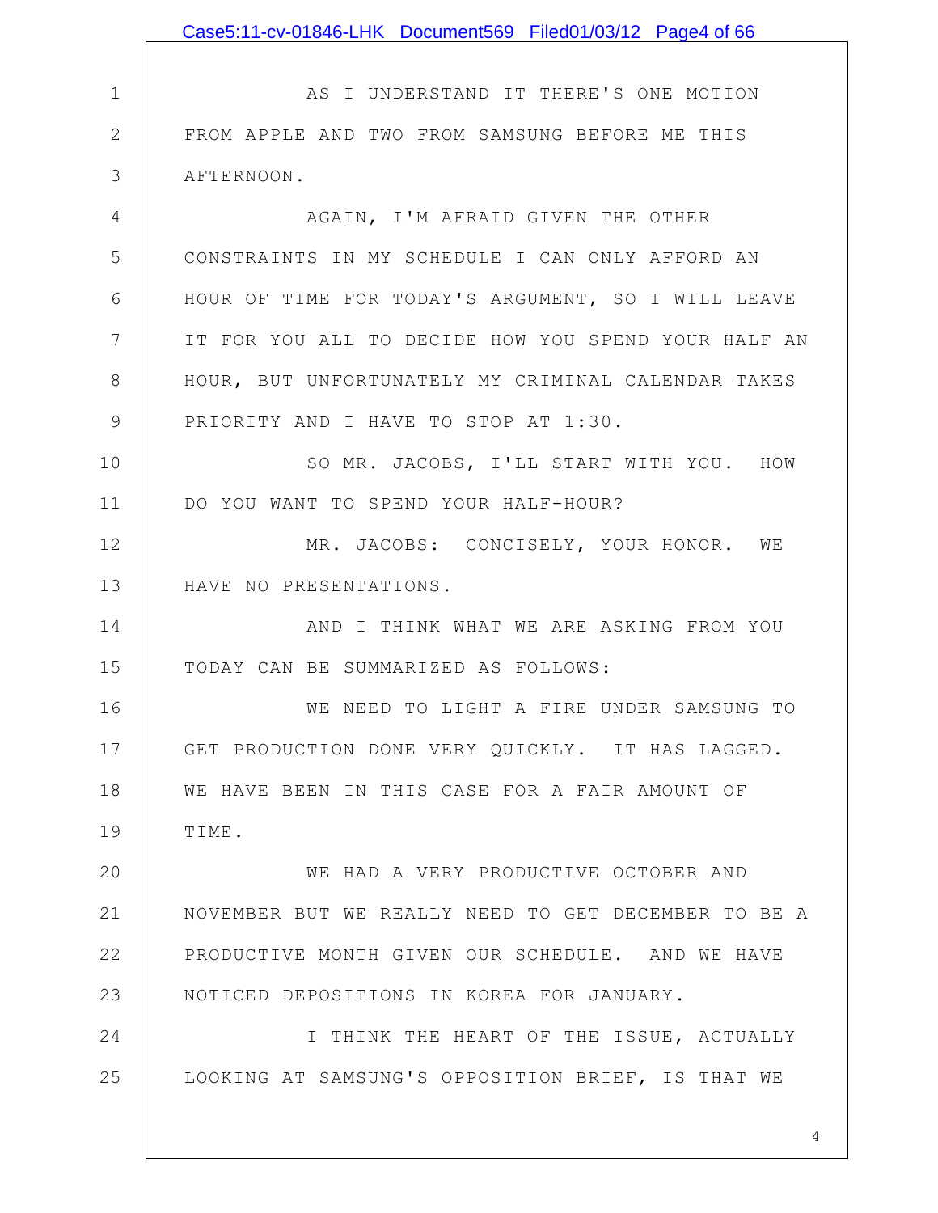AS I UNDERSTAND IT THERE'S ONE MOTION FROM APPLE AND TWO FROM SAMSUNG BEFORE ME THIS AFTERNOON.

AGAIN, I'M AFRAID GIVEN THE OTHER CONSTRAINTS IN MY SCHEDULE I CAN ONLY AFFORD AN HOUR OF TIME FOR TODAY'S ARGUMENT, SO I WILL LEAVE IT FOR YOU ALL TO DECIDE HOW YOU SPEND YOUR HALF AN HOUR, BUT UNFORTUNATELY MY CRIMINAL CALENDAR TAKES PRIORITY AND I HAVE TO STOP AT 1:30.

SO MR. JACOBS, I'LL START WITH YOU. HOW DO YOU WANT TO SPEND YOUR HALF-HOUR?

MR. JACOBS: CONCISELY, YOUR HONOR. WE HAVE NO PRESENTATIONS.

AND I THINK WHAT WE ARE ASKING FROM YOU TODAY CAN BE SUMMARIZED AS FOLLOWS:

WE NEED TO LIGHT A FIRE UNDER SAMSUNG TO GET PRODUCTION DONE VERY QUICKLY. IT HAS LAGGED. WE HAVE BEEN IN THIS CASE FOR A FAIR AMOUNT OF TIME.

WE HAD A VERY PRODUCTIVE OCTOBER AND NOVEMBER BUT WE REALLY NEED TO GET DECEMBER TO BE A PRODUCTIVE MONTH GIVEN OUR SCHEDULE. AND WE HAVE NOTICED DEPOSITIONS IN KOREA FOR JANUARY.

I THINK THE HEART OF THE ISSUE, ACTUALLY LOOKING AT SAMSUNG'S OPPOSITION BRIEF, IS THAT WE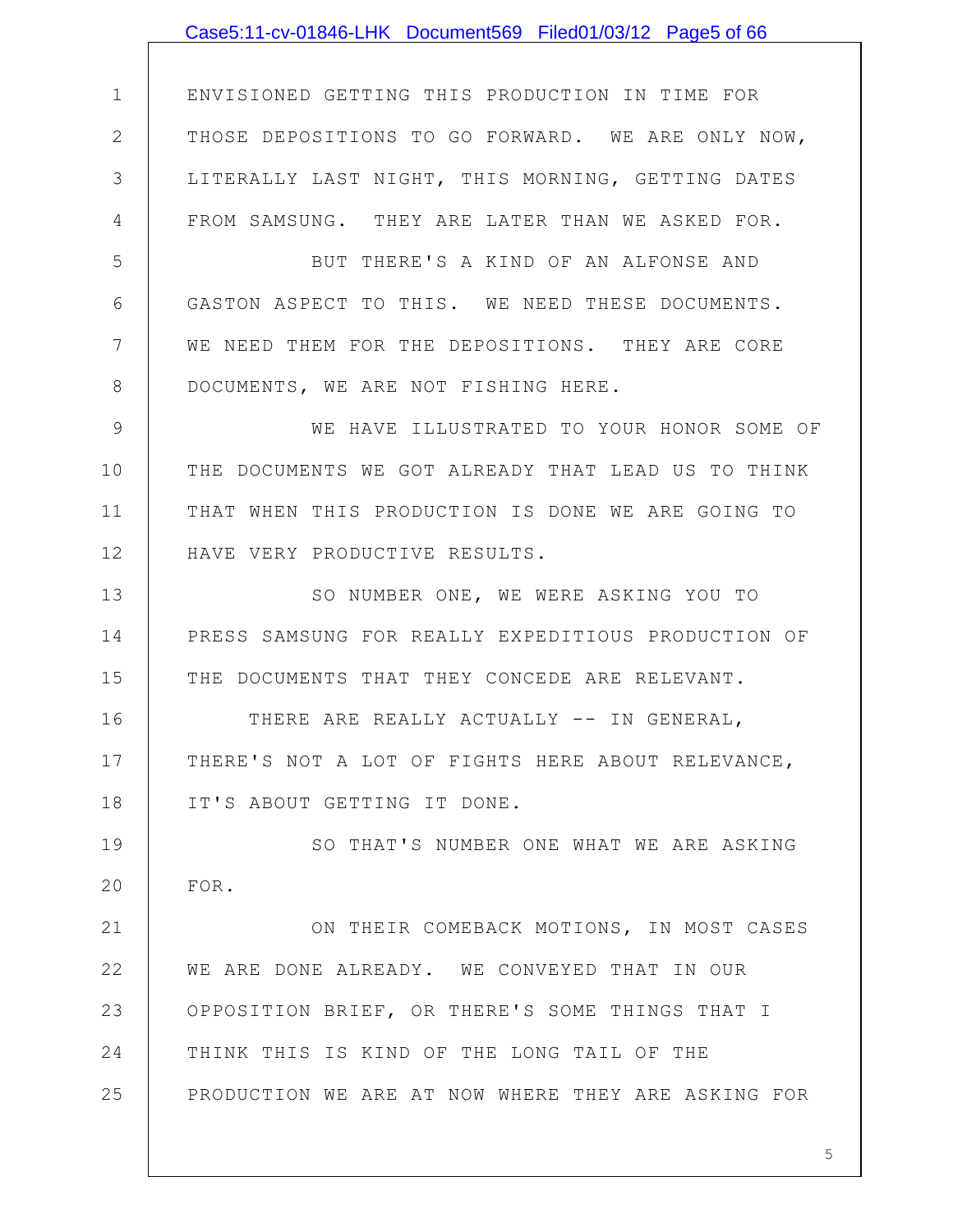ENVISIONED GETTING THIS PRODUCTION IN TIME FOR THOSE DEPOSITIONS TO GO FORWARD. WE ARE ONLY NOW, LITERALLY LAST NIGHT, THIS MORNING, GETTING DATES FROM SAMSUNG. THEY ARE LATER THAN WE ASKED FOR.

BUT THERE'S A KIND OF AN ALFONSE AND GASTON ASPECT TO THIS. WE NEED THESE DOCUMENTS. WE NEED THEM FOR THE DEPOSITIONS. THEY ARE CORE DOCUMENTS, WE ARE NOT FISHING HERE.

WE HAVE ILLUSTRATED TO YOUR HONOR SOME OF THE DOCUMENTS WE GOT ALREADY THAT LEAD US TO THINK THAT WHEN THIS PRODUCTION IS DONE WE ARE GOING TO HAVE VERY PRODUCTIVE RESULTS.

SO NUMBER ONE, WE WERE ASKING YOU TO PRESS SAMSUNG FOR REALLY EXPEDITIOUS PRODUCTION OF THE DOCUMENTS THAT THEY CONCEDE ARE RELEVANT.

THERE ARE REALLY ACTUALLY -- IN GENERAL, THERE'S NOT A LOT OF FIGHTS HERE ABOUT RELEVANCE, IT'S ABOUT GETTING IT DONE.

SO THAT'S NUMBER ONE WHAT WE ARE ASKING FOR.

ON THEIR COMEBACK MOTIONS, IN MOST CASES WE ARE DONE ALREADY. WE CONVEYED THAT IN OUR OPPOSITION BRIEF, OR THERE'S SOME THINGS THAT I THINK THIS IS KIND OF THE LONG TAIL OF THE PRODUCTION WE ARE AT NOW WHERE THEY ARE ASKING FOR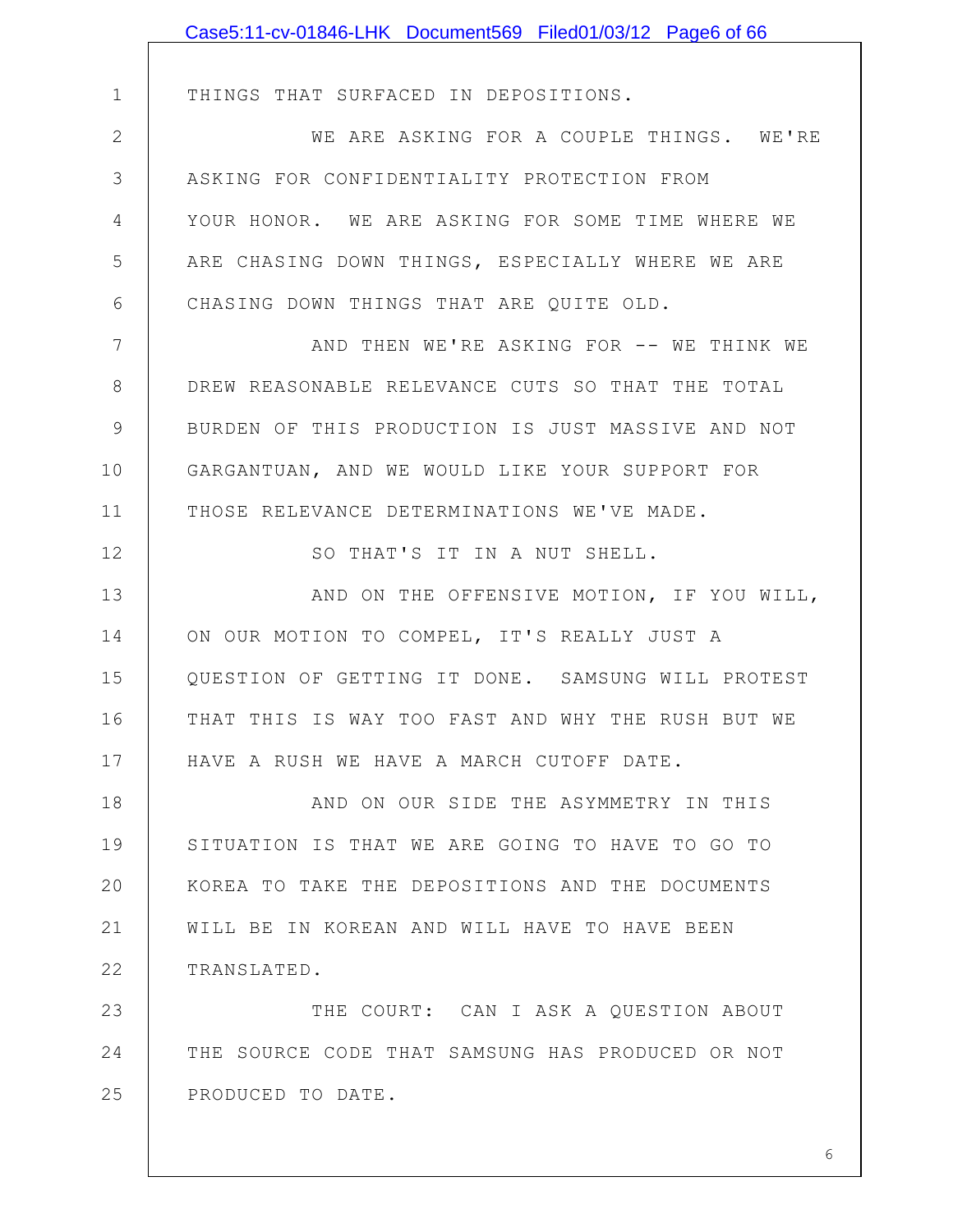THINGS THAT SURFACED IN DEPOSITIONS.

WE ARE ASKING FOR A COUPLE THINGS. WE'RE ASKING FOR CONFIDENTIALITY PROTECTION FROM YOUR HONOR. WE ARE ASKING FOR SOME TIME WHERE WE ARE CHASING DOWN THINGS, ESPECIALLY WHERE WE ARE CHASING DOWN THINGS THAT ARE QUITE OLD.

AND THEN WE'RE ASKING FOR -- WE THINK WE DREW REASONABLE RELEVANCE CUTS SO THAT THE TOTAL BURDEN OF THIS PRODUCTION IS JUST MASSIVE AND NOT GARGANTUAN, AND WE WOULD LIKE YOUR SUPPORT FOR THOSE RELEVANCE DETERMINATIONS WE'VE MADE.

SO THAT'S IT IN A NUT SHELL.

AND ON THE OFFENSIVE MOTION, IF YOU WILL, ON OUR MOTION TO COMPEL, IT'S REALLY JUST A QUESTION OF GETTING IT DONE. SAMSUNG WILL PROTEST THAT THIS IS WAY TOO FAST AND WHY THE RUSH BUT WE HAVE A RUSH WE HAVE A MARCH CUTOFF DATE.

AND ON OUR SIDE THE ASYMMETRY IN THIS SITUATION IS THAT WE ARE GOING TO HAVE TO GO TO KOREA TO TAKE THE DEPOSITIONS AND THE DOCUMENTS WILL BE IN KOREAN AND WILL HAVE TO HAVE BEEN TRANSLATED.

THE COURT: CAN I ASK A QUESTION ABOUT THE SOURCE CODE THAT SAMSUNG HAS PRODUCED OR NOT PRODUCED TO DATE.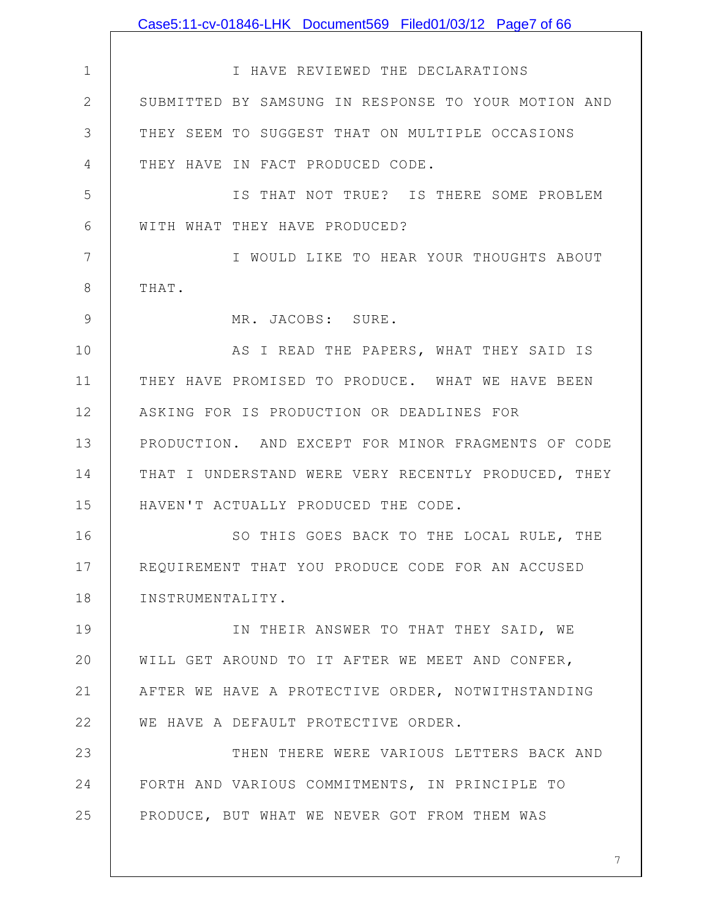I HAVE REVIEWED THE DECLARATIONS SUBMITTED BY SAMSUNG IN RESPONSE TO YOUR MOTION AND THEY SEEM TO SUGGEST THAT ON MULTIPLE OCCASIONS THEY HAVE IN FACT PRODUCED CODE.

IS THAT NOT TRUE? IS THERE SOME PROBLEM WITH WHAT THEY HAVE PRODUCED?

I WOULD LIKE TO HEAR YOUR THOUGHTS ABOUT THAT.

MR. JACOBS: SURE.

AS I READ THE PAPERS, WHAT THEY SAID IS THEY HAVE PROMISED TO PRODUCE. WHAT WE HAVE BEEN ASKING FOR IS PRODUCTION OR DEADLINES FOR PRODUCTION. AND EXCEPT FOR MINOR FRAGMENTS OF CODE THAT I UNDERSTAND WERE VERY RECENTLY PRODUCED, THEY HAVEN'T ACTUALLY PRODUCED THE CODE.

SO THIS GOES BACK TO THE LOCAL RULE, THE REQUIREMENT THAT YOU PRODUCE CODE FOR AN ACCUSED INSTRUMENTALITY.

IN THEIR ANSWER TO THAT THEY SAID, WE WILL GET AROUND TO IT AFTER WE MEET AND CONFER, AFTER WE HAVE A PROTECTIVE ORDER, NOTWITHSTANDING WE HAVE A DEFAULT PROTECTIVE ORDER.

THEN THERE WERE VARIOUS LETTERS BACK AND FORTH AND VARIOUS COMMITMENTS, IN PRINCIPLE TO PRODUCE, BUT WHAT WE NEVER GOT FROM THEM WAS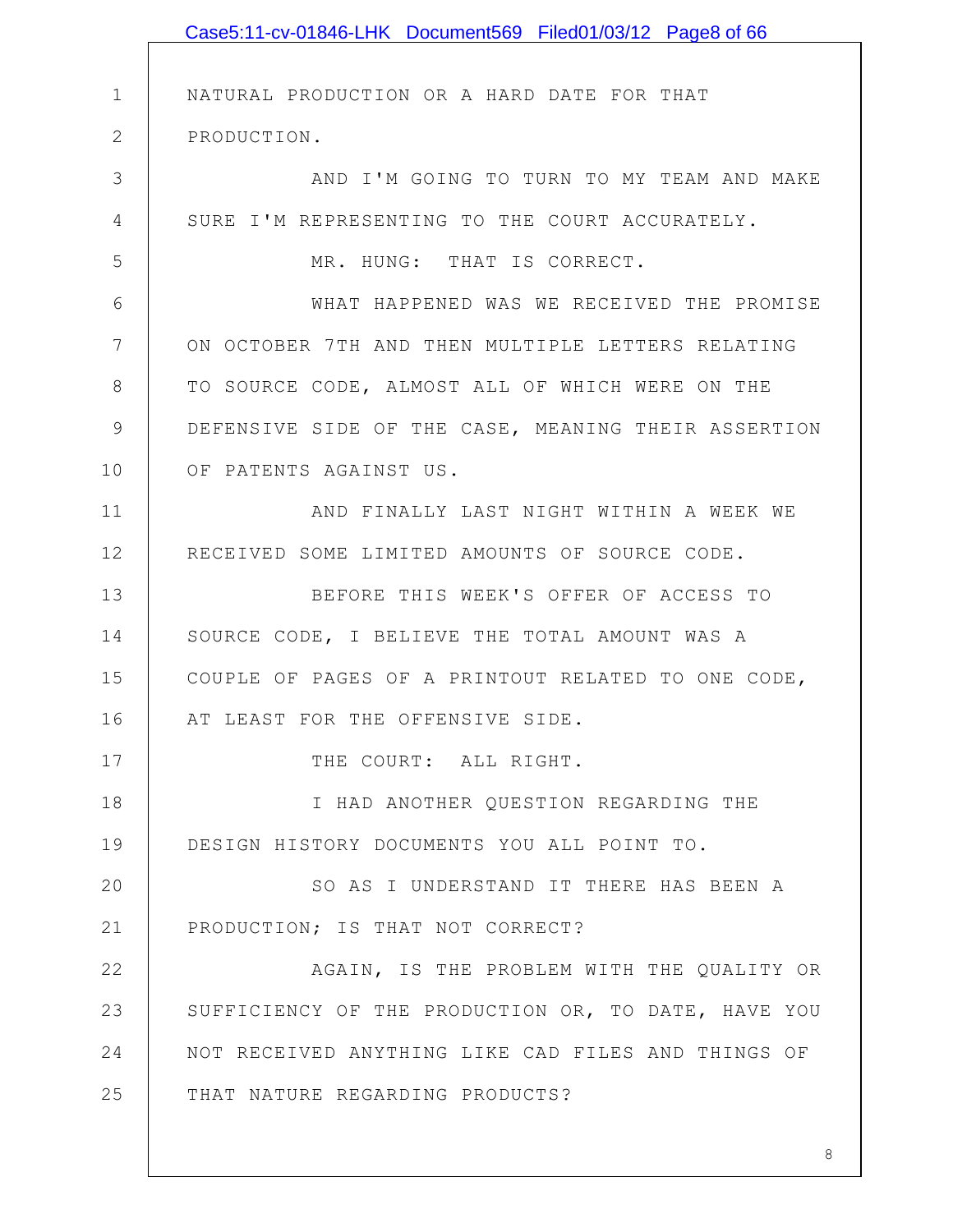NATURAL PRODUCTION OR A HARD DATE FOR THAT PRODUCTION.

AND I'M GOING TO TURN TO MY TEAM AND MAKE SURE I'M REPRESENTING TO THE COURT ACCURATELY.

MR. HUNG: THAT IS CORRECT.

WHAT HAPPENED WAS WE RECEIVED THE PROMISE ON OCTOBER 7TH AND THEN MULTIPLE LETTERS RELATING TO SOURCE CODE, ALMOST ALL OF WHICH WERE ON THE DEFENSIVE SIDE OF THE CASE, MEANING THEIR ASSERTION OF PATENTS AGAINST US.

AND FINALLY LAST NIGHT WITHIN A WEEK WE RECEIVED SOME LIMITED AMOUNTS OF SOURCE CODE.

BEFORE THIS WEEK'S OFFER OF ACCESS TO SOURCE CODE, I BELIEVE THE TOTAL AMOUNT WAS A COUPLE OF PAGES OF A PRINTOUT RELATED TO ONE CODE, AT LEAST FOR THE OFFENSIVE SIDE.

THE COURT: ALL RIGHT.

I HAD ANOTHER QUESTION REGARDING THE DESIGN HISTORY DOCUMENTS YOU ALL POINT TO.

SO AS I UNDERSTAND IT THERE HAS BEEN A PRODUCTION; IS THAT NOT CORRECT?

AGAIN, IS THE PROBLEM WITH THE QUALITY OR SUFFICIENCY OF THE PRODUCTION OR, TO DATE, HAVE YOU NOT RECEIVED ANYTHING LIKE CAD FILES AND THINGS OF THAT NATURE REGARDING PRODUCTS?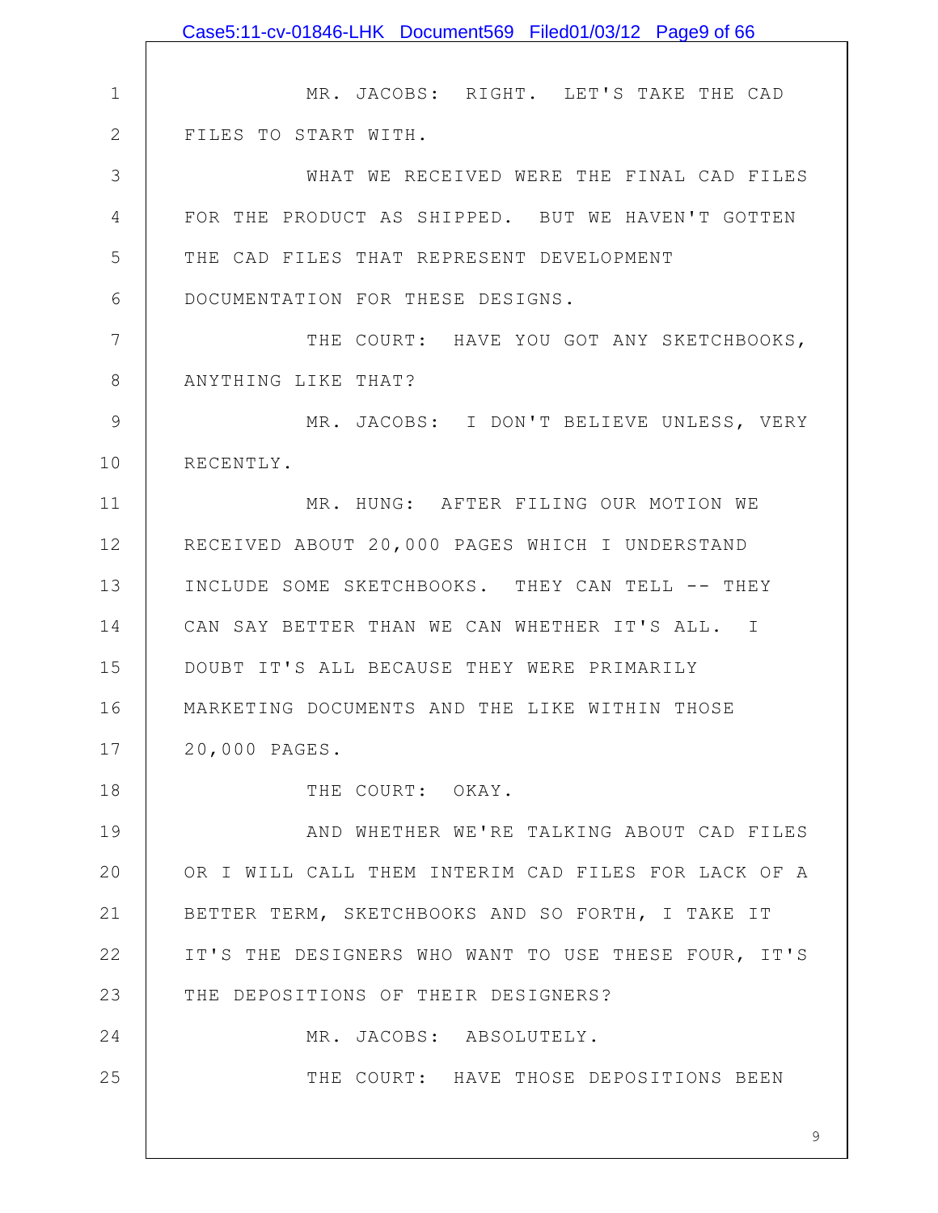MR. JACOBS: RIGHT. LET'S TAKE THE CAD FILES TO START WITH.

WHAT WE RECEIVED WERE THE FINAL CAD FILES FOR THE PRODUCT AS SHIPPED. BUT WE HAVEN'T GOTTEN THE CAD FILES THAT REPRESENT DEVELOPMENT DOCUMENTATION FOR THESE DESIGNS.

THE COURT: HAVE YOU GOT ANY SKETCHBOOKS, ANYTHING LIKE THAT?

MR. JACOBS: I DON'T BELIEVE UNLESS, VERY RECENTLY.

MR. HUNG: AFTER FILING OUR MOTION WE RECEIVED ABOUT 20,000 PAGES WHICH I UNDERSTAND INCLUDE SOME SKETCHBOOKS. THEY CAN TELL -- THEY CAN SAY BETTER THAN WE CAN WHETHER IT'S ALL. I DOUBT IT'S ALL BECAUSE THEY WERE PRIMARILY MARKETING DOCUMENTS AND THE LIKE WITHIN THOSE 20,000 PAGES.

THE COURT: OKAY.

AND WHETHER WE'RE TALKING ABOUT CAD FILES OR I WILL CALL THEM INTERIM CAD FILES FOR LACK OF A BETTER TERM, SKETCHBOOKS AND SO FORTH, I TAKE IT IT'S THE DESIGNERS WHO WANT TO USE THESE FOUR, IT'S THE DEPOSITIONS OF THEIR DESIGNERS?

MR. JACOBS: ABSOLUTELY.

THE COURT: HAVE THOSE DEPOSITIONS BEEN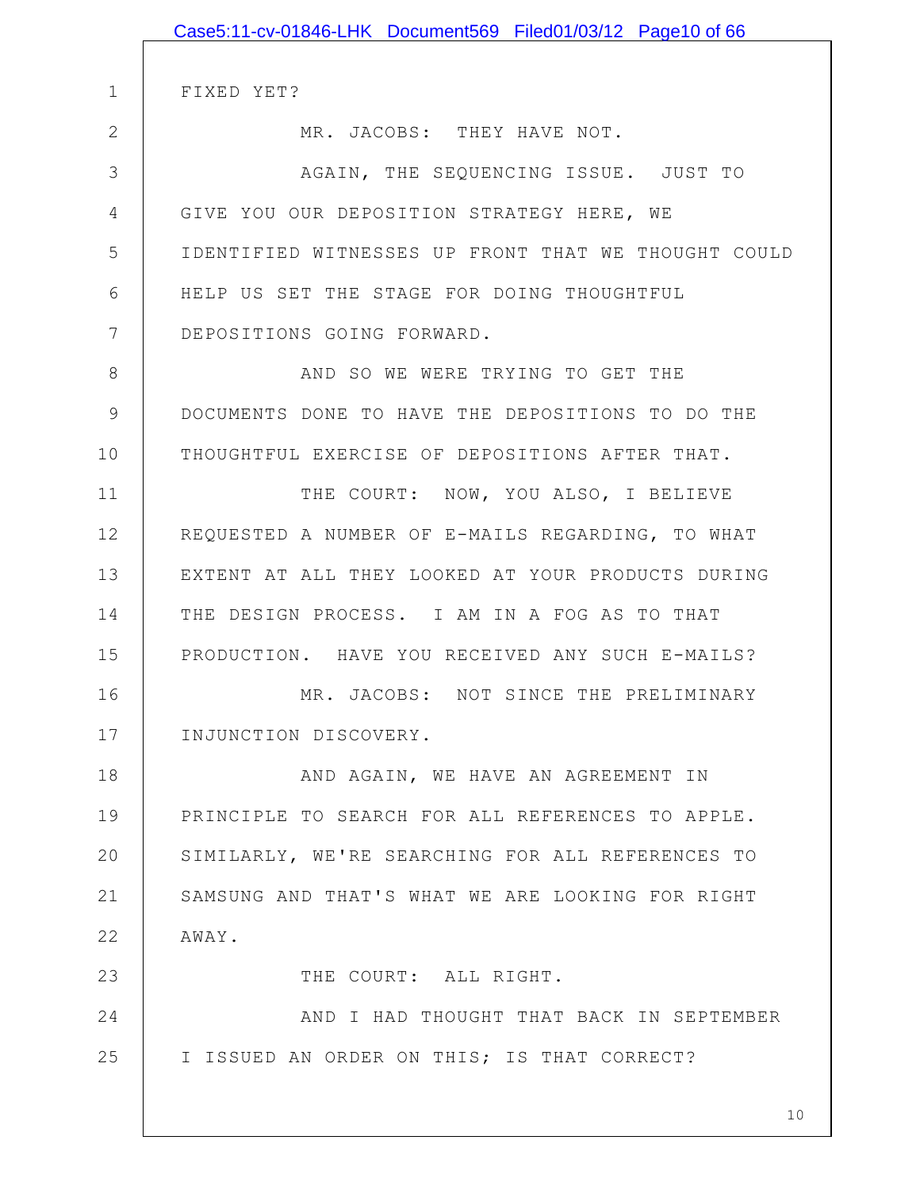FIXED YET?

MR. JACOBS: THEY HAVE NOT.

AGAIN, THE SEQUENCING ISSUE. JUST TO GIVE YOU OUR DEPOSITION STRATEGY HERE, WE IDENTIFIED WITNESSES UP FRONT THAT WE THOUGHT COULD HELP US SET THE STAGE FOR DOING THOUGHTFUL DEPOSITIONS GOING FORWARD.

AND SO WE WERE TRYING TO GET THE DOCUMENTS DONE TO HAVE THE DEPOSITIONS TO DO THE THOUGHTFUL EXERCISE OF DEPOSITIONS AFTER THAT.

THE COURT: NOW, YOU ALSO, I BELIEVE REQUESTED A NUMBER OF E-MAILS REGARDING, TO WHAT EXTENT AT ALL THEY LOOKED AT YOUR PRODUCTS DURING THE DESIGN PROCESS. I AM IN A FOG AS TO THAT PRODUCTION. HAVE YOU RECEIVED ANY SUCH E-MAILS?

MR. JACOBS: NOT SINCE THE PRELIMINARY INJUNCTION DISCOVERY.

AND AGAIN, WE HAVE AN AGREEMENT IN PRINCIPLE TO SEARCH FOR ALL REFERENCES TO APPLE. SIMILARLY, WE'RE SEARCHING FOR ALL REFERENCES TO SAMSUNG AND THAT'S WHAT WE ARE LOOKING FOR RIGHT AWAY.

THE COURT: ALL RIGHT.

AND I HAD THOUGHT THAT BACK IN SEPTEMBER I ISSUED AN ORDER ON THIS; IS THAT CORRECT?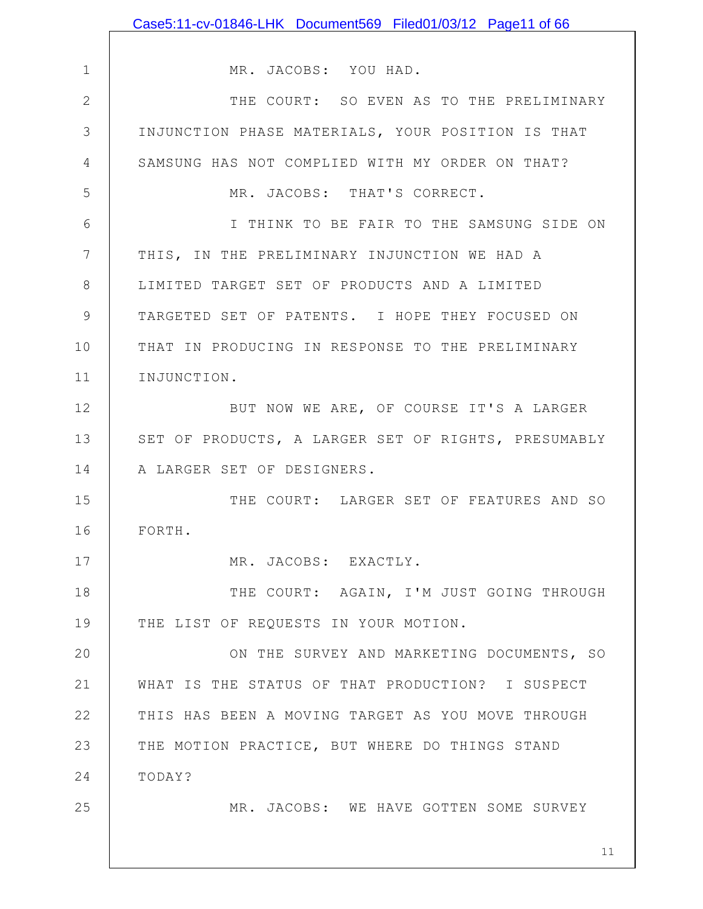MR. JACOBS: YOU HAD.

THE COURT: SO EVEN AS TO THE PRELIMINARY INJUNCTION PHASE MATERIALS, YOUR POSITION IS THAT SAMSUNG HAS NOT COMPLIED WITH MY ORDER ON THAT?

MR. JACOBS: THAT'S CORRECT.

I THINK TO BE FAIR TO THE SAMSUNG SIDE ON THIS, IN THE PRELIMINARY INJUNCTION WE HAD A LIMITED TARGET SET OF PRODUCTS AND A LIMITED TARGETED SET OF PATENTS. I HOPE THEY FOCUSED ON THAT IN PRODUCING IN RESPONSE TO THE PRELIMINARY INJUNCTION.

BUT NOW WE ARE, OF COURSE IT'S A LARGER SET OF PRODUCTS, A LARGER SET OF RIGHTS, PRESUMABLY A LARGER SET OF DESIGNERS.

THE COURT: LARGER SET OF FEATURES AND SO FORTH.

MR. JACOBS: EXACTLY.

THE COURT: AGAIN, I'M JUST GOING THROUGH THE LIST OF REQUESTS IN YOUR MOTION.

ON THE SURVEY AND MARKETING DOCUMENTS, SO WHAT IS THE STATUS OF THAT PRODUCTION? I SUSPECT THIS HAS BEEN A MOVING TARGET AS YOU MOVE THROUGH THE MOTION PRACTICE, BUT WHERE DO THINGS STAND TODAY?

MR. JACOBS: WE HAVE GOTTEN SOME SURVEY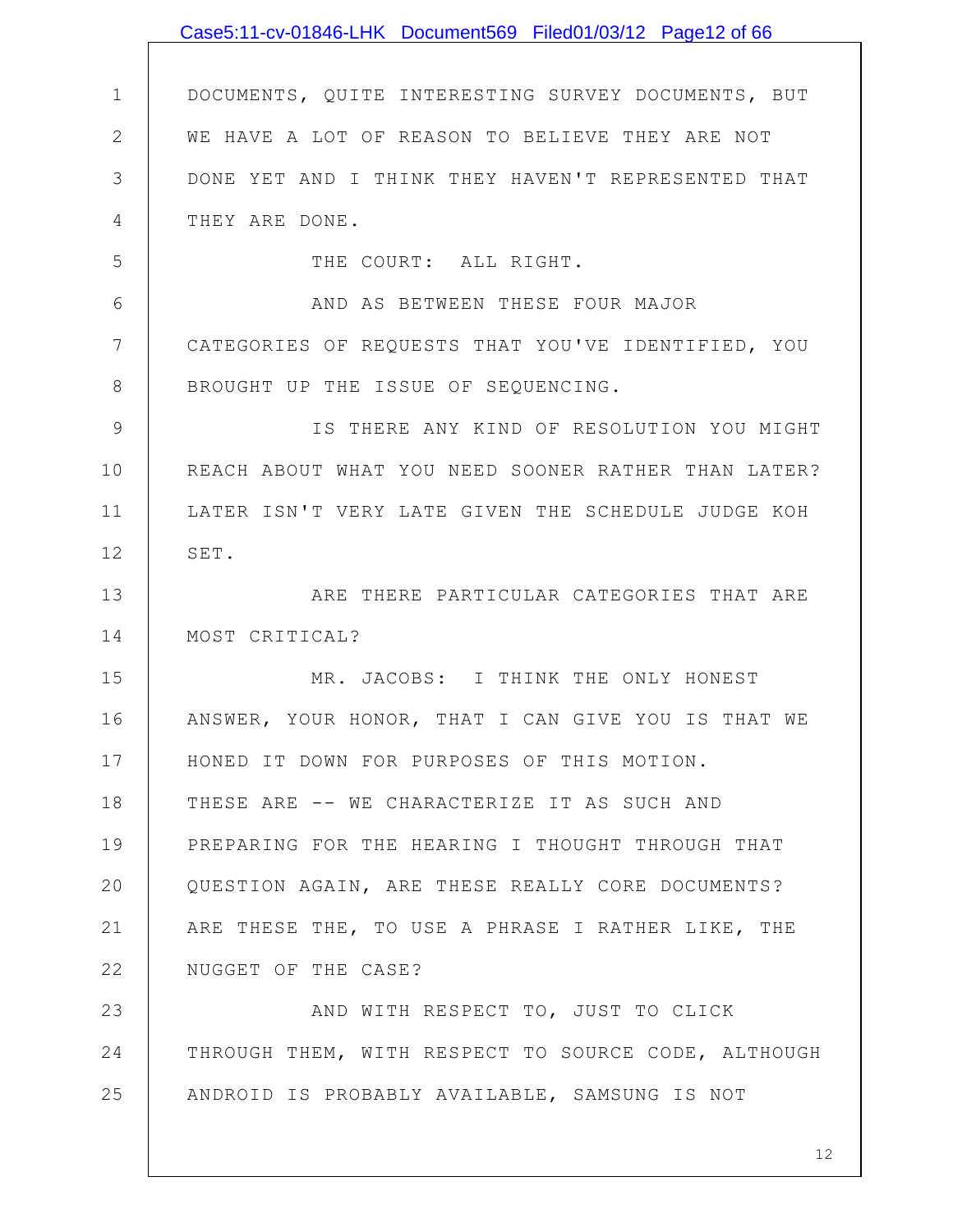DOCUMENTS, QUITE INTERESTING SURVEY DOCUMENTS, BUT WE HAVE A LOT OF REASON TO BELIEVE THEY ARE NOT DONE YET AND I THINK THEY HAVEN'T REPRESENTED THAT THEY ARE DONE.

THE COURT: ALL RIGHT.

AND AS BETWEEN THESE FOUR MAJOR CATEGORIES OF REQUESTS THAT YOU'VE IDENTIFIED, YOU BROUGHT UP THE ISSUE OF SEQUENCING.

IS THERE ANY KIND OF RESOLUTION YOU MIGHT REACH ABOUT WHAT YOU NEED SOONER RATHER THAN LATER? LATER ISN'T VERY LATE GIVEN THE SCHEDULE JUDGE KOH SET.

ARE THERE PARTICULAR CATEGORIES THAT ARE MOST CRITICAL?

MR. JACOBS: I THINK THE ONLY HONEST ANSWER, YOUR HONOR, THAT I CAN GIVE YOU IS THAT WE HONED IT DOWN FOR PURPOSES OF THIS MOTION. THESE ARE -- WE CHARACTERIZE IT AS SUCH AND PREPARING FOR THE HEARING I THOUGHT THROUGH THAT QUESTION AGAIN, ARE THESE REALLY CORE DOCUMENTS? ARE THESE THE, TO USE A PHRASE I RATHER LIKE, THE NUGGET OF THE CASE?

AND WITH RESPECT TO, JUST TO CLICK THROUGH THEM, WITH RESPECT TO SOURCE CODE, ALTHOUGH ANDROID IS PROBABLY AVAILABLE, SAMSUNG IS NOT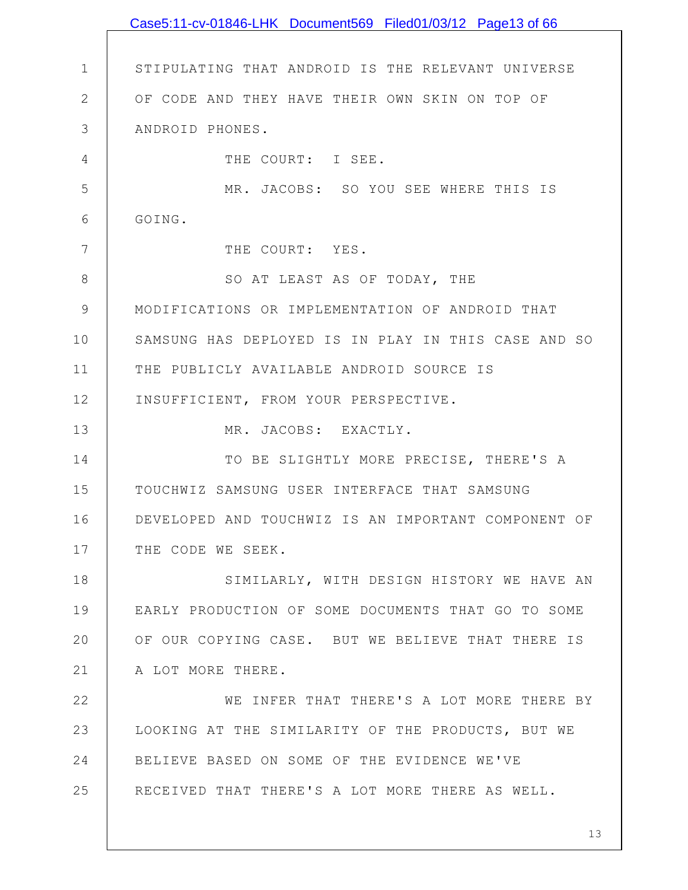STIPULATING THAT ANDROID IS THE RELEVANT UNIVERSE OF CODE AND THEY HAVE THEIR OWN SKIN ON TOP OF ANDROID PHONES.

THE COURT: I SEE.

MR. JACOBS: SO YOU SEE WHERE THIS IS GOING.

THE COURT: YES.

SO AT LEAST AS OF TODAY, THE MODIFICATIONS OR IMPLEMENTATION OF ANDROID THAT SAMSUNG HAS DEPLOYED IS IN PLAY IN THIS CASE AND SO THE PUBLICLY AVAILABLE ANDROID SOURCE IS INSUFFICIENT, FROM YOUR PERSPECTIVE.

MR. JACOBS: EXACTLY.

TO BE SLIGHTLY MORE PRECISE, THERE'S A TOUCHWIZ SAMSUNG USER INTERFACE THAT SAMSUNG DEVELOPED AND TOUCHWIZ IS AN IMPORTANT COMPONENT OF THE CODE WE SEEK.

SIMILARLY, WITH DESIGN HISTORY WE HAVE AN EARLY PRODUCTION OF SOME DOCUMENTS THAT GO TO SOME OF OUR COPYING CASE. BUT WE BELIEVE THAT THERE IS A LOT MORE THERE.

WE INFER THAT THERE'S A LOT MORE THERE BY LOOKING AT THE SIMILARITY OF THE PRODUCTS, BUT WE BELIEVE BASED ON SOME OF THE EVIDENCE WE'VE RECEIVED THAT THERE'S A LOT MORE THERE AS WELL.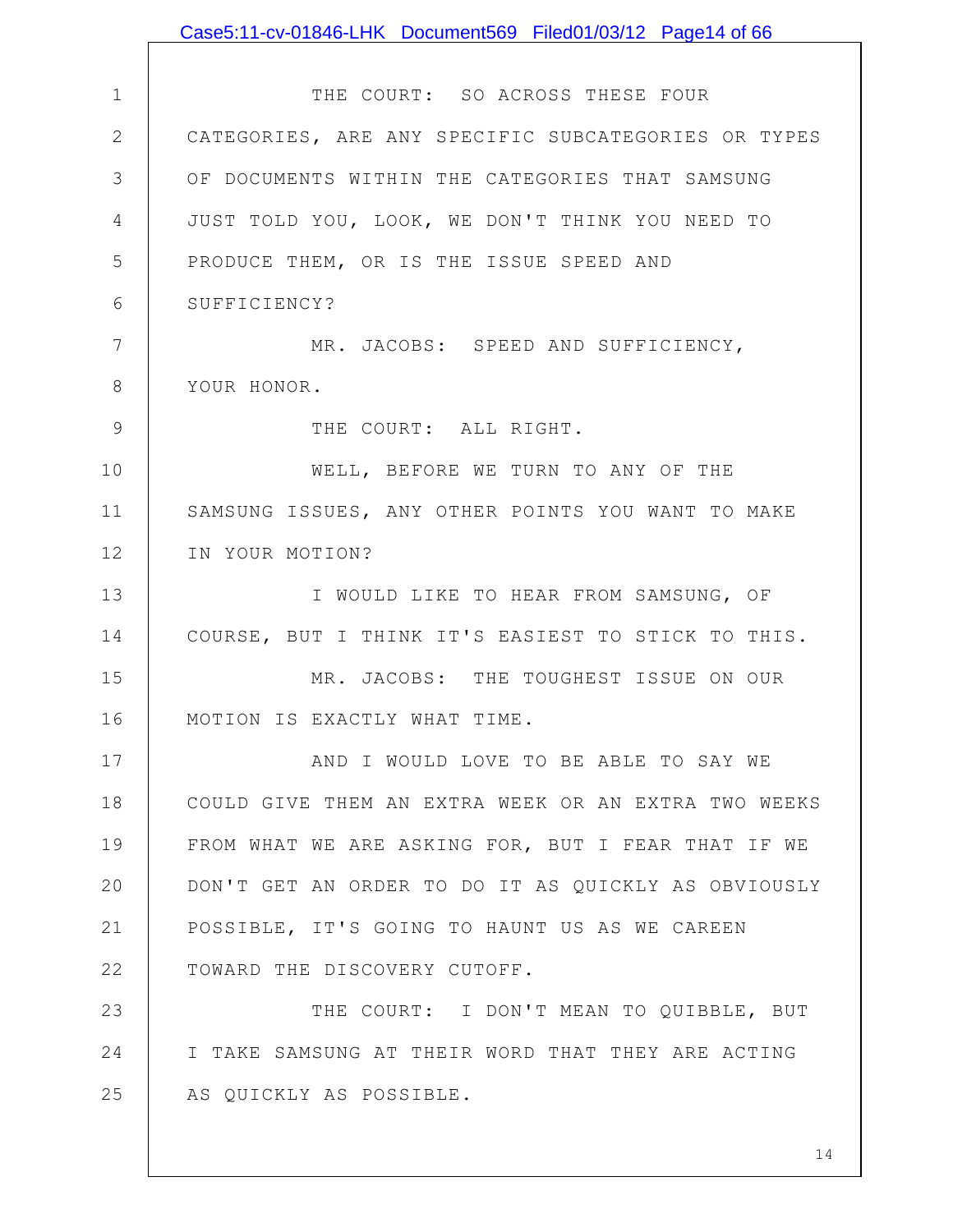THE COURT: SO ACROSS THESE FOUR CATEGORIES, ARE ANY SPECIFIC SUBCATEGORIES OR TYPES OF DOCUMENTS WITHIN THE CATEGORIES THAT SAMSUNG JUST TOLD YOU, LOOK, WE DON'T THINK YOU NEED TO PRODUCE THEM, OR IS THE ISSUE SPEED AND SUFFICIENCY?

MR. JACOBS: SPEED AND SUFFICIENCY, YOUR HONOR.

THE COURT: ALL RIGHT.

WELL, BEFORE WE TURN TO ANY OF THE SAMSUNG ISSUES, ANY OTHER POINTS YOU WANT TO MAKE IN YOUR MOTION?

I WOULD LIKE TO HEAR FROM SAMSUNG, OF COURSE, BUT I THINK IT'S EASIEST TO STICK TO THIS.

MR. JACOBS: THE TOUGHEST ISSUE ON OUR MOTION IS EXACTLY WHAT TIME.

AND I WOULD LOVE TO BE ABLE TO SAY WE COULD GIVE THEM AN EXTRA WEEK OR AN EXTRA TWO WEEKS FROM WHAT WE ARE ASKING FOR, BUT I FEAR THAT IF WE DON'T GET AN ORDER TO DO IT AS QUICKLY AS OBVIOUSLY POSSIBLE, IT'S GOING TO HAUNT US AS WE CAREEN TOWARD THE DISCOVERY CUTOFF.

THE COURT: I DON'T MEAN TO QUIBBLE, BUT I TAKE SAMSUNG AT THEIR WORD THAT THEY ARE ACTING AS QUICKLY AS POSSIBLE.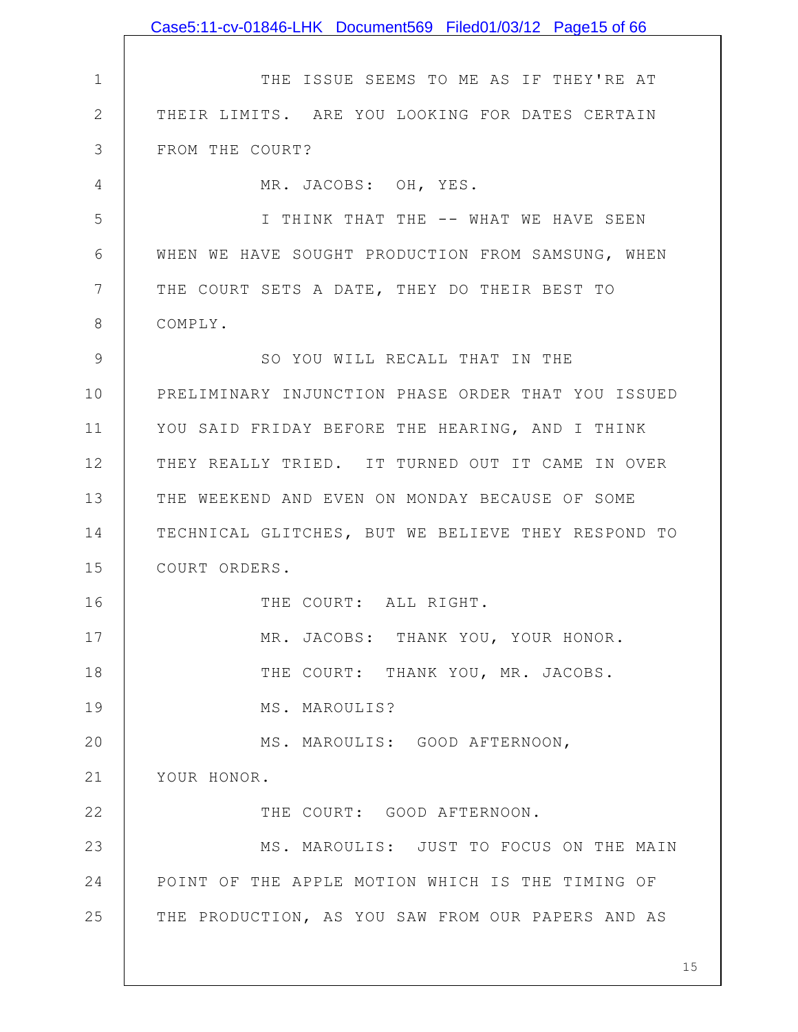THE ISSUE SEEMS TO ME AS IF THEY'RE AT THEIR LIMITS. ARE YOU LOOKING FOR DATES CERTAIN FROM THE COURT?

MR. JACOBS: OH, YES.

I THINK THAT THE -- WHAT WE HAVE SEEN WHEN WE HAVE SOUGHT PRODUCTION FROM SAMSUNG, WHEN THE COURT SETS A DATE, THEY DO THEIR BEST TO COMPLY.

SO YOU WILL RECALL THAT IN THE PRELIMINARY INJUNCTION PHASE ORDER THAT YOU ISSUED YOU SAID FRIDAY BEFORE THE HEARING, AND I THINK THEY REALLY TRIED. IT TURNED OUT IT CAME IN OVER THE WEEKEND AND EVEN ON MONDAY BECAUSE OF SOME TECHNICAL GLITCHES, BUT WE BELIEVE THEY RESPOND TO COURT ORDERS.

THE COURT: ALL RIGHT.

MR. JACOBS: THANK YOU, YOUR HONOR.

THE COURT: THANK YOU, MR. JACOBS.

MS. MAROULIS?

MS. MAROULIS: GOOD AFTERNOON, YOUR HONOR.

THE COURT: GOOD AFTERNOON.

MS. MAROULIS: JUST TO FOCUS ON THE MAIN POINT OF THE APPLE MOTION WHICH IS THE TIMING OF THE PRODUCTION, AS YOU SAW FROM OUR PAPERS AND AS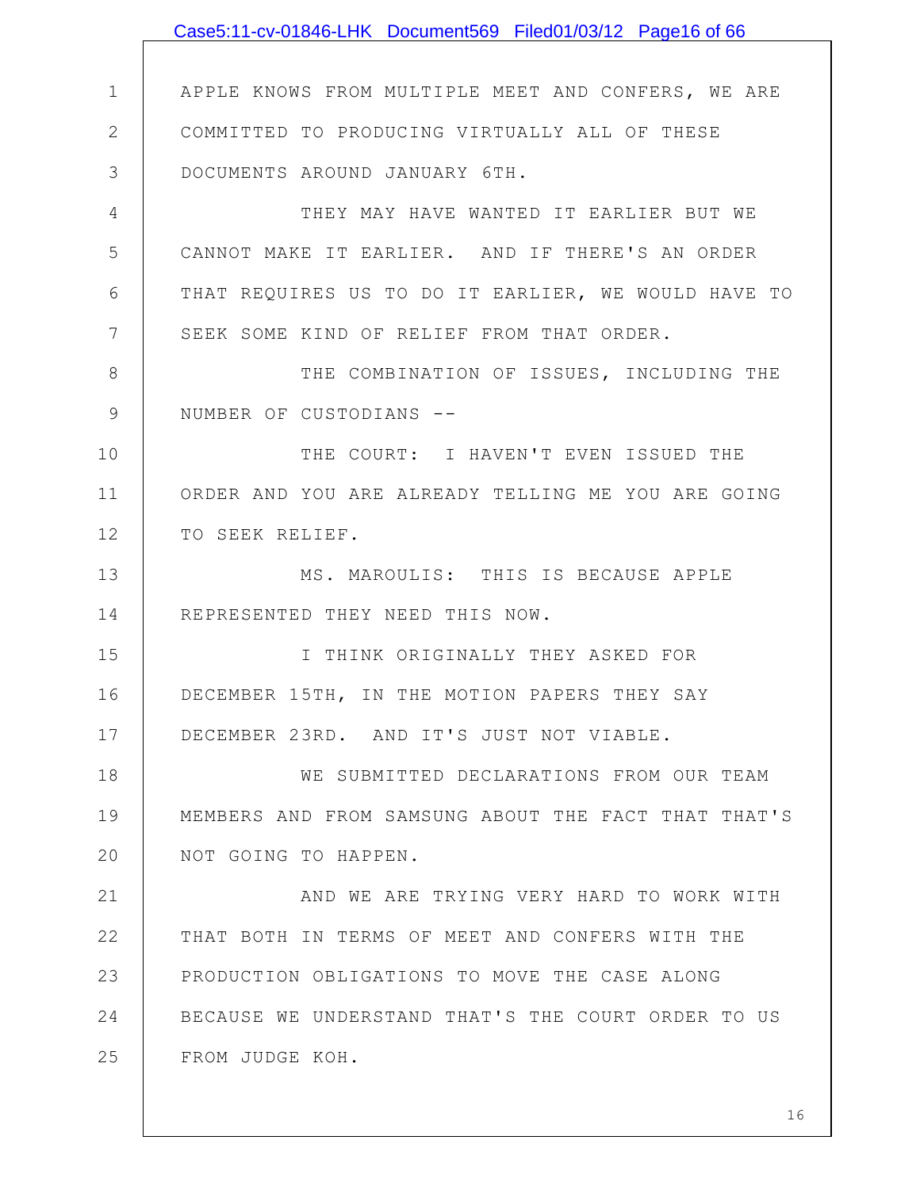APPLE KNOWS FROM MULTIPLE MEET AND CONFERS, WE ARE COMMITTED TO PRODUCING VIRTUALLY ALL OF THESE DOCUMENTS AROUND JANUARY 6TH.

THEY MAY HAVE WANTED IT EARLIER BUT WE CANNOT MAKE IT EARLIER. AND IF THERE'S AN ORDER THAT REQUIRES US TO DO IT EARLIER, WE WOULD HAVE TO SEEK SOME KIND OF RELIEF FROM THAT ORDER.

THE COMBINATION OF ISSUES, INCLUDING THE NUMBER OF CUSTODIANS --

THE COURT: I HAVEN'T EVEN ISSUED THE ORDER AND YOU ARE ALREADY TELLING ME YOU ARE GOING TO SEEK RELIEF.

MS. MAROULIS: THIS IS BECAUSE APPLE REPRESENTED THEY NEED THIS NOW.

I THINK ORIGINALLY THEY ASKED FOR DECEMBER 15TH, IN THE MOTION PAPERS THEY SAY DECEMBER 23RD. AND IT'S JUST NOT VIABLE.

WE SUBMITTED DECLARATIONS FROM OUR TEAM MEMBERS AND FROM SAMSUNG ABOUT THE FACT THAT THAT'S NOT GOING TO HAPPEN.

AND WE ARE TRYING VERY HARD TO WORK WITH THAT BOTH IN TERMS OF MEET AND CONFERS WITH THE PRODUCTION OBLIGATIONS TO MOVE THE CASE ALONG BECAUSE WE UNDERSTAND THAT'S THE COURT ORDER TO US FROM JUDGE KOH.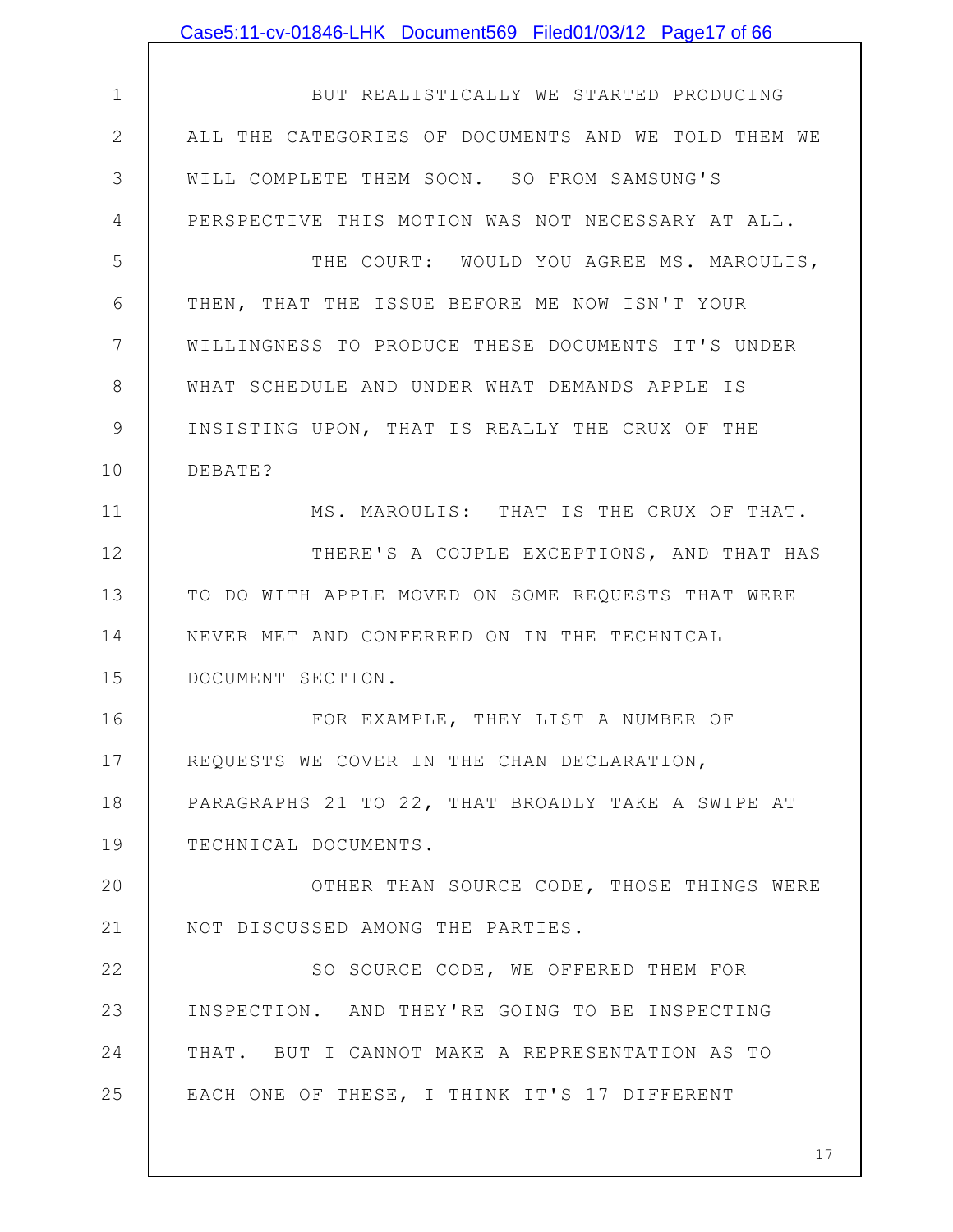BUT REALISTICALLY WE STARTED PRODUCING ALL THE CATEGORIES OF DOCUMENTS AND WE TOLD THEM WE WILL COMPLETE THEM SOON. SO FROM SAMSUNG'S PERSPECTIVE THIS MOTION WAS NOT NECESSARY AT ALL.

THE COURT: WOULD YOU AGREE MS. MAROULIS, THEN, THAT THE ISSUE BEFORE ME NOW ISN'T YOUR WILLINGNESS TO PRODUCE THESE DOCUMENTS IT'S UNDER WHAT SCHEDULE AND UNDER WHAT DEMANDS APPLE IS INSISTING UPON, THAT IS REALLY THE CRUX OF THE DEBATE?

MS. MAROULIS: THAT IS THE CRUX OF THAT.

THERE'S A COUPLE EXCEPTIONS, AND THAT HAS TO DO WITH APPLE MOVED ON SOME REQUESTS THAT WERE NEVER MET AND CONFERRED ON IN THE TECHNICAL DOCUMENT SECTION.

FOR EXAMPLE, THEY LIST A NUMBER OF REQUESTS WE COVER IN THE CHAN DECLARATION, PARAGRAPHS 21 TO 22, THAT BROADLY TAKE A SWIPE AT TECHNICAL DOCUMENTS.

OTHER THAN SOURCE CODE, THOSE THINGS WERE NOT DISCUSSED AMONG THE PARTIES.

SO SOURCE CODE, WE OFFERED THEM FOR INSPECTION. AND THEY'RE GOING TO BE INSPECTING THAT. BUT I CANNOT MAKE A REPRESENTATION AS TO EACH ONE OF THESE, I THINK IT'S 17 DIFFERENT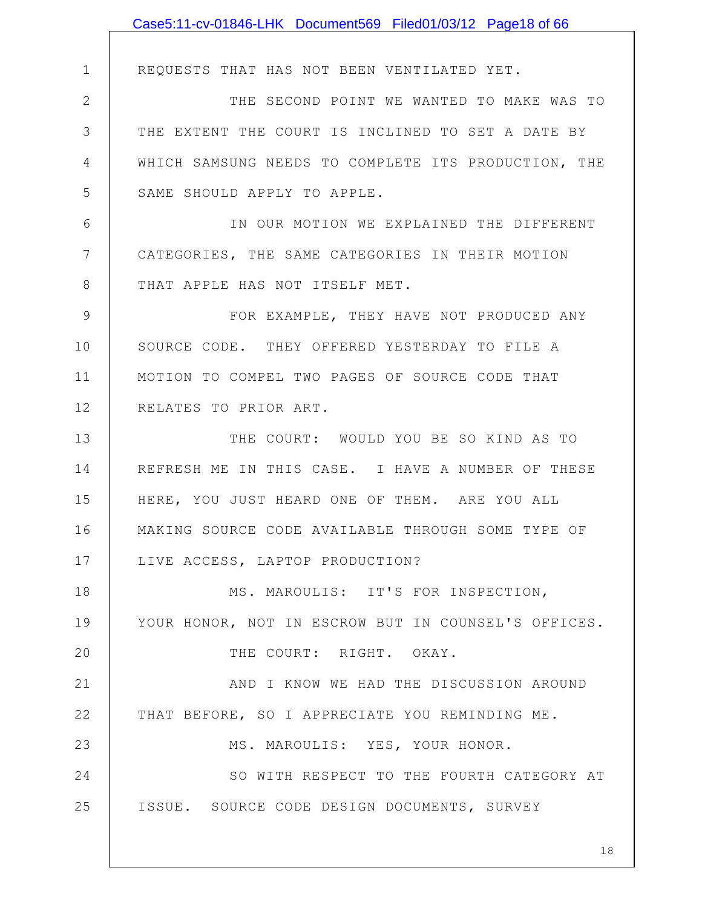REQUESTS THAT HAS NOT BEEN VENTILATED YET.

THE SECOND POINT WE WANTED TO MAKE WAS TO THE EXTENT THE COURT IS INCLINED TO SET A DATE BY WHICH SAMSUNG NEEDS TO COMPLETE ITS PRODUCTION, THE SAME SHOULD APPLY TO APPLE.

IN OUR MOTION WE EXPLAINED THE DIFFERENT CATEGORIES, THE SAME CATEGORIES IN THEIR MOTION THAT APPLE HAS NOT ITSELF MET.

FOR EXAMPLE, THEY HAVE NOT PRODUCED ANY SOURCE CODE. THEY OFFERED YESTERDAY TO FILE A MOTION TO COMPEL TWO PAGES OF SOURCE CODE THAT RELATES TO PRIOR ART.

THE COURT: WOULD YOU BE SO KIND AS TO REFRESH ME IN THIS CASE. I HAVE A NUMBER OF THESE HERE, YOU JUST HEARD ONE OF THEM. ARE YOU ALL MAKING SOURCE CODE AVAILABLE THROUGH SOME TYPE OF LIVE ACCESS, LAPTOP PRODUCTION?

MS. MAROULIS: IT'S FOR INSPECTION, YOUR HONOR, NOT IN ESCROW BUT IN COUNSEL'S OFFICES.

THE COURT: RIGHT. OKAY.

AND I KNOW WE HAD THE DISCUSSION AROUND THAT BEFORE, SO I APPRECIATE YOU REMINDING ME.

MS. MAROULIS: YES, YOUR HONOR.

SO WITH RESPECT TO THE FOURTH CATEGORY AT ISSUE. SOURCE CODE DESIGN DOCUMENTS, SURVEY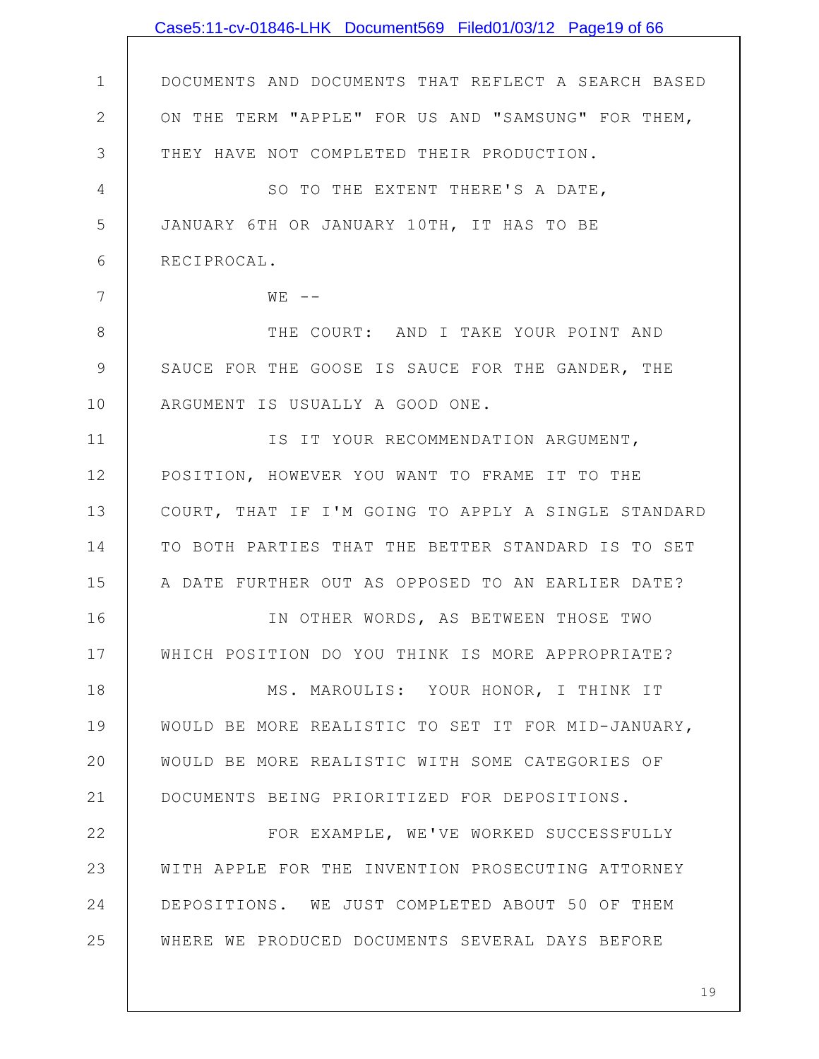DOCUMENTS AND DOCUMENTS THAT REFLECT A SEARCH BASED ON THE TERM "APPLE" FOR US AND "SAMSUNG" FOR THEM, THEY HAVE NOT COMPLETED THEIR PRODUCTION.

SO TO THE EXTENT THERE'S A DATE, JANUARY 6TH OR JANUARY 10TH, IT HAS TO BE RECIPROCAL.

WE --

THE COURT: AND I TAKE YOUR POINT AND SAUCE FOR THE GOOSE IS SAUCE FOR THE GANDER, THE ARGUMENT IS USUALLY A GOOD ONE.

IS IT YOUR RECOMMENDATION ARGUMENT, POSITION, HOWEVER YOU WANT TO FRAME IT TO THE COURT, THAT IF I'M GOING TO APPLY A SINGLE STANDARD TO BOTH PARTIES THAT THE BETTER STANDARD IS TO SET A DATE FURTHER OUT AS OPPOSED TO AN EARLIER DATE?

IN OTHER WORDS, AS BETWEEN THOSE TWO WHICH POSITION DO YOU THINK IS MORE APPROPRIATE?

MS. MAROULIS: YOUR HONOR, I THINK IT WOULD BE MORE REALISTIC TO SET IT FOR MID-JANUARY, WOULD BE MORE REALISTIC WITH SOME CATEGORIES OF DOCUMENTS BEING PRIORITIZED FOR DEPOSITIONS.

FOR EXAMPLE, WE'VE WORKED SUCCESSFULLY WITH APPLE FOR THE INVENTION PROSECUTING ATTORNEY DEPOSITIONS. WE JUST COMPLETED ABOUT 50 OF THEM WHERE WE PRODUCED DOCUMENTS SEVERAL DAYS BEFORE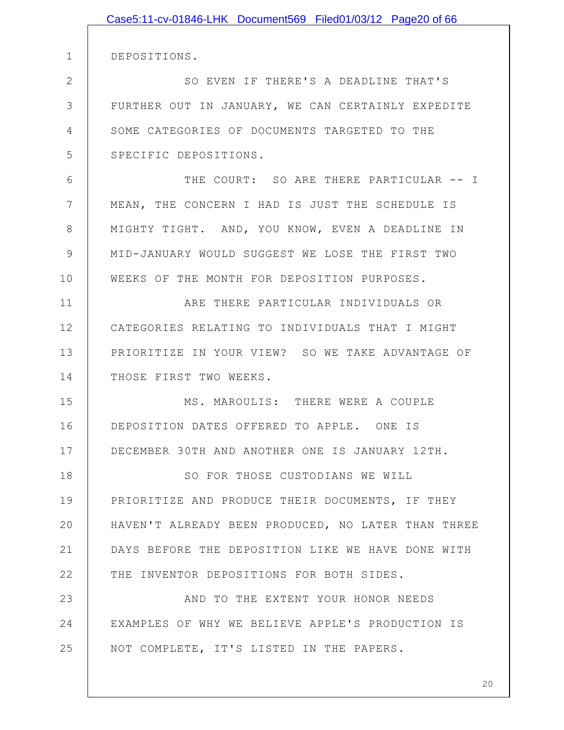DEPOSITIONS.

SO EVEN IF THERE'S A DEADLINE THAT'S FURTHER OUT IN JANUARY, WE CAN CERTAINLY EXPEDITE SOME CATEGORIES OF DOCUMENTS TARGETED TO THE SPECIFIC DEPOSITIONS.

THE COURT: SO ARE THERE PARTICULAR -- I MEAN, THE CONCERN I HAD IS JUST THE SCHEDULE IS MIGHTY TIGHT. AND, YOU KNOW, EVEN A DEADLINE IN MID-JANUARY WOULD SUGGEST WE LOSE THE FIRST TWO WEEKS OF THE MONTH FOR DEPOSITION PURPOSES.

ARE THERE PARTICULAR INDIVIDUALS OR CATEGORIES RELATING TO INDIVIDUALS THAT I MIGHT PRIORITIZE IN YOUR VIEW? SO WE TAKE ADVANTAGE OF THOSE FIRST TWO WEEKS.

MS. MAROULIS: THERE WERE A COUPLE DEPOSITION DATES OFFERED TO APPLE. ONE IS DECEMBER 30TH AND ANOTHER ONE IS JANUARY 12TH.

SO FOR THOSE CUSTODIANS WE WILL PRIORITIZE AND PRODUCE THEIR DOCUMENTS, IF THEY HAVEN'T ALREADY BEEN PRODUCED, NO LATER THAN THREE DAYS BEFORE THE DEPOSITION LIKE WE HAVE DONE WITH THE INVENTOR DEPOSITIONS FOR BOTH SIDES.

AND TO THE EXTENT YOUR HONOR NEEDS EXAMPLES OF WHY WE BELIEVE APPLE'S PRODUCTION IS NOT COMPLETE, IT'S LISTED IN THE PAPERS.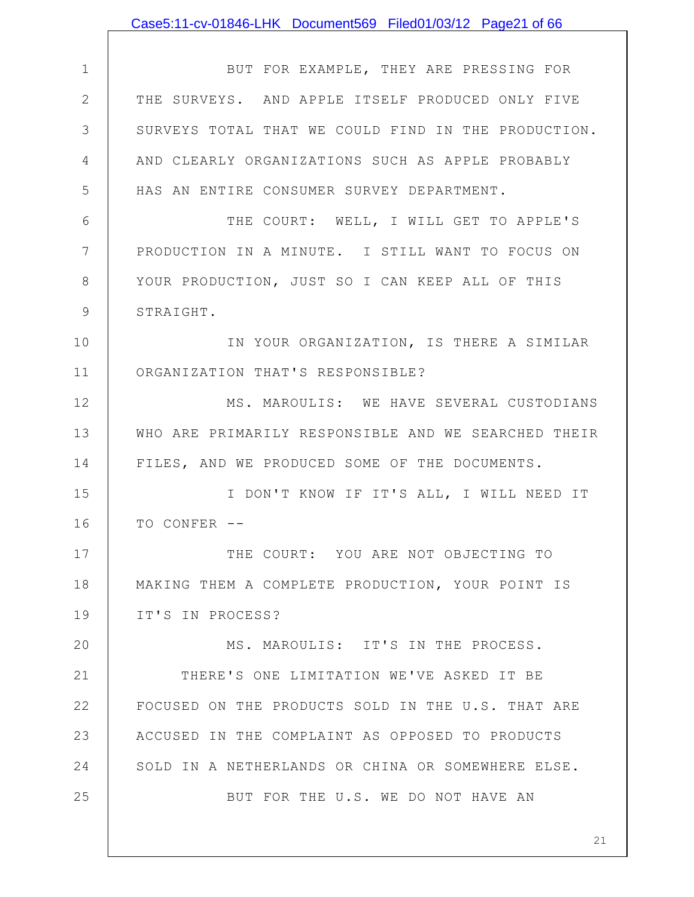BUT FOR EXAMPLE, THEY ARE PRESSING FOR THE SURVEYS. AND APPLE ITSELF PRODUCED ONLY FIVE SURVEYS TOTAL THAT WE COULD FIND IN THE PRODUCTION. AND CLEARLY ORGANIZATIONS SUCH AS APPLE PROBABLY HAS AN ENTIRE CONSUMER SURVEY DEPARTMENT.

THE COURT: WELL, I WILL GET TO APPLE'S PRODUCTION IN A MINUTE. I STILL WANT TO FOCUS ON YOUR PRODUCTION, JUST SO I CAN KEEP ALL OF THIS STRAIGHT.

IN YOUR ORGANIZATION, IS THERE A SIMILAR ORGANIZATION THAT'S RESPONSIBLE?

MS. MAROULIS: WE HAVE SEVERAL CUSTODIANS WHO ARE PRIMARILY RESPONSIBLE AND WE SEARCHED THEIR FILES, AND WE PRODUCED SOME OF THE DOCUMENTS.

I DON'T KNOW IF IT'S ALL, I WILL NEED IT TO CONFER --

THE COURT: YOU ARE NOT OBJECTING TO MAKING THEM A COMPLETE PRODUCTION, YOUR POINT IS IT'S IN PROCESS?

MS. MAROULIS: IT'S IN THE PROCESS.

THERE'S ONE LIMITATION WE'VE ASKED IT BE FOCUSED ON THE PRODUCTS SOLD IN THE U.S. THAT ARE ACCUSED IN THE COMPLAINT AS OPPOSED TO PRODUCTS SOLD IN A NETHERLANDS OR CHINA OR SOMEWHERE ELSE.

BUT FOR THE U.S. WE DO NOT HAVE AN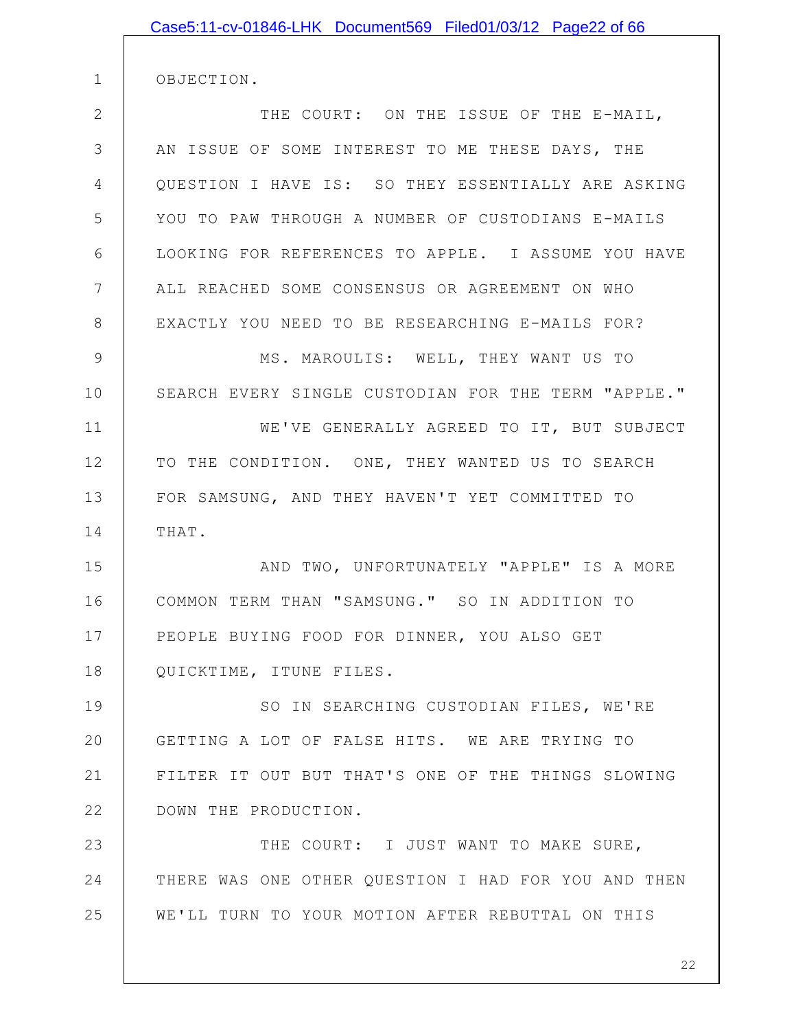OBJECTION.

THE COURT: ON THE ISSUE OF THE E-MAIL, AN ISSUE OF SOME INTEREST TO ME THESE DAYS, THE QUESTION I HAVE IS: SO THEY ESSENTIALLY ARE ASKING YOU TO PAW THROUGH A NUMBER OF CUSTODIANS E-MAILS LOOKING FOR REFERENCES TO APPLE. I ASSUME YOU HAVE ALL REACHED SOME CONSENSUS OR AGREEMENT ON WHO EXACTLY YOU NEED TO BE RESEARCHING E-MAILS FOR?

MS. MAROULIS: WELL, THEY WANT US TO SEARCH EVERY SINGLE CUSTODIAN FOR THE TERM "APPLE."

WE'VE GENERALLY AGREED TO IT, BUT SUBJECT TO THE CONDITION. ONE, THEY WANTED US TO SEARCH FOR SAMSUNG, AND THEY HAVEN'T YET COMMITTED TO THAT.

AND TWO, UNFORTUNATELY "APPLE" IS A MORE COMMON TERM THAN "SAMSUNG." SO IN ADDITION TO PEOPLE BUYING FOOD FOR DINNER, YOU ALSO GET QUICKTIME, ITUNE FILES.

SO IN SEARCHING CUSTODIAN FILES, WE'RE GETTING A LOT OF FALSE HITS. WE ARE TRYING TO FILTER IT OUT BUT THAT'S ONE OF THE THINGS SLOWING DOWN THE PRODUCTION.

THE COURT: I JUST WANT TO MAKE SURE, THERE WAS ONE OTHER QUESTION I HAD FOR YOU AND THEN WE'LL TURN TO YOUR MOTION AFTER REBUTTAL ON THIS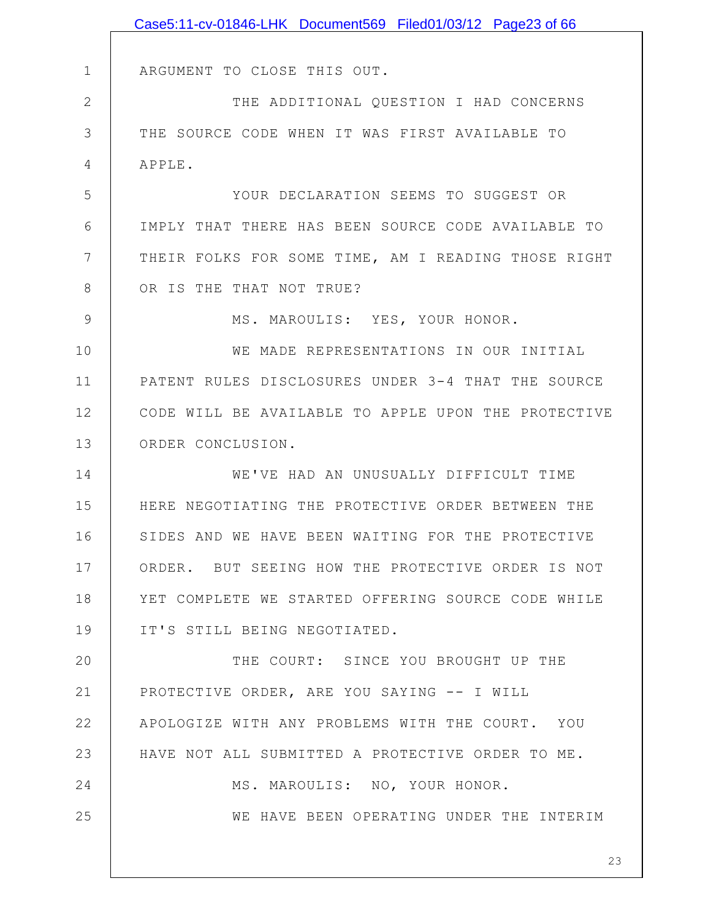ARGUMENT TO CLOSE THIS OUT.

THE ADDITIONAL QUESTION I HAD CONCERNS THE SOURCE CODE WHEN IT WAS FIRST AVAILABLE TO APPLE.

YOUR DECLARATION SEEMS TO SUGGEST OR IMPLY THAT THERE HAS BEEN SOURCE CODE AVAILABLE TO THEIR FOLKS FOR SOME TIME, AM I READING THOSE RIGHT OR IS THE THAT NOT TRUE?

MS. MAROULIS: YES, YOUR HONOR.

WE MADE REPRESENTATIONS IN OUR INITIAL PATENT RULES DISCLOSURES UNDER 3-4 THAT THE SOURCE CODE WILL BE AVAILABLE TO APPLE UPON THE PROTECTIVE ORDER CONCLUSION.

WE'VE HAD AN UNUSUALLY DIFFICULT TIME HERE NEGOTIATING THE PROTECTIVE ORDER BETWEEN THE SIDES AND WE HAVE BEEN WAITING FOR THE PROTECTIVE ORDER. BUT SEEING HOW THE PROTECTIVE ORDER IS NOT YET COMPLETE WE STARTED OFFERING SOURCE CODE WHILE IT'S STILL BEING NEGOTIATED.

THE COURT: SINCE YOU BROUGHT UP THE PROTECTIVE ORDER, ARE YOU SAYING -- I WILL APOLOGIZE WITH ANY PROBLEMS WITH THE COURT. YOU HAVE NOT ALL SUBMITTED A PROTECTIVE ORDER TO ME.

MS. MAROULIS: NO, YOUR HONOR.

WE HAVE BEEN OPERATING UNDER THE INTERIM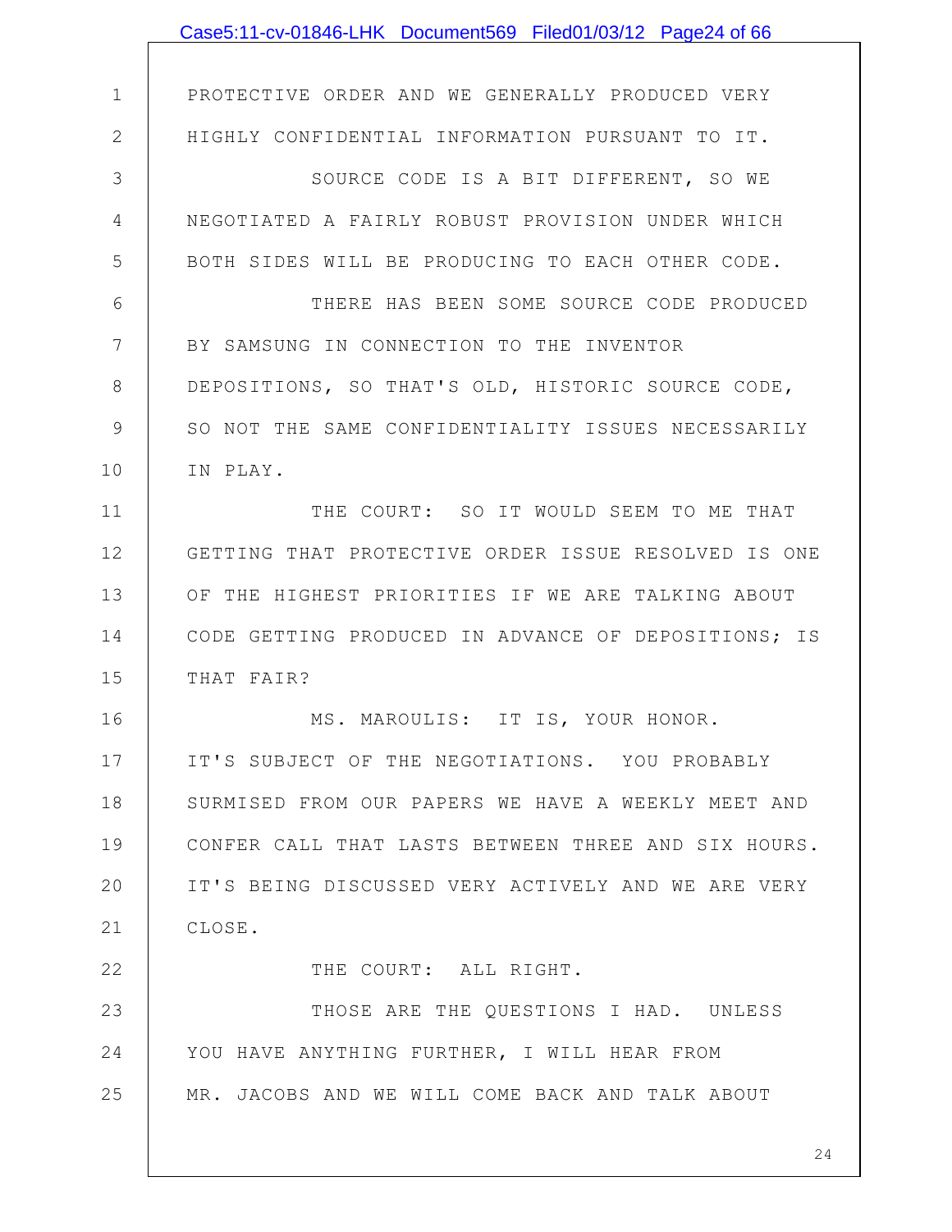PROTECTIVE ORDER AND WE GENERALLY PRODUCED VERY HIGHLY CONFIDENTIAL INFORMATION PURSUANT TO IT.

SOURCE CODE IS A BIT DIFFERENT, SO WE NEGOTIATED A FAIRLY ROBUST PROVISION UNDER WHICH BOTH SIDES WILL BE PRODUCING TO EACH OTHER CODE.

THERE HAS BEEN SOME SOURCE CODE PRODUCED BY SAMSUNG IN CONNECTION TO THE INVENTOR DEPOSITIONS, SO THAT'S OLD, HISTORIC SOURCE CODE, SO NOT THE SAME CONFIDENTIALITY ISSUES NECESSARILY IN PLAY.

THE COURT: SO IT WOULD SEEM TO ME THAT GETTING THAT PROTECTIVE ORDER ISSUE RESOLVED IS ONE OF THE HIGHEST PRIORITIES IF WE ARE TALKING ABOUT CODE GETTING PRODUCED IN ADVANCE OF DEPOSITIONS; IS THAT FAIR?

MS. MAROULIS: IT IS, YOUR HONOR. IT'S SUBJECT OF THE NEGOTIATIONS. YOU PROBABLY SURMISED FROM OUR PAPERS WE HAVE A WEEKLY MEET AND CONFER CALL THAT LASTS BETWEEN THREE AND SIX HOURS. IT'S BEING DISCUSSED VERY ACTIVELY AND WE ARE VERY CLOSE.

THE COURT: ALL RIGHT.

THOSE ARE THE QUESTIONS I HAD. UNLESS YOU HAVE ANYTHING FURTHER, I WILL HEAR FROM MR. JACOBS AND WE WILL COME BACK AND TALK ABOUT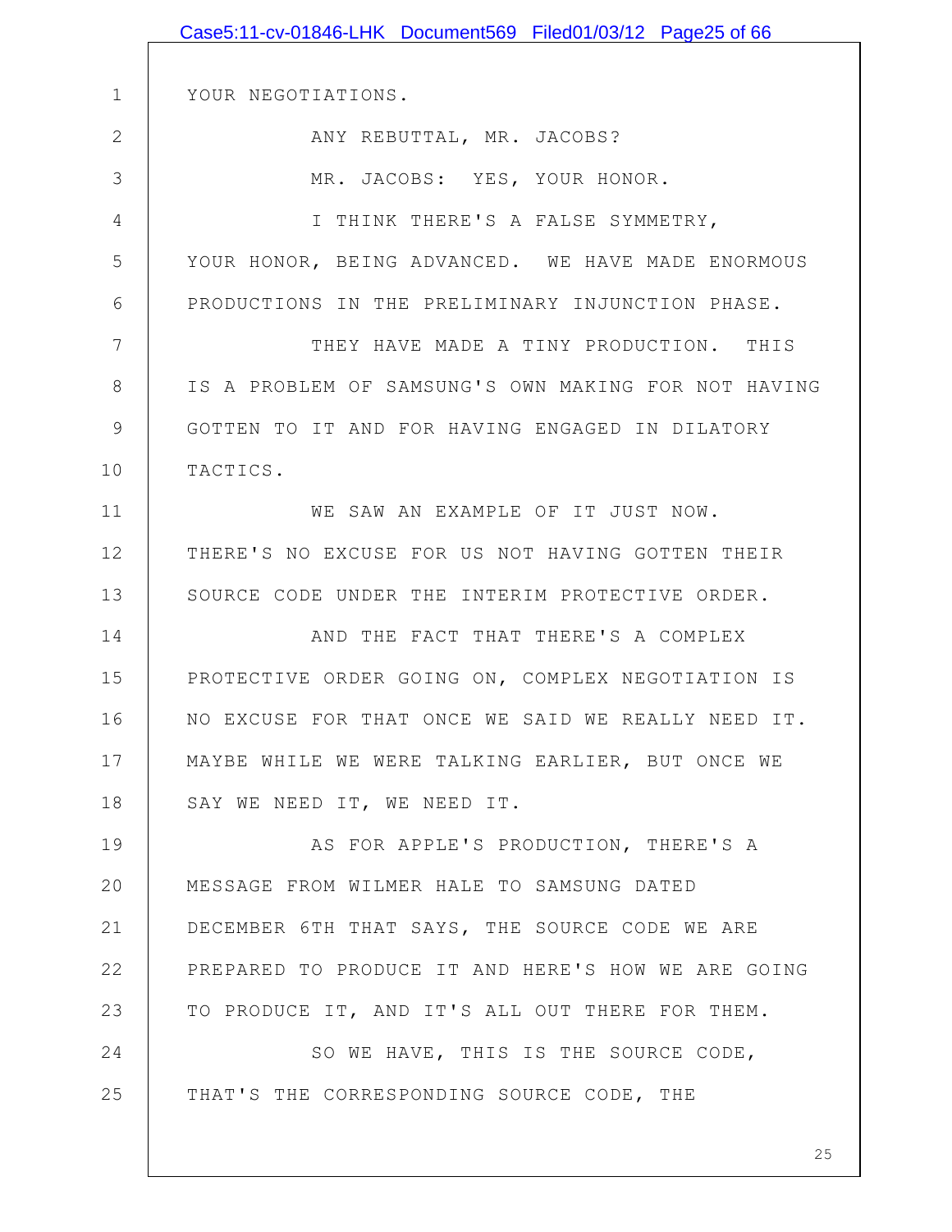YOUR NEGOTIATIONS.

ANY REBUTTAL, MR. JACOBS?

MR. JACOBS: YES, YOUR HONOR.

I THINK THERE'S A FALSE SYMMETRY, YOUR HONOR, BEING ADVANCED. WE HAVE MADE ENORMOUS PRODUCTIONS IN THE PRELIMINARY INJUNCTION PHASE.

THEY HAVE MADE A TINY PRODUCTION. THIS IS A PROBLEM OF SAMSUNG'S OWN MAKING FOR NOT HAVING GOTTEN TO IT AND FOR HAVING ENGAGED IN DILATORY TACTICS.

WE SAW AN EXAMPLE OF IT JUST NOW. THERE'S NO EXCUSE FOR US NOT HAVING GOTTEN THEIR SOURCE CODE UNDER THE INTERIM PROTECTIVE ORDER.

AND THE FACT THAT THERE'S A COMPLEX PROTECTIVE ORDER GOING ON, COMPLEX NEGOTIATION IS NO EXCUSE FOR THAT ONCE WE SAID WE REALLY NEED IT. MAYBE WHILE WE WERE TALKING EARLIER, BUT ONCE WE SAY WE NEED IT, WE NEED IT.

AS FOR APPLE'S PRODUCTION, THERE'S A MESSAGE FROM WILMER HALE TO SAMSUNG DATED DECEMBER 6TH THAT SAYS, THE SOURCE CODE WE ARE PREPARED TO PRODUCE IT AND HERE'S HOW WE ARE GOING TO PRODUCE IT, AND IT'S ALL OUT THERE FOR THEM.

SO WE HAVE, THIS IS THE SOURCE CODE, THAT'S THE CORRESPONDING SOURCE CODE, THE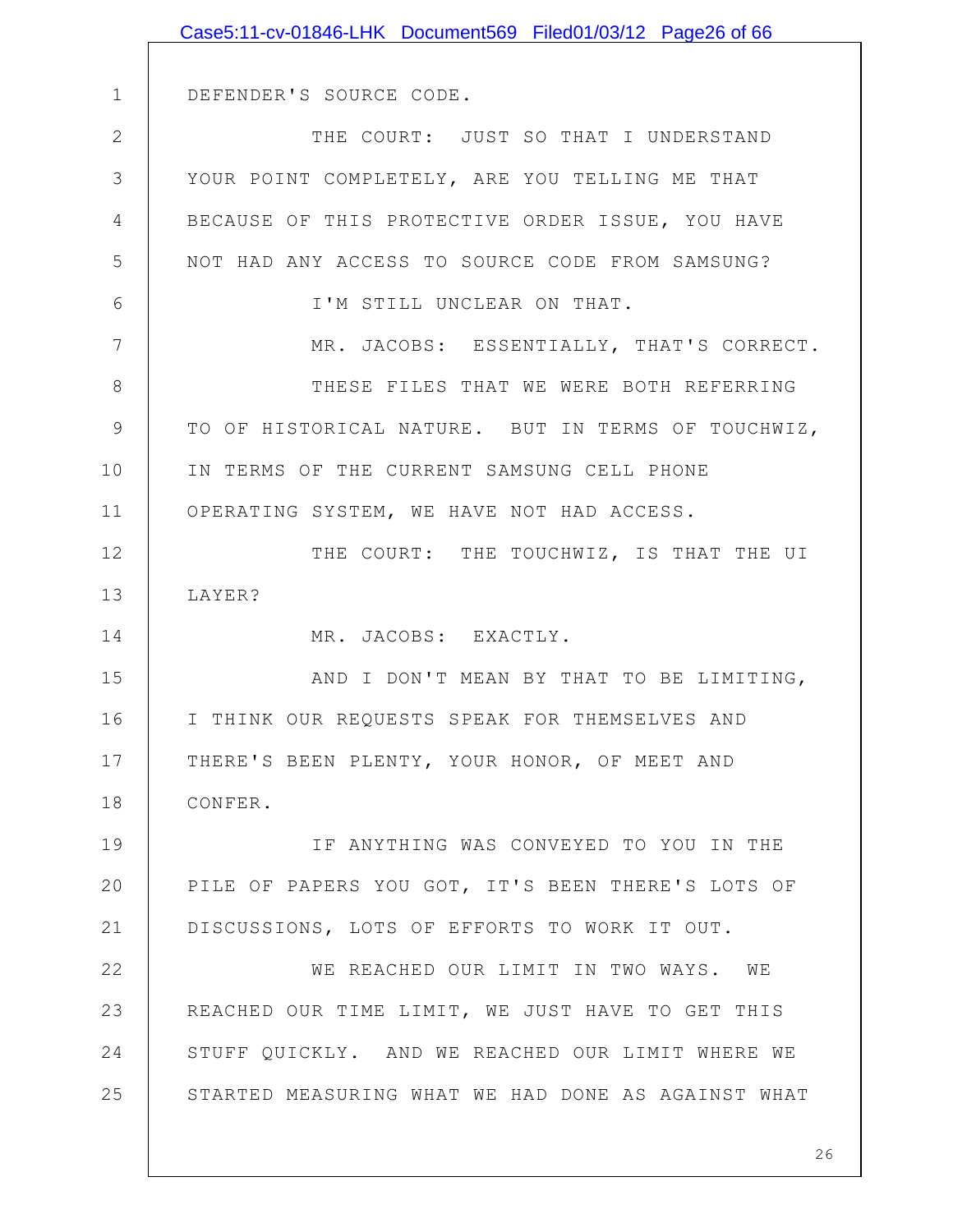DEFENDER'S SOURCE CODE.

THE COURT: JUST SO THAT I UNDERSTAND YOUR POINT COMPLETELY, ARE YOU TELLING ME THAT BECAUSE OF THIS PROTECTIVE ORDER ISSUE, YOU HAVE NOT HAD ANY ACCESS TO SOURCE CODE FROM SAMSUNG?

I'M STILL UNCLEAR ON THAT.

MR. JACOBS: ESSENTIALLY, THAT'S CORRECT.

THESE FILES THAT WE WERE BOTH REFERRING TO OF HISTORICAL NATURE. BUT IN TERMS OF TOUCHWIZ, IN TERMS OF THE CURRENT SAMSUNG CELL PHONE OPERATING SYSTEM, WE HAVE NOT HAD ACCESS.

THE COURT: THE TOUCHWIZ, IS THAT THE UI LAYER?

MR. JACOBS: EXACTLY.

AND I DON'T MEAN BY THAT TO BE LIMITING, I THINK OUR REQUESTS SPEAK FOR THEMSELVES AND THERE'S BEEN PLENTY, YOUR HONOR, OF MEET AND CONFER.

IF ANYTHING WAS CONVEYED TO YOU IN THE PILE OF PAPERS YOU GOT, IT'S BEEN THERE'S LOTS OF DISCUSSIONS, LOTS OF EFFORTS TO WORK IT OUT.

WE REACHED OUR LIMIT IN TWO WAYS. WE REACHED OUR TIME LIMIT, WE JUST HAVE TO GET THIS STUFF QUICKLY. AND WE REACHED OUR LIMIT WHERE WE STARTED MEASURING WHAT WE HAD DONE AS AGAINST WHAT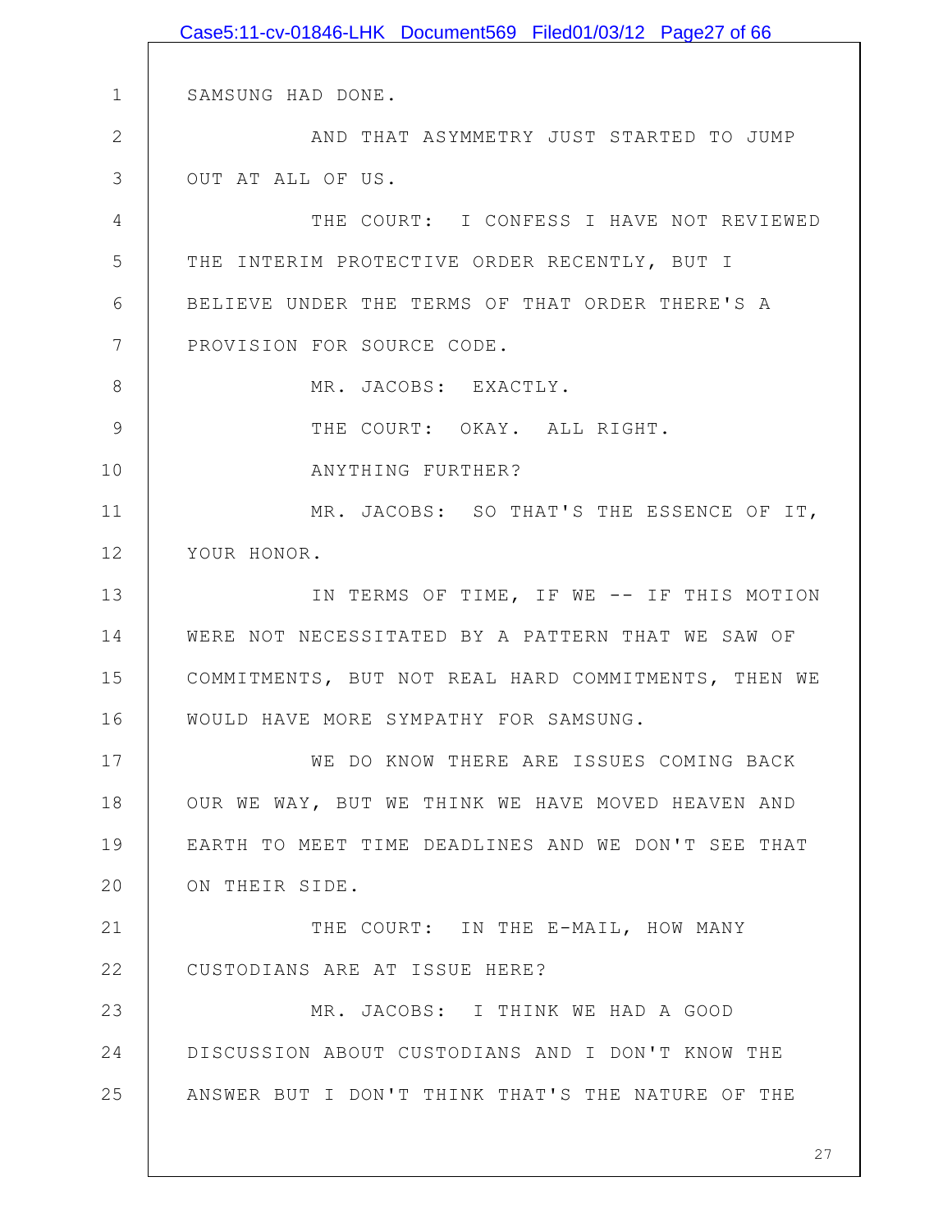SAMSUNG HAD DONE.

AND THAT ASYMMETRY JUST STARTED TO JUMP OUT AT ALL OF US.

THE COURT: I CONFESS I HAVE NOT REVIEWED THE INTERIM PROTECTIVE ORDER RECENTLY, BUT I BELIEVE UNDER THE TERMS OF THAT ORDER THERE'S A PROVISION FOR SOURCE CODE.

MR. JACOBS: EXACTLY.

THE COURT: OKAY. ALL RIGHT.

ANYTHING FURTHER?

MR. JACOBS: SO THAT'S THE ESSENCE OF IT, YOUR HONOR.

IN TERMS OF TIME, IF WE -- IF THIS MOTION WERE NOT NECESSITATED BY A PATTERN THAT WE SAW OF COMMITMENTS, BUT NOT REAL HARD COMMITMENTS, THEN WE WOULD HAVE MORE SYMPATHY FOR SAMSUNG.

WE DO KNOW THERE ARE ISSUES COMING BACK OUR WE WAY, BUT WE THINK WE HAVE MOVED HEAVEN AND EARTH TO MEET TIME DEADLINES AND WE DON'T SEE THAT ON THEIR SIDE.

THE COURT: IN THE E-MAIL, HOW MANY CUSTODIANS ARE AT ISSUE HERE?

MR. JACOBS: I THINK WE HAD A GOOD DISCUSSION ABOUT CUSTODIANS AND I DON'T KNOW THE ANSWER BUT I DON'T THINK THAT'S THE NATURE OF THE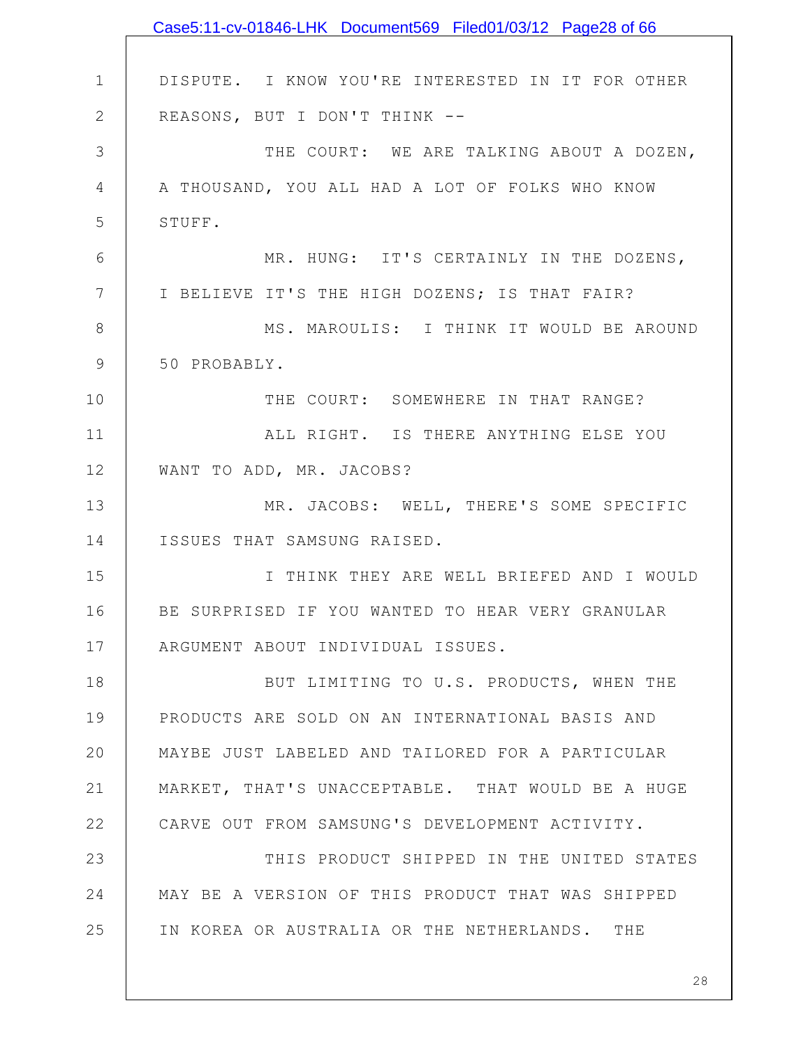DISPUTE. I KNOW YOU'RE INTERESTED IN IT FOR OTHER REASONS, BUT I DON'T THINK --

THE COURT: WE ARE TALKING ABOUT A DOZEN, A THOUSAND, YOU ALL HAD A LOT OF FOLKS WHO KNOW STUFF.

MR. HUNG: IT'S CERTAINLY IN THE DOZENS, I BELIEVE IT'S THE HIGH DOZENS; IS THAT FAIR?

MS. MAROULIS: I THINK IT WOULD BE AROUND 50 PROBABLY.

THE COURT: SOMEWHERE IN THAT RANGE?

ALL RIGHT. IS THERE ANYTHING ELSE YOU WANT TO ADD, MR. JACOBS?

MR. JACOBS: WELL, THERE'S SOME SPECIFIC ISSUES THAT SAMSUNG RAISED.

I THINK THEY ARE WELL BRIEFED AND I WOULD BE SURPRISED IF YOU WANTED TO HEAR VERY GRANULAR ARGUMENT ABOUT INDIVIDUAL ISSUES.

BUT LIMITING TO U.S. PRODUCTS, WHEN THE PRODUCTS ARE SOLD ON AN INTERNATIONAL BASIS AND MAYBE JUST LABELED AND TAILORED FOR A PARTICULAR MARKET, THAT'S UNACCEPTABLE. THAT WOULD BE A HUGE CARVE OUT FROM SAMSUNG'S DEVELOPMENT ACTIVITY.

THIS PRODUCT SHIPPED IN THE UNITED STATES MAY BE A VERSION OF THIS PRODUCT THAT WAS SHIPPED IN KOREA OR AUSTRALIA OR THE NETHERLANDS. THE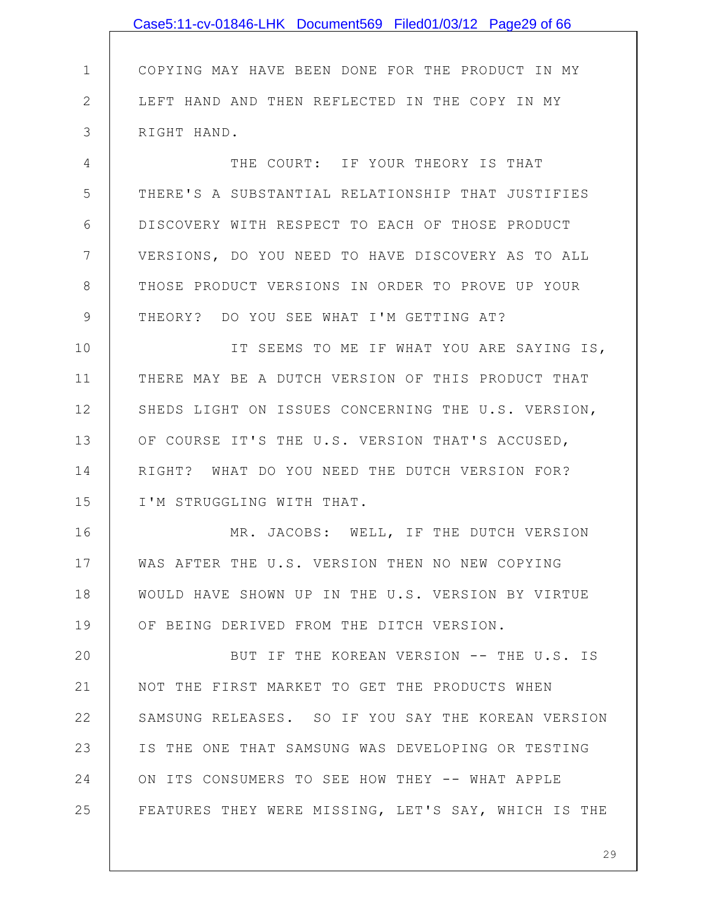COPYING MAY HAVE BEEN DONE FOR THE PRODUCT IN MY LEFT HAND AND THEN REFLECTED IN THE COPY IN MY RIGHT HAND.

THE COURT: IF YOUR THEORY IS THAT THERE'S A SUBSTANTIAL RELATIONSHIP THAT JUSTIFIES DISCOVERY WITH RESPECT TO EACH OF THOSE PRODUCT VERSIONS, DO YOU NEED TO HAVE DISCOVERY AS TO ALL THOSE PRODUCT VERSIONS IN ORDER TO PROVE UP YOUR THEORY? DO YOU SEE WHAT I'M GETTING AT?

IT SEEMS TO ME IF WHAT YOU ARE SAYING IS, THERE MAY BE A DUTCH VERSION OF THIS PRODUCT THAT SHEDS LIGHT ON ISSUES CONCERNING THE U.S. VERSION, OF COURSE IT'S THE U.S. VERSION THAT'S ACCUSED, RIGHT? WHAT DO YOU NEED THE DUTCH VERSION FOR? I'M STRUGGLING WITH THAT.

MR. JACOBS: WELL, IF THE DUTCH VERSION WAS AFTER THE U.S. VERSION THEN NO NEW COPYING WOULD HAVE SHOWN UP IN THE U.S. VERSION BY VIRTUE OF BEING DERIVED FROM THE DITCH VERSION.

BUT IF THE KOREAN VERSION -- THE U.S. IS NOT THE FIRST MARKET TO GET THE PRODUCTS WHEN SAMSUNG RELEASES. SO IF YOU SAY THE KOREAN VERSION IS THE ONE THAT SAMSUNG WAS DEVELOPING OR TESTING ON ITS CONSUMERS TO SEE HOW THEY -- WHAT APPLE FEATURES THEY WERE MISSING, LET'S SAY, WHICH IS THE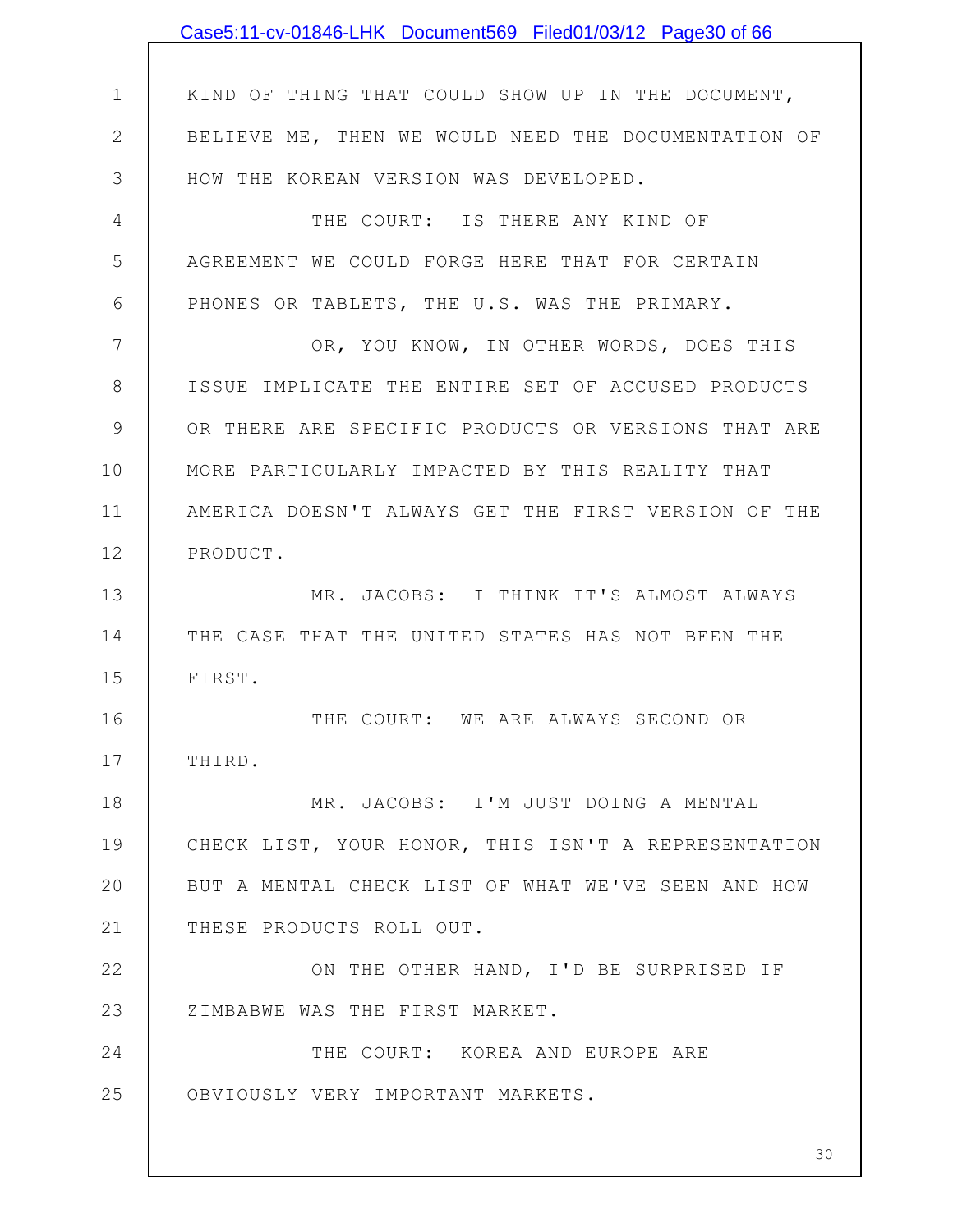KIND OF THING THAT COULD SHOW UP IN THE DOCUMENT, BELIEVE ME, THEN WE WOULD NEED THE DOCUMENTATION OF HOW THE KOREAN VERSION WAS DEVELOPED.

THE COURT: IS THERE ANY KIND OF AGREEMENT WE COULD FORGE HERE THAT FOR CERTAIN PHONES OR TABLETS, THE U.S. WAS THE PRIMARY.

OR, YOU KNOW, IN OTHER WORDS, DOES THIS ISSUE IMPLICATE THE ENTIRE SET OF ACCUSED PRODUCTS OR THERE ARE SPECIFIC PRODUCTS OR VERSIONS THAT ARE MORE PARTICULARLY IMPACTED BY THIS REALITY THAT AMERICA DOESN'T ALWAYS GET THE FIRST VERSION OF THE PRODUCT.

MR. JACOBS: I THINK IT'S ALMOST ALWAYS THE CASE THAT THE UNITED STATES HAS NOT BEEN THE FIRST.

THE COURT: WE ARE ALWAYS SECOND OR THIRD.

MR. JACOBS: I'M JUST DOING A MENTAL CHECK LIST, YOUR HONOR, THIS ISN'T A REPRESENTATION BUT A MENTAL CHECK LIST OF WHAT WE'VE SEEN AND HOW THESE PRODUCTS ROLL OUT.

ON THE OTHER HAND, I'D BE SURPRISED IF ZIMBABWE WAS THE FIRST MARKET.

THE COURT: KOREA AND EUROPE ARE OBVIOUSLY VERY IMPORTANT MARKETS.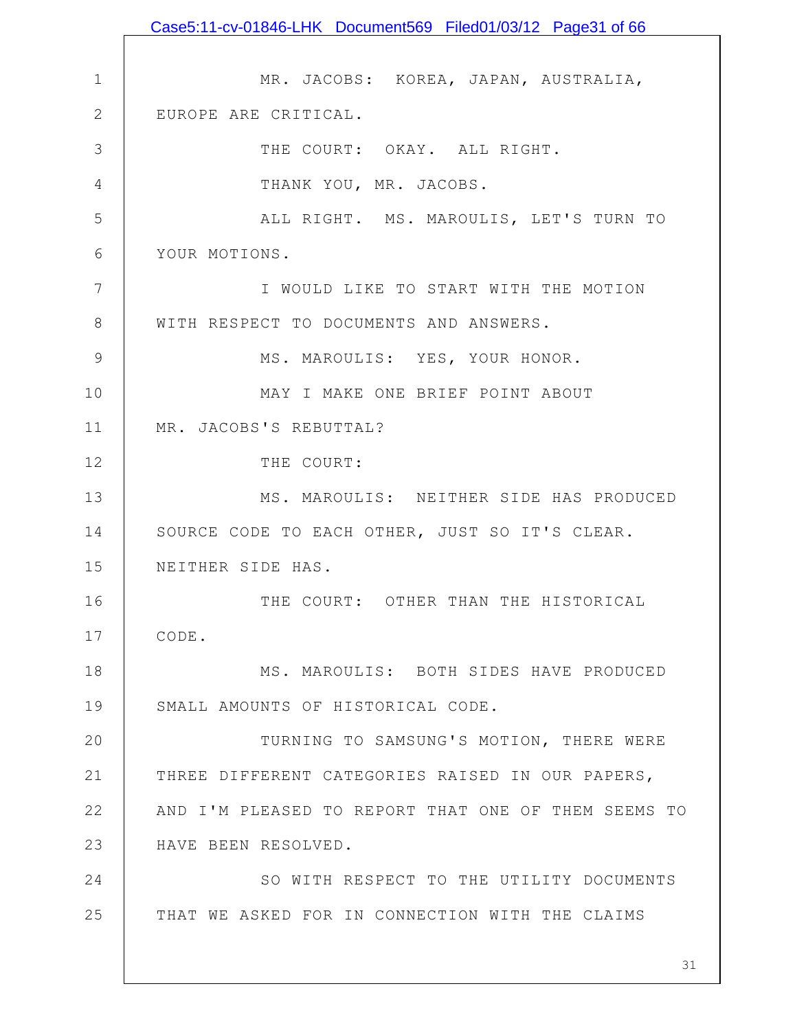MR. JACOBS: KOREA, JAPAN, AUSTRALIA, EUROPE ARE CRITICAL.

THE COURT: OKAY. ALL RIGHT.

THANK YOU, MR. JACOBS.

ALL RIGHT. MS. MAROULIS, LET'S TURN TO YOUR MOTIONS.

I WOULD LIKE TO START WITH THE MOTION WITH RESPECT TO DOCUMENTS AND ANSWERS.

MS. MAROULIS: YES, YOUR HONOR.

MAY I MAKE ONE BRIEF POINT ABOUT MR. JACOBS'S REBUTTAL?

THE COURT:

MS. MAROULIS: NEITHER SIDE HAS PRODUCED SOURCE CODE TO EACH OTHER, JUST SO IT'S CLEAR. NEITHER SIDE HAS.

THE COURT: OTHER THAN THE HISTORICAL CODE.

MS. MAROULIS: BOTH SIDES HAVE PRODUCED SMALL AMOUNTS OF HISTORICAL CODE.

TURNING TO SAMSUNG'S MOTION, THERE WERE THREE DIFFERENT CATEGORIES RAISED IN OUR PAPERS, AND I'M PLEASED TO REPORT THAT ONE OF THEM SEEMS TO HAVE BEEN RESOLVED.

SO WITH RESPECT TO THE UTILITY DOCUMENTS THAT WE ASKED FOR IN CONNECTION WITH THE CLAIMS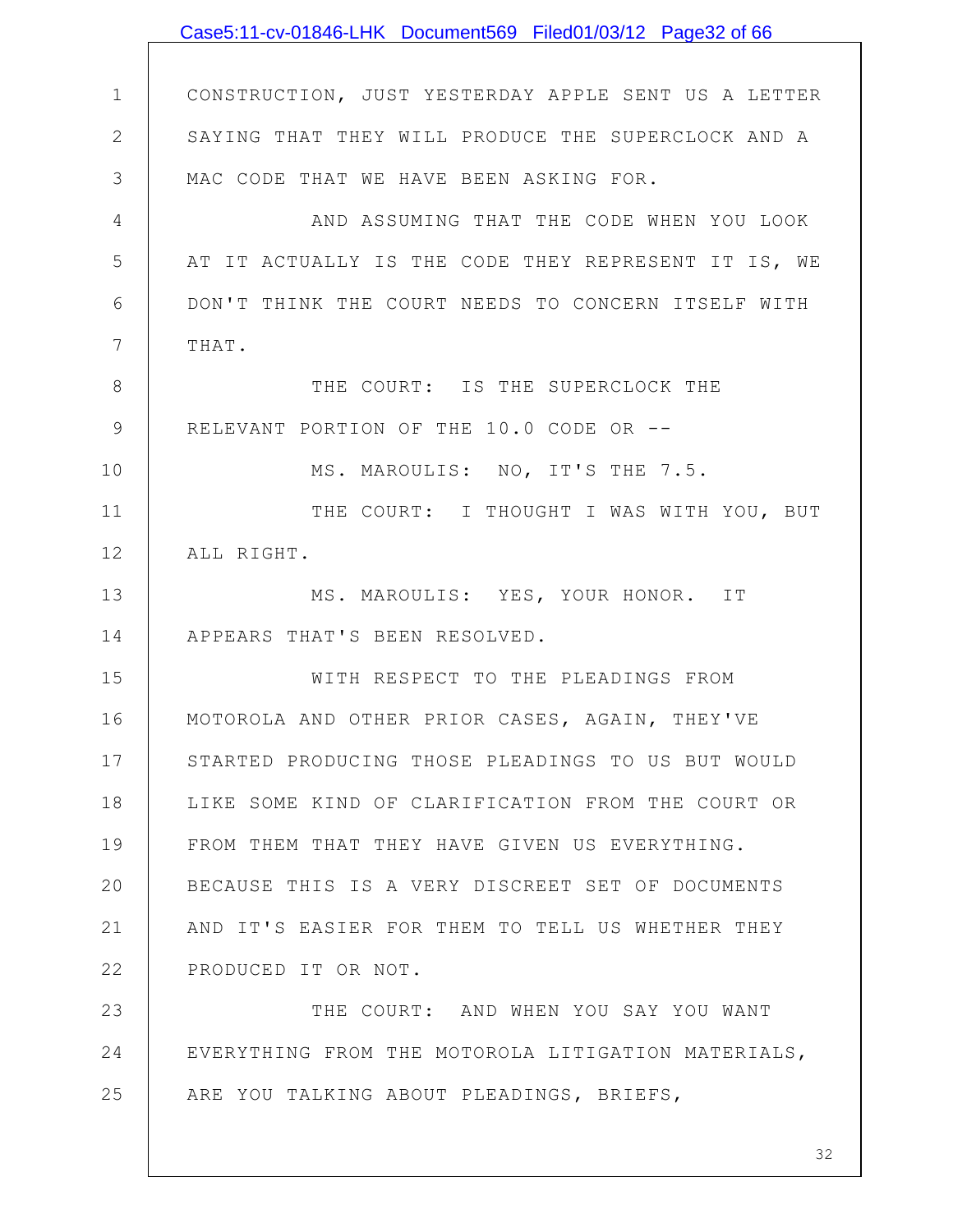CONSTRUCTION, JUST YESTERDAY APPLE SENT US A LETTER SAYING THAT THEY WILL PRODUCE THE SUPERCLOCK AND A MAC CODE THAT WE HAVE BEEN ASKING FOR.

AND ASSUMING THAT THE CODE WHEN YOU LOOK AT IT ACTUALLY IS THE CODE THEY REPRESENT IT IS, WE DON'T THINK THE COURT NEEDS TO CONCERN ITSELF WITH THAT.

THE COURT: IS THE SUPERCLOCK THE RELEVANT PORTION OF THE 10.0 CODE OR --

MS. MAROULIS: NO, IT'S THE 7.5.

THE COURT: I THOUGHT I WAS WITH YOU, BUT ALL RIGHT.

MS. MAROULIS: YES, YOUR HONOR. IT APPEARS THAT'S BEEN RESOLVED.

WITH RESPECT TO THE PLEADINGS FROM MOTOROLA AND OTHER PRIOR CASES, AGAIN, THEY'VE STARTED PRODUCING THOSE PLEADINGS TO US BUT WOULD LIKE SOME KIND OF CLARIFICATION FROM THE COURT OR FROM THEM THAT THEY HAVE GIVEN US EVERYTHING. BECAUSE THIS IS A VERY DISCREET SET OF DOCUMENTS AND IT'S EASIER FOR THEM TO TELL US WHETHER THEY PRODUCED IT OR NOT.

THE COURT: AND WHEN YOU SAY YOU WANT EVERYTHING FROM THE MOTOROLA LITIGATION MATERIALS, ARE YOU TALKING ABOUT PLEADINGS, BRIEFS,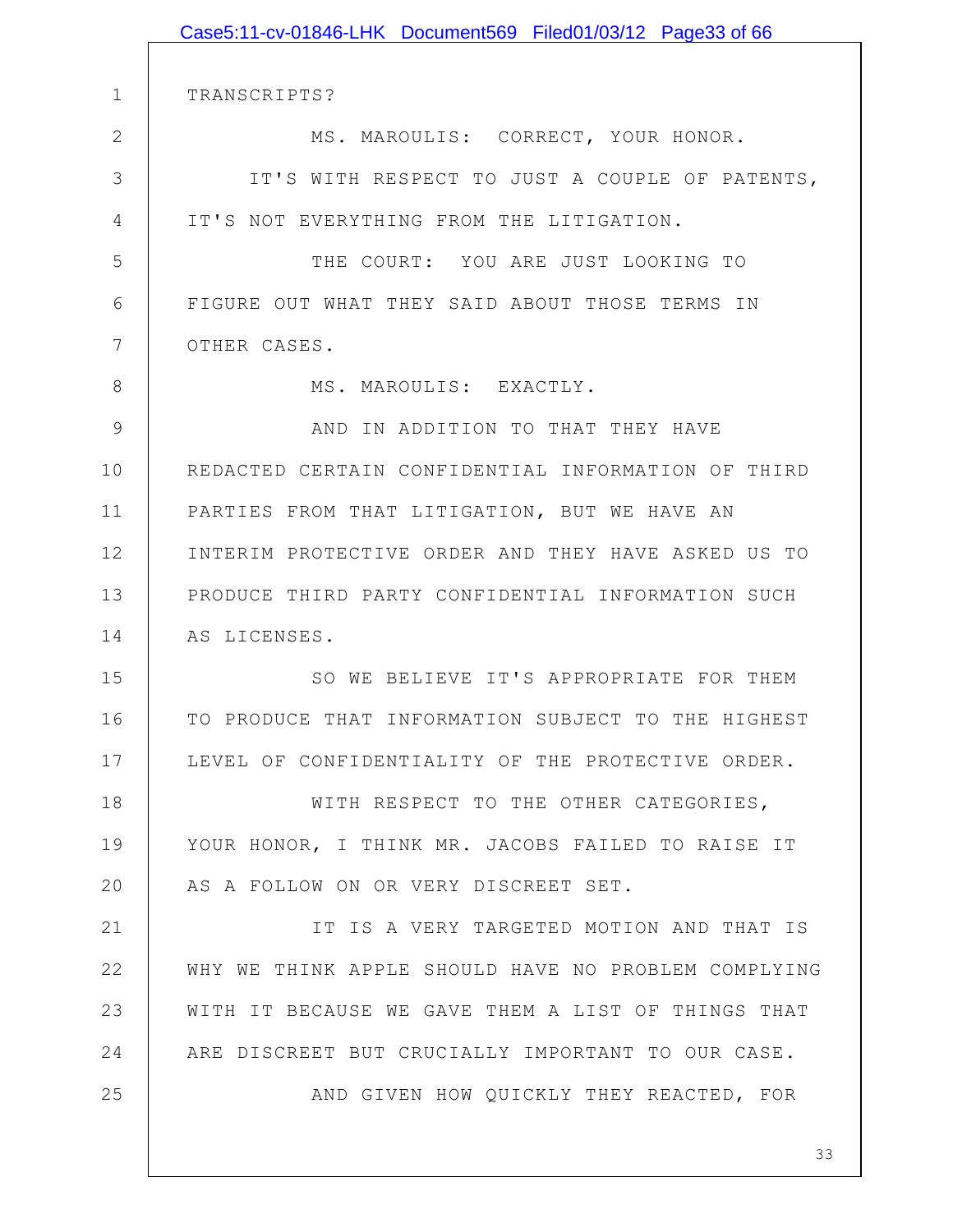TRANSCRIPTS?

MS. MAROULIS: CORRECT, YOUR HONOR.

IT'S WITH RESPECT TO JUST A COUPLE OF PATENTS, IT'S NOT EVERYTHING FROM THE LITIGATION.

THE COURT: YOU ARE JUST LOOKING TO FIGURE OUT WHAT THEY SAID ABOUT THOSE TERMS IN OTHER CASES.

MS. MAROULIS: EXACTLY.

AND IN ADDITION TO THAT THEY HAVE REDACTED CERTAIN CONFIDENTIAL INFORMATION OF THIRD PARTIES FROM THAT LITIGATION, BUT WE HAVE AN INTERIM PROTECTIVE ORDER AND THEY HAVE ASKED US TO PRODUCE THIRD PARTY CONFIDENTIAL INFORMATION SUCH AS LICENSES.

SO WE BELIEVE IT'S APPROPRIATE FOR THEM TO PRODUCE THAT INFORMATION SUBJECT TO THE HIGHEST LEVEL OF CONFIDENTIALITY OF THE PROTECTIVE ORDER.

WITH RESPECT TO THE OTHER CATEGORIES, YOUR HONOR, I THINK MR. JACOBS FAILED TO RAISE IT AS A FOLLOW ON OR VERY DISCREET SET.

IT IS A VERY TARGETED MOTION AND THAT IS WHY WE THINK APPLE SHOULD HAVE NO PROBLEM COMPLYING WITH IT BECAUSE WE GAVE THEM A LIST OF THINGS THAT ARE DISCREET BUT CRUCIALLY IMPORTANT TO OUR CASE.

AND GIVEN HOW QUICKLY THEY REACTED, FOR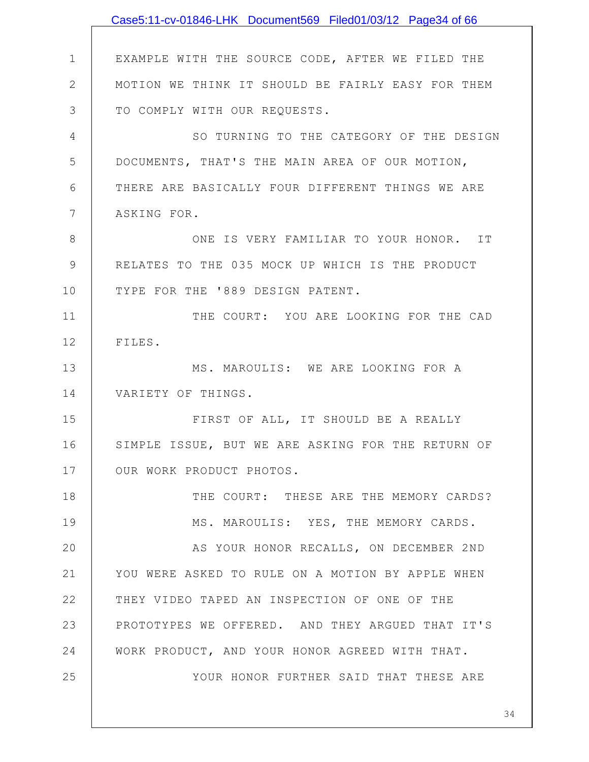EXAMPLE WITH THE SOURCE CODE, AFTER WE FILED THE MOTION WE THINK IT SHOULD BE FAIRLY EASY FOR THEM TO COMPLY WITH OUR REQUESTS.

SO TURNING TO THE CATEGORY OF THE DESIGN DOCUMENTS, THAT'S THE MAIN AREA OF OUR MOTION, THERE ARE BASICALLY FOUR DIFFERENT THINGS WE ARE ASKING FOR.

ONE IS VERY FAMILIAR TO YOUR HONOR. IT RELATES TO THE 035 MOCK UP WHICH IS THE PRODUCT TYPE FOR THE '889 DESIGN PATENT.

THE COURT: YOU ARE LOOKING FOR THE CAD FILES.

MS. MAROULIS: WE ARE LOOKING FOR A VARIETY OF THINGS.

FIRST OF ALL, IT SHOULD BE A REALLY SIMPLE ISSUE, BUT WE ARE ASKING FOR THE RETURN OF OUR WORK PRODUCT PHOTOS.

THE COURT: THESE ARE THE MEMORY CARDS?

MS. MAROULIS: YES, THE MEMORY CARDS.

AS YOUR HONOR RECALLS, ON DECEMBER 2ND YOU WERE ASKED TO RULE ON A MOTION BY APPLE WHEN THEY VIDEO TAPED AN INSPECTION OF ONE OF THE PROTOTYPES WE OFFERED. AND THEY ARGUED THAT IT'S WORK PRODUCT, AND YOUR HONOR AGREED WITH THAT.

YOUR HONOR FURTHER SAID THAT THESE ARE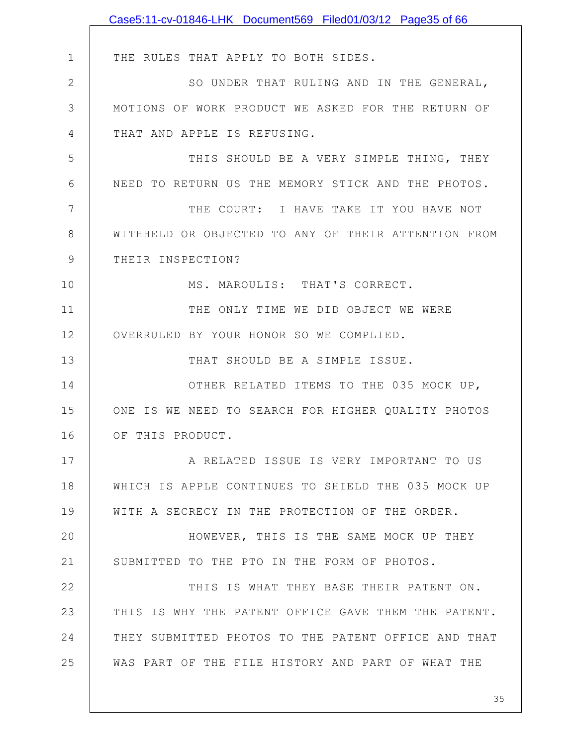THE RULES THAT APPLY TO BOTH SIDES.

SO UNDER THAT RULING AND IN THE GENERAL, MOTIONS OF WORK PRODUCT WE ASKED FOR THE RETURN OF THAT AND APPLE IS REFUSING.

THIS SHOULD BE A VERY SIMPLE THING, THEY NEED TO RETURN US THE MEMORY STICK AND THE PHOTOS.

THE COURT: I HAVE TAKE IT YOU HAVE NOT WITHHELD OR OBJECTED TO ANY OF THEIR ATTENTION FROM THEIR INSPECTION?

MS. MAROULIS: THAT'S CORRECT.

THE ONLY TIME WE DID OBJECT WE WERE OVERRULED BY YOUR HONOR SO WE COMPLIED.

THAT SHOULD BE A SIMPLE ISSUE.

OTHER RELATED ITEMS TO THE 035 MOCK UP, ONE IS WE NEED TO SEARCH FOR HIGHER QUALITY PHOTOS OF THIS PRODUCT.

A RELATED ISSUE IS VERY IMPORTANT TO US WHICH IS APPLE CONTINUES TO SHIELD THE 035 MOCK UP WITH A SECRECY IN THE PROTECTION OF THE ORDER.

HOWEVER, THIS IS THE SAME MOCK UP THEY SUBMITTED TO THE PTO IN THE FORM OF PHOTOS.

THIS IS WHAT THEY BASE THEIR PATENT ON. THIS IS WHY THE PATENT OFFICE GAVE THEM THE PATENT. THEY SUBMITTED PHOTOS TO THE PATENT OFFICE AND THAT WAS PART OF THE FILE HISTORY AND PART OF WHAT THE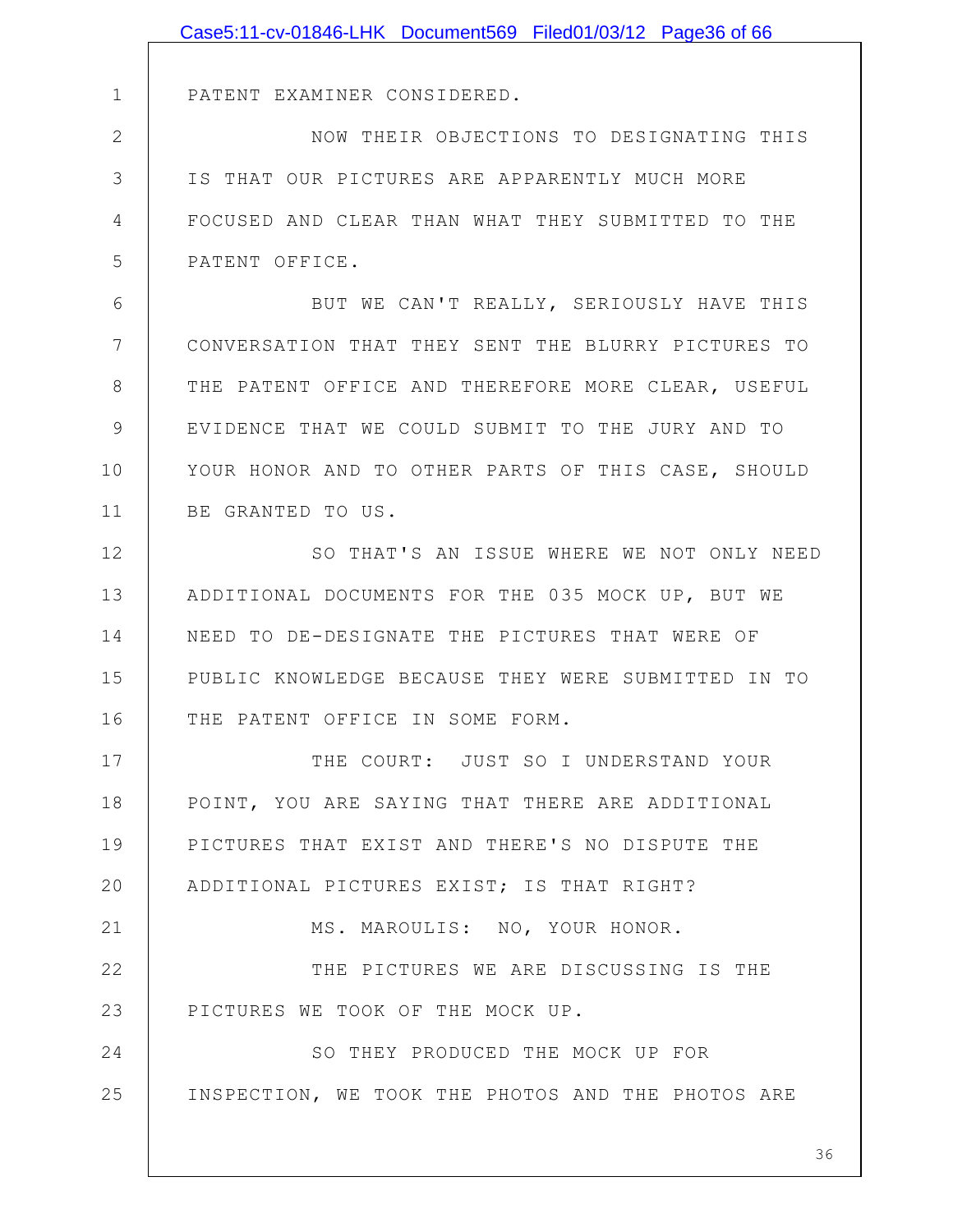PATENT EXAMINER CONSIDERED.

NOW THEIR OBJECTIONS TO DESIGNATING THIS IS THAT OUR PICTURES ARE APPARENTLY MUCH MORE FOCUSED AND CLEAR THAN WHAT THEY SUBMITTED TO THE PATENT OFFICE.

BUT WE CAN'T REALLY, SERIOUSLY HAVE THIS CONVERSATION THAT THEY SENT THE BLURRY PICTURES TO THE PATENT OFFICE AND THEREFORE MORE CLEAR, USEFUL EVIDENCE THAT WE COULD SUBMIT TO THE JURY AND TO YOUR HONOR AND TO OTHER PARTS OF THIS CASE, SHOULD BE GRANTED TO US.

SO THAT'S AN ISSUE WHERE WE NOT ONLY NEED ADDITIONAL DOCUMENTS FOR THE 035 MOCK UP, BUT WE NEED TO DE-DESIGNATE THE PICTURES THAT WERE OF PUBLIC KNOWLEDGE BECAUSE THEY WERE SUBMITTED IN TO THE PATENT OFFICE IN SOME FORM.

THE COURT: JUST SO I UNDERSTAND YOUR POINT, YOU ARE SAYING THAT THERE ARE ADDITIONAL PICTURES THAT EXIST AND THERE'S NO DISPUTE THE ADDITIONAL PICTURES EXIST; IS THAT RIGHT?

MS. MAROULIS: NO, YOUR HONOR.

THE PICTURES WE ARE DISCUSSING IS THE PICTURES WE TOOK OF THE MOCK UP.

SO THEY PRODUCED THE MOCK UP FOR INSPECTION, WE TOOK THE PHOTOS AND THE PHOTOS ARE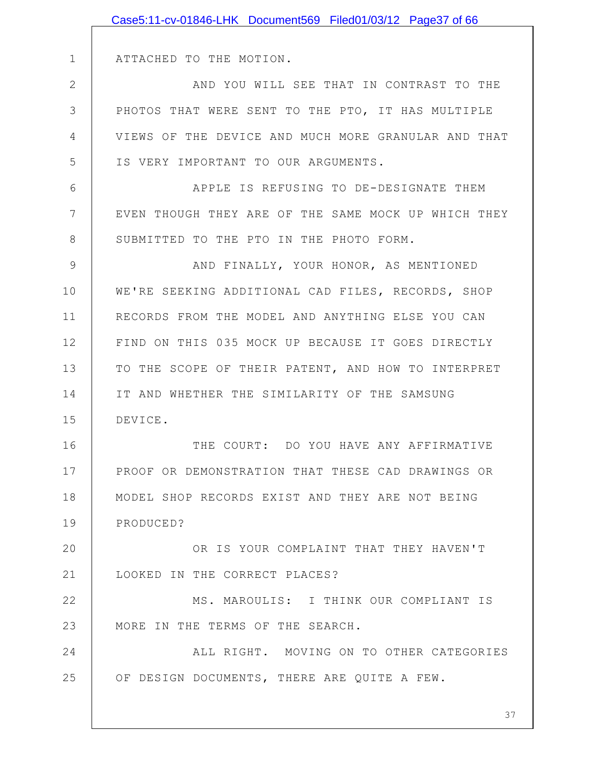ATTACHED TO THE MOTION.

AND YOU WILL SEE THAT IN CONTRAST TO THE PHOTOS THAT WERE SENT TO THE PTO, IT HAS MULTIPLE VIEWS OF THE DEVICE AND MUCH MORE GRANULAR AND THAT IS VERY IMPORTANT TO OUR ARGUMENTS.

APPLE IS REFUSING TO DE-DESIGNATE THEM EVEN THOUGH THEY ARE OF THE SAME MOCK UP WHICH THEY SUBMITTED TO THE PTO IN THE PHOTO FORM.

AND FINALLY, YOUR HONOR, AS MENTIONED WE'RE SEEKING ADDITIONAL CAD FILES, RECORDS, SHOP RECORDS FROM THE MODEL AND ANYTHING ELSE YOU CAN FIND ON THIS 035 MOCK UP BECAUSE IT GOES DIRECTLY TO THE SCOPE OF THEIR PATENT, AND HOW TO INTERPRET IT AND WHETHER THE SIMILARITY OF THE SAMSUNG DEVICE.

THE COURT: DO YOU HAVE ANY AFFIRMATIVE PROOF OR DEMONSTRATION THAT THESE CAD DRAWINGS OR MODEL SHOP RECORDS EXIST AND THEY ARE NOT BEING PRODUCED?

OR IS YOUR COMPLAINT THAT THEY HAVEN'T LOOKED IN THE CORRECT PLACES?

MS. MAROULIS: I THINK OUR COMPLIANT IS MORE IN THE TERMS OF THE SEARCH.

ALL RIGHT. MOVING ON TO OTHER CATEGORIES OF DESIGN DOCUMENTS, THERE ARE QUITE A FEW.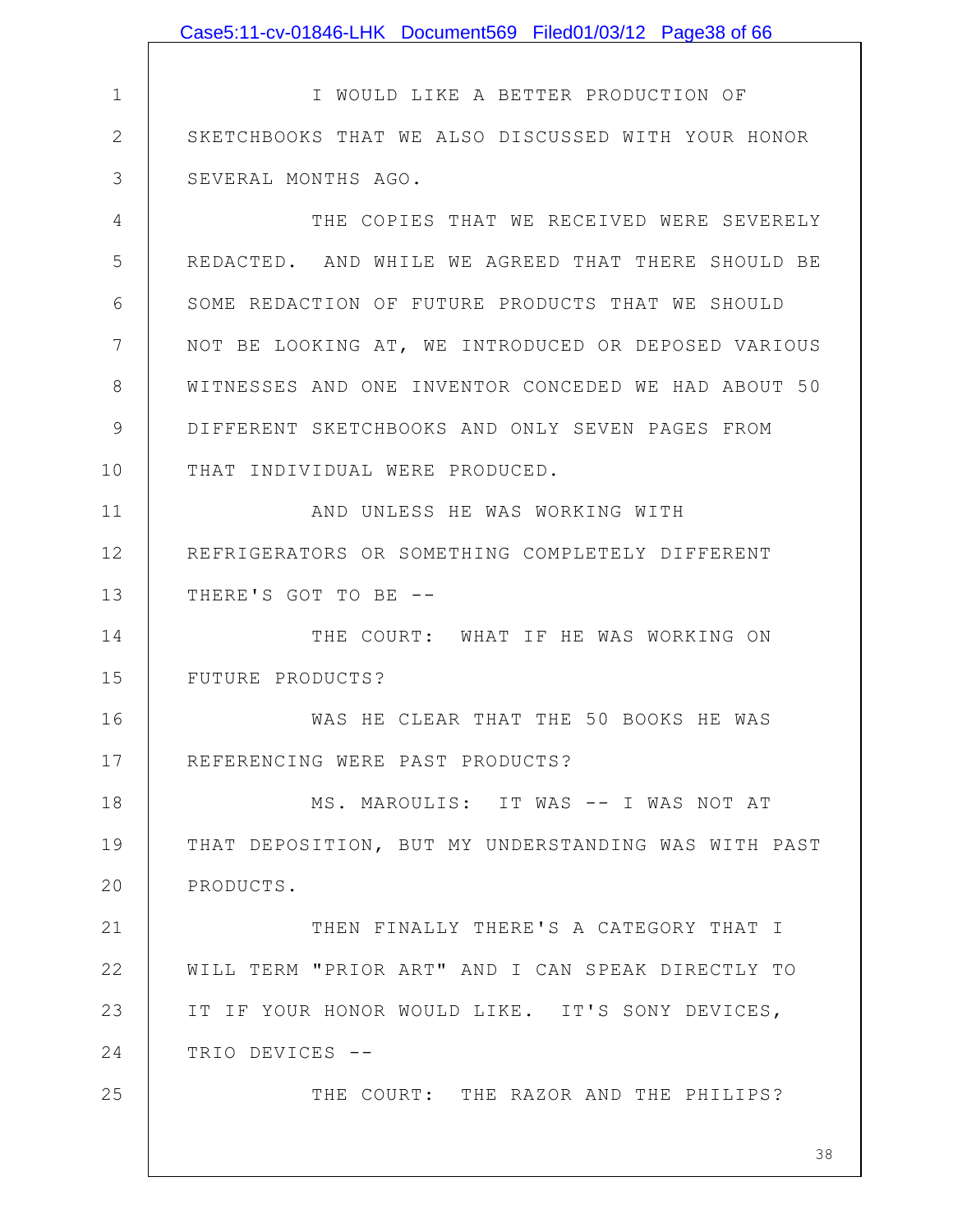I WOULD LIKE A BETTER PRODUCTION OF SKETCHBOOKS THAT WE ALSO DISCUSSED WITH YOUR HONOR SEVERAL MONTHS AGO.

THE COPIES THAT WE RECEIVED WERE SEVERELY REDACTED. AND WHILE WE AGREED THAT THERE SHOULD BE SOME REDACTION OF FUTURE PRODUCTS THAT WE SHOULD NOT BE LOOKING AT, WE INTRODUCED OR DEPOSED VARIOUS WITNESSES AND ONE INVENTOR CONCEDED WE HAD ABOUT 50 DIFFERENT SKETCHBOOKS AND ONLY SEVEN PAGES FROM THAT INDIVIDUAL WERE PRODUCED.

AND UNLESS HE WAS WORKING WITH REFRIGERATORS OR SOMETHING COMPLETELY DIFFERENT THERE'S GOT TO BE --

THE COURT: WHAT IF HE WAS WORKING ON FUTURE PRODUCTS?

WAS HE CLEAR THAT THE 50 BOOKS HE WAS REFERENCING WERE PAST PRODUCTS?

MS. MAROULIS: IT WAS -- I WAS NOT AT THAT DEPOSITION, BUT MY UNDERSTANDING WAS WITH PAST PRODUCTS.

THEN FINALLY THERE'S A CATEGORY THAT I WILL TERM "PRIOR ART" AND I CAN SPEAK DIRECTLY TO IT IF YOUR HONOR WOULD LIKE. IT'S SONY DEVICES, TRIO DEVICES --

THE COURT: THE RAZOR AND THE PHILIPS?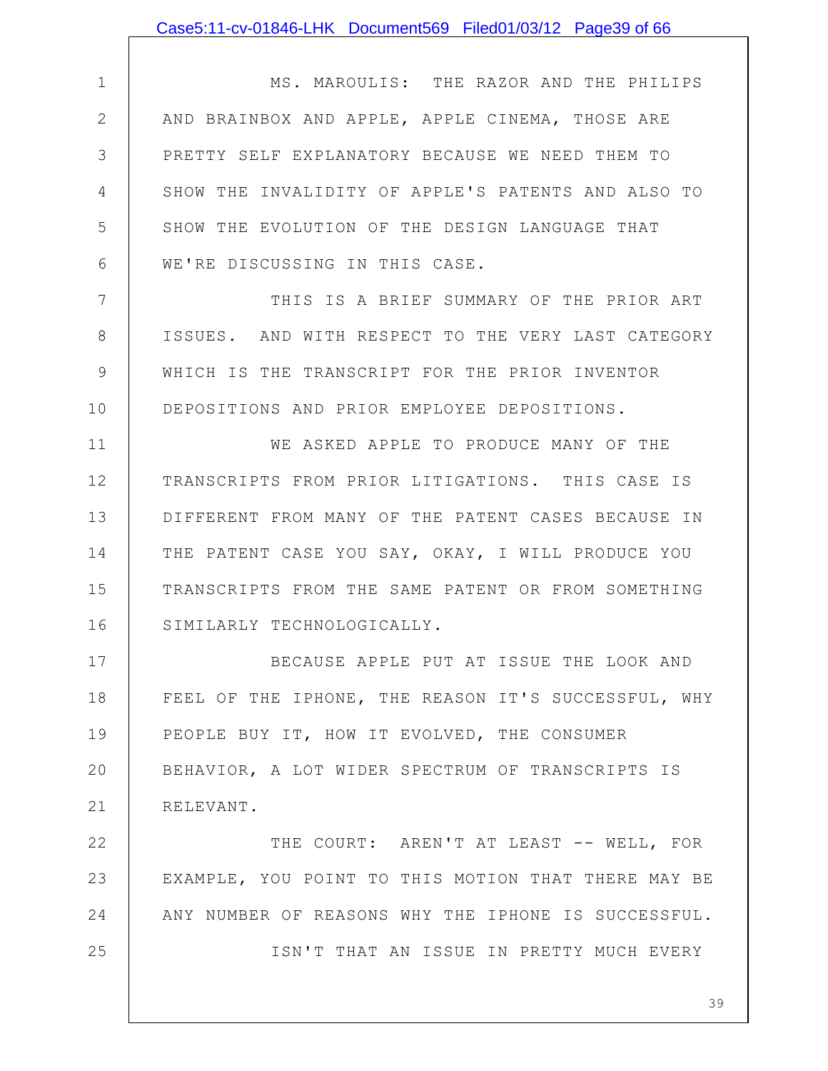MS. MAROULIS: THE RAZOR AND THE PHILIPS AND BRAINBOX AND APPLE, APPLE CINEMA, THOSE ARE PRETTY SELF EXPLANATORY BECAUSE WE NEED THEM TO SHOW THE INVALIDITY OF APPLE'S PATENTS AND ALSO TO SHOW THE EVOLUTION OF THE DESIGN LANGUAGE THAT WE'RE DISCUSSING IN THIS CASE.

THIS IS A BRIEF SUMMARY OF THE PRIOR ART ISSUES. AND WITH RESPECT TO THE VERY LAST CATEGORY WHICH IS THE TRANSCRIPT FOR THE PRIOR INVENTOR DEPOSITIONS AND PRIOR EMPLOYEE DEPOSITIONS.

WE ASKED APPLE TO PRODUCE MANY OF THE TRANSCRIPTS FROM PRIOR LITIGATIONS. THIS CASE IS DIFFERENT FROM MANY OF THE PATENT CASES BECAUSE IN THE PATENT CASE YOU SAY, OKAY, I WILL PRODUCE YOU TRANSCRIPTS FROM THE SAME PATENT OR FROM SOMETHING SIMILARLY TECHNOLOGICALLY.

BECAUSE APPLE PUT AT ISSUE THE LOOK AND FEEL OF THE IPHONE, THE REASON IT'S SUCCESSFUL, WHY PEOPLE BUY IT, HOW IT EVOLVED, THE CONSUMER BEHAVIOR, A LOT WIDER SPECTRUM OF TRANSCRIPTS IS RELEVANT.

THE COURT: AREN'T AT LEAST -- WELL, FOR EXAMPLE, YOU POINT TO THIS MOTION THAT THERE MAY BE ANY NUMBER OF REASONS WHY THE IPHONE IS SUCCESSFUL.

ISN'T THAT AN ISSUE IN PRETTY MUCH EVERY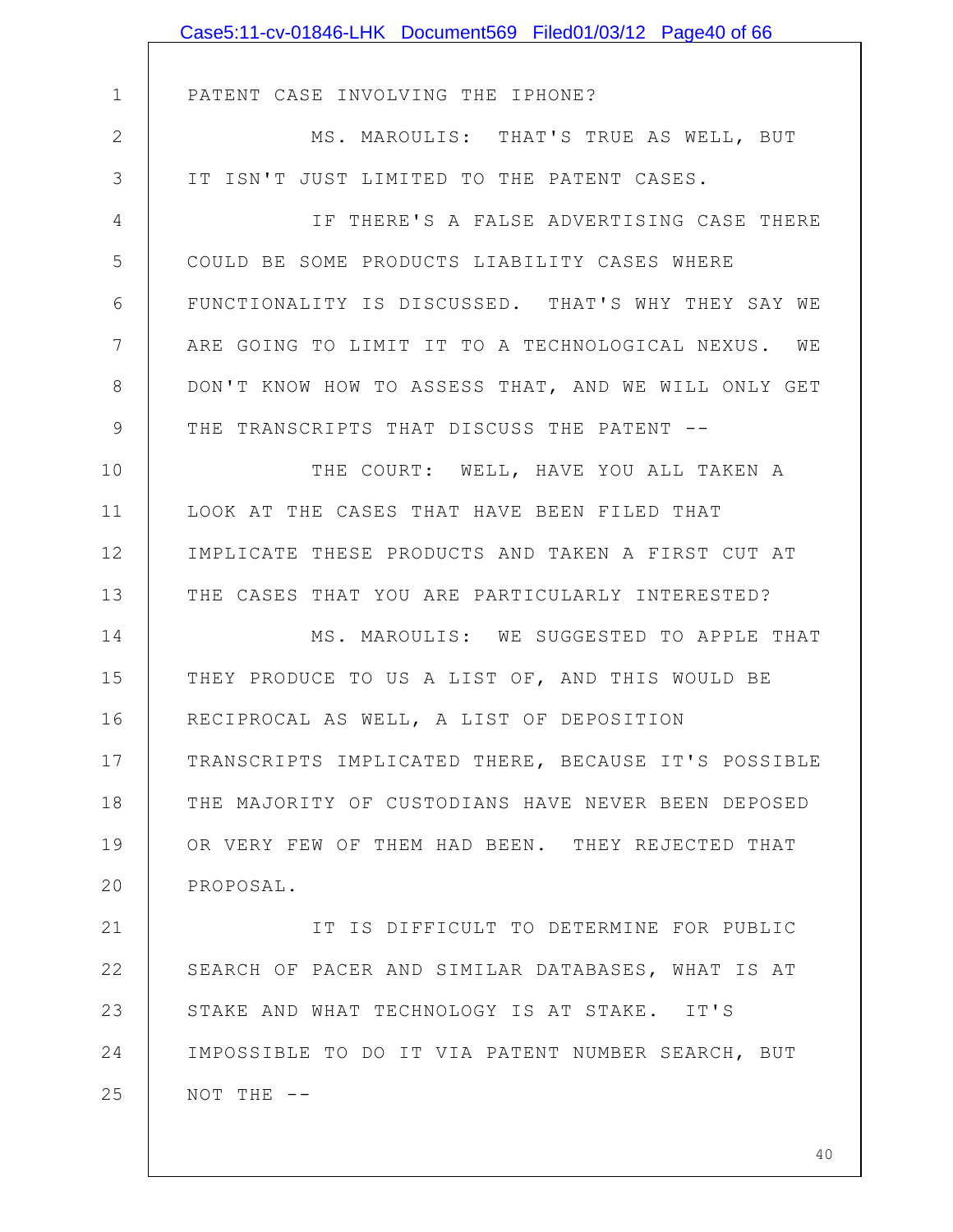PATENT CASE INVOLVING THE IPHONE?

MS. MAROULIS: THAT'S TRUE AS WELL, BUT IT ISN'T JUST LIMITED TO THE PATENT CASES.

IF THERE'S A FALSE ADVERTISING CASE THERE COULD BE SOME PRODUCTS LIABILITY CASES WHERE FUNCTIONALITY IS DISCUSSED. THAT'S WHY THEY SAY WE ARE GOING TO LIMIT IT TO A TECHNOLOGICAL NEXUS. WE DON'T KNOW HOW TO ASSESS THAT, AND WE WILL ONLY GET THE TRANSCRIPTS THAT DISCUSS THE PATENT --

THE COURT: WELL, HAVE YOU ALL TAKEN A LOOK AT THE CASES THAT HAVE BEEN FILED THAT IMPLICATE THESE PRODUCTS AND TAKEN A FIRST CUT AT THE CASES THAT YOU ARE PARTICULARLY INTERESTED?

MS. MAROULIS: WE SUGGESTED TO APPLE THAT THEY PRODUCE TO US A LIST OF, AND THIS WOULD BE RECIPROCAL AS WELL, A LIST OF DEPOSITION TRANSCRIPTS IMPLICATED THERE, BECAUSE IT'S POSSIBLE THE MAJORITY OF CUSTODIANS HAVE NEVER BEEN DEPOSED OR VERY FEW OF THEM HAD BEEN. THEY REJECTED THAT PROPOSAL.

IT IS DIFFICULT TO DETERMINE FOR PUBLIC SEARCH OF PACER AND SIMILAR DATABASES, WHAT IS AT STAKE AND WHAT TECHNOLOGY IS AT STAKE. IT'S IMPOSSIBLE TO DO IT VIA PATENT NUMBER SEARCH, BUT NOT THE --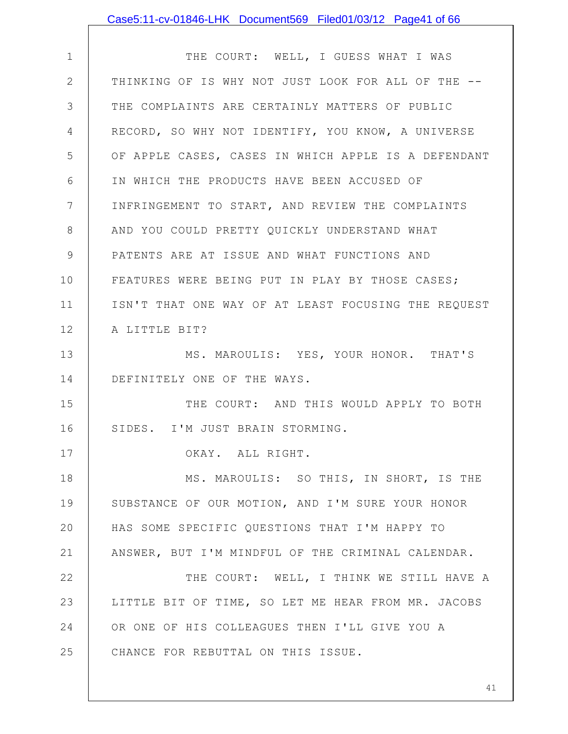THE COURT: WELL, I GUESS WHAT I WAS THINKING OF IS WHY NOT JUST LOOK FOR ALL OF THE -- THE COMPLAINTS ARE CERTAINLY MATTERS OF PUBLIC RECORD, SO WHY NOT IDENTIFY, YOU KNOW, A UNIVERSE OF APPLE CASES, CASES IN WHICH APPLE IS A DEFENDANT IN WHICH THE PRODUCTS HAVE BEEN ACCUSED OF INFRINGEMENT TO START, AND REVIEW THE COMPLAINTS AND YOU COULD PRETTY QUICKLY UNDERSTAND WHAT PATENTS ARE AT ISSUE AND WHAT FUNCTIONS AND FEATURES WERE BEING PUT IN PLAY BY THOSE CASES; ISN'T THAT ONE WAY OF AT LEAST FOCUSING THE REQUEST A LITTLE BIT?

MS. MAROULIS: YES, YOUR HONOR. THAT'S DEFINITELY ONE OF THE WAYS.

THE COURT: AND THIS WOULD APPLY TO BOTH SIDES. I'M JUST BRAIN STORMING.

OKAY. ALL RIGHT.

MS. MAROULIS: SO THIS, IN SHORT, IS THE SUBSTANCE OF OUR MOTION, AND I'M SURE YOUR HONOR HAS SOME SPECIFIC QUESTIONS THAT I'M HAPPY TO ANSWER, BUT I'M MINDFUL OF THE CRIMINAL CALENDAR.

THE COURT: WELL, I THINK WE STILL HAVE A LITTLE BIT OF TIME, SO LET ME HEAR FROM MR. JACOBS OR ONE OF HIS COLLEAGUES THEN I'LL GIVE YOU A CHANCE FOR REBUTTAL ON THIS ISSUE.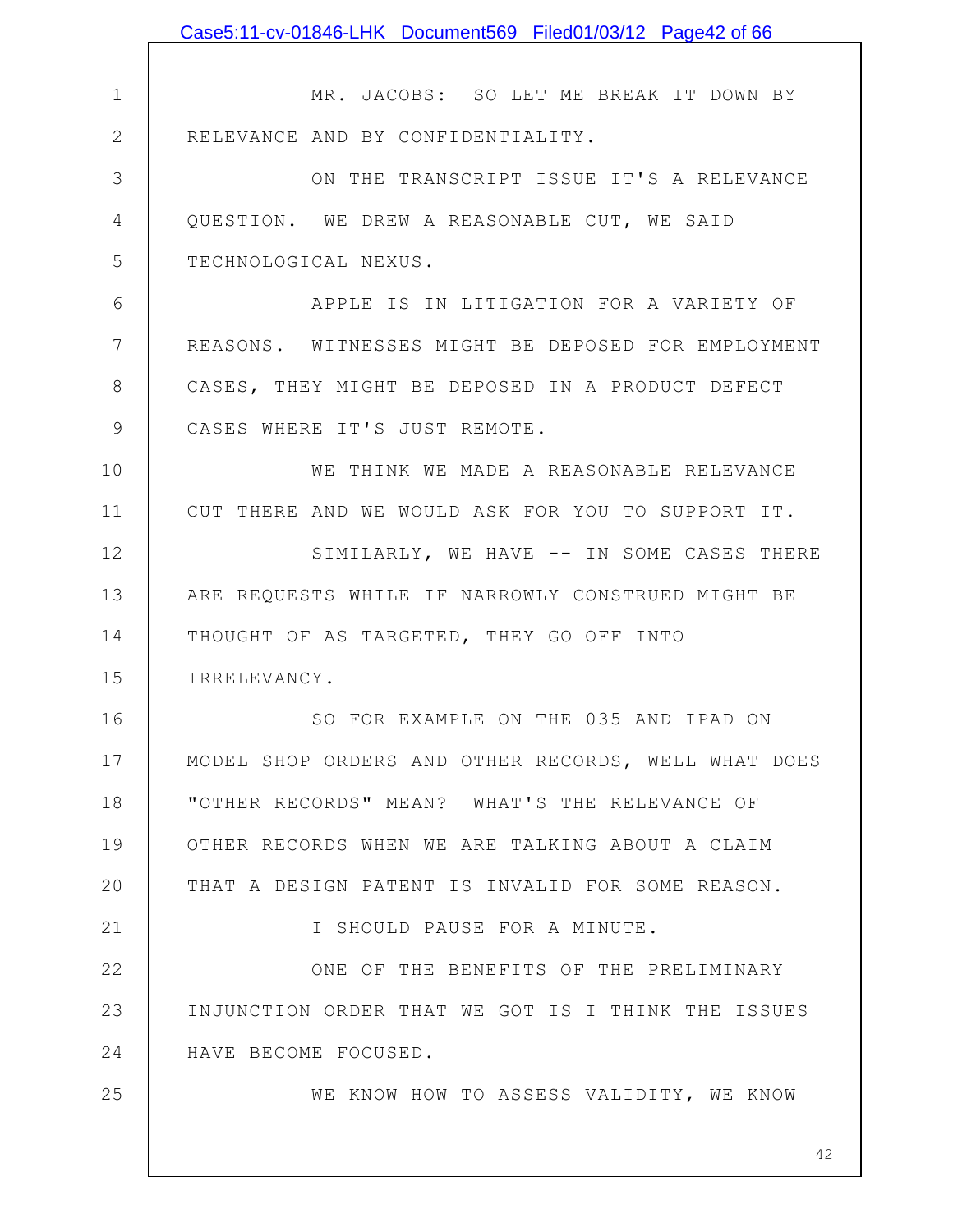MR. JACOBS: SO LET ME BREAK IT DOWN BY RELEVANCE AND BY CONFIDENTIALITY.

ON THE TRANSCRIPT ISSUE IT'S A RELEVANCE QUESTION. WE DREW A REASONABLE CUT, WE SAID TECHNOLOGICAL NEXUS.

APPLE IS IN LITIGATION FOR A VARIETY OF REASONS. WITNESSES MIGHT BE DEPOSED FOR EMPLOYMENT CASES, THEY MIGHT BE DEPOSED IN A PRODUCT DEFECT CASES WHERE IT'S JUST REMOTE.

WE THINK WE MADE A REASONABLE RELEVANCE CUT THERE AND WE WOULD ASK FOR YOU TO SUPPORT IT.

SIMILARLY, WE HAVE -- IN SOME CASES THERE ARE REQUESTS WHILE IF NARROWLY CONSTRUED MIGHT BE THOUGHT OF AS TARGETED, THEY GO OFF INTO IRRELEVANCY.

SO FOR EXAMPLE ON THE 035 AND IPAD ON MODEL SHOP ORDERS AND OTHER RECORDS, WELL WHAT DOES "OTHER RECORDS" MEAN? WHAT'S THE RELEVANCE OF OTHER RECORDS WHEN WE ARE TALKING ABOUT A CLAIM THAT A DESIGN PATENT IS INVALID FOR SOME REASON.

I SHOULD PAUSE FOR A MINUTE.

ONE OF THE BENEFITS OF THE PRELIMINARY INJUNCTION ORDER THAT WE GOT IS I THINK THE ISSUES HAVE BECOME FOCUSED.

WE KNOW HOW TO ASSESS VALIDITY, WE KNOW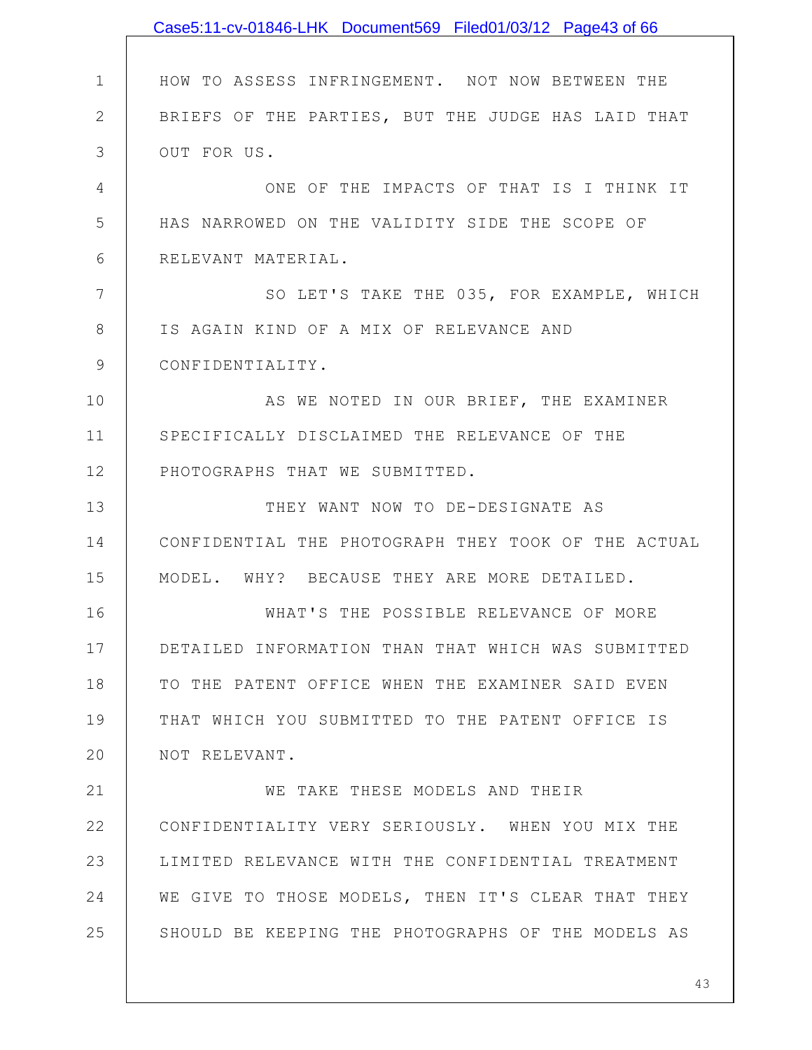HOW TO ASSESS INFRINGEMENT. NOT NOW BETWEEN THE BRIEFS OF THE PARTIES, BUT THE JUDGE HAS LAID THAT OUT FOR US.

ONE OF THE IMPACTS OF THAT IS I THINK IT HAS NARROWED ON THE VALIDITY SIDE THE SCOPE OF RELEVANT MATERIAL.

SO LET'S TAKE THE 035, FOR EXAMPLE, WHICH IS AGAIN KIND OF A MIX OF RELEVANCE AND CONFIDENTIALITY.

AS WE NOTED IN OUR BRIEF, THE EXAMINER SPECIFICALLY DISCLAIMED THE RELEVANCE OF THE PHOTOGRAPHS THAT WE SUBMITTED.

THEY WANT NOW TO DE-DESIGNATE AS CONFIDENTIAL THE PHOTOGRAPH THEY TOOK OF THE ACTUAL MODEL. WHY? BECAUSE THEY ARE MORE DETAILED.

WHAT'S THE POSSIBLE RELEVANCE OF MORE DETAILED INFORMATION THAN THAT WHICH WAS SUBMITTED TO THE PATENT OFFICE WHEN THE EXAMINER SAID EVEN THAT WHICH YOU SUBMITTED TO THE PATENT OFFICE IS NOT RELEVANT.

WE TAKE THESE MODELS AND THEIR CONFIDENTIALITY VERY SERIOUSLY. WHEN YOU MIX THE LIMITED RELEVANCE WITH THE CONFIDENTIAL TREATMENT WE GIVE TO THOSE MODELS, THEN IT'S CLEAR THAT THEY SHOULD BE KEEPING THE PHOTOGRAPHS OF THE MODELS AS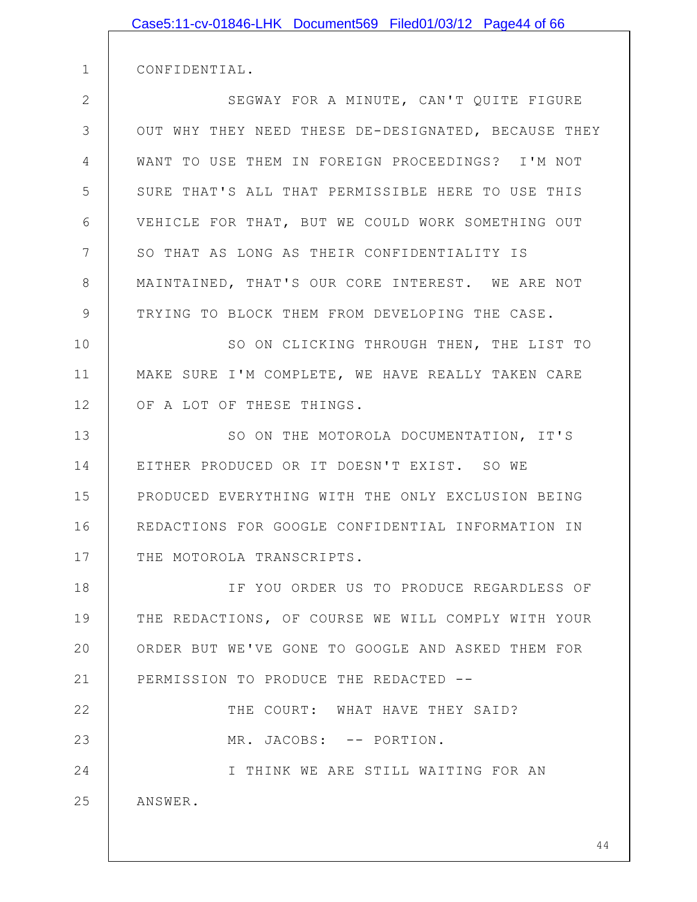CONFIDENTIAL.

SEGWAY FOR A MINUTE, CAN'T QUITE FIGURE OUT WHY THEY NEED THESE DE-DESIGNATED, BECAUSE THEY WANT TO USE THEM IN FOREIGN PROCEEDINGS? I'M NOT SURE THAT'S ALL THAT PERMISSIBLE HERE TO USE THIS VEHICLE FOR THAT, BUT WE COULD WORK SOMETHING OUT SO THAT AS LONG AS THEIR CONFIDENTIALITY IS MAINTAINED, THAT'S OUR CORE INTEREST. WE ARE NOT TRYING TO BLOCK THEM FROM DEVELOPING THE CASE.

SO ON CLICKING THROUGH THEN, THE LIST TO MAKE SURE I'M COMPLETE, WE HAVE REALLY TAKEN CARE OF A LOT OF THESE THINGS.

SO ON THE MOTOROLA DOCUMENTATION, IT'S EITHER PRODUCED OR IT DOESN'T EXIST. SO WE PRODUCED EVERYTHING WITH THE ONLY EXCLUSION BEING REDACTIONS FOR GOOGLE CONFIDENTIAL INFORMATION IN THE MOTOROLA TRANSCRIPTS.

IF YOU ORDER US TO PRODUCE REGARDLESS OF THE REDACTIONS, OF COURSE WE WILL COMPLY WITH YOUR ORDER BUT WE'VE GONE TO GOOGLE AND ASKED THEM FOR PERMISSION TO PRODUCE THE REDACTED --

THE COURT: WHAT HAVE THEY SAID?

MR. JACOBS: -- PORTION.

I THINK WE ARE STILL WAITING FOR AN ANSWER.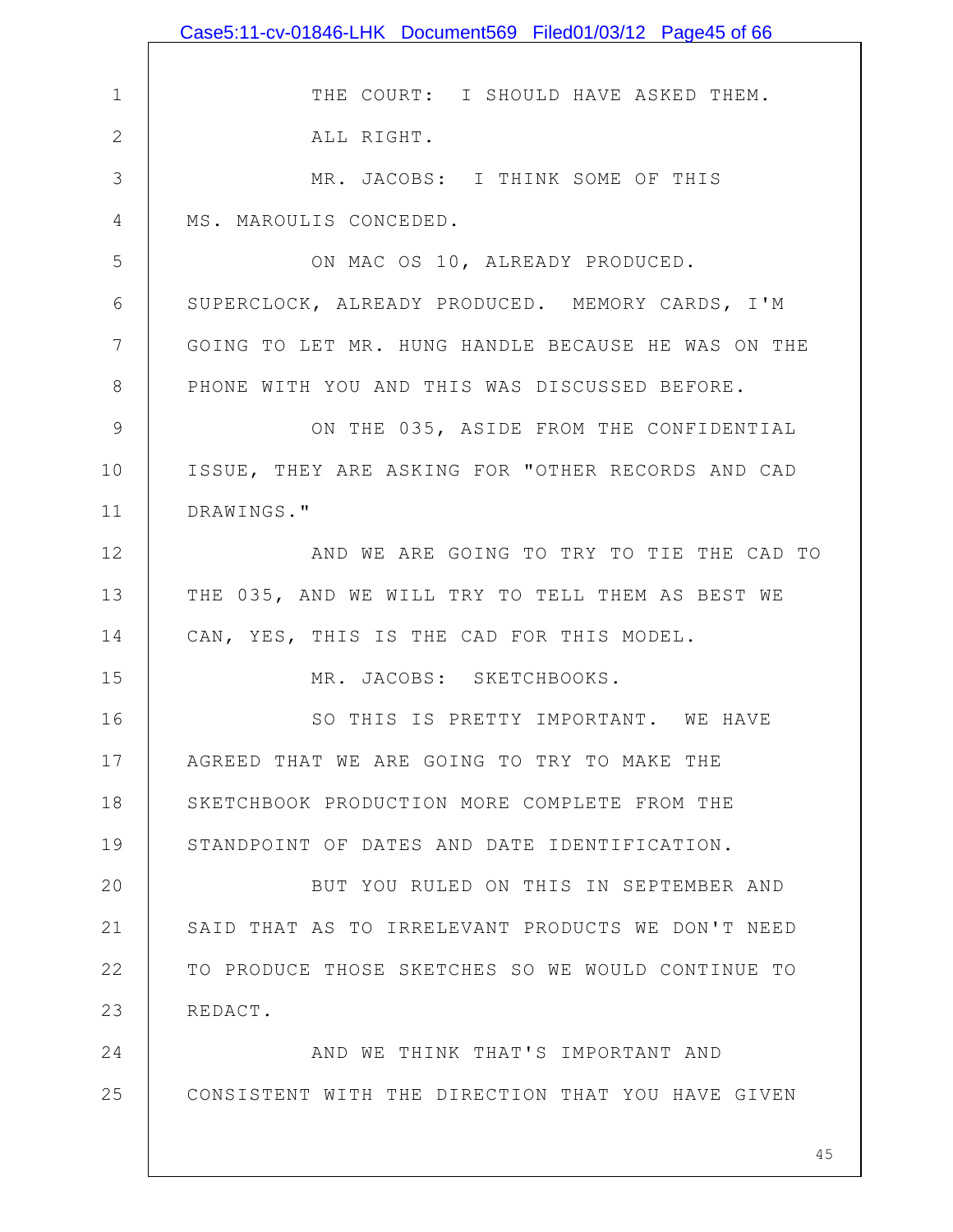THE COURT: I SHOULD HAVE ASKED THEM.

ALL RIGHT.

MR. JACOBS: I THINK SOME OF THIS MS. MAROULIS CONCEDED.

ON MAC OS 10, ALREADY PRODUCED. SUPERCLOCK, ALREADY PRODUCED. MEMORY CARDS, I'M GOING TO LET MR. HUNG HANDLE BECAUSE HE WAS ON THE PHONE WITH YOU AND THIS WAS DISCUSSED BEFORE.

ON THE 035, ASIDE FROM THE CONFIDENTIAL ISSUE, THEY ARE ASKING FOR "OTHER RECORDS AND CAD DRAWINGS."

AND WE ARE GOING TO TRY TO TIE THE CAD TO THE 035, AND WE WILL TRY TO TELL THEM AS BEST WE CAN, YES, THIS IS THE CAD FOR THIS MODEL.

MR. JACOBS: SKETCHBOOKS.

SO THIS IS PRETTY IMPORTANT. WE HAVE AGREED THAT WE ARE GOING TO TRY TO MAKE THE SKETCHBOOK PRODUCTION MORE COMPLETE FROM THE STANDPOINT OF DATES AND DATE IDENTIFICATION.

BUT YOU RULED ON THIS IN SEPTEMBER AND SAID THAT AS TO IRRELEVANT PRODUCTS WE DON'T NEED TO PRODUCE THOSE SKETCHES SO WE WOULD CONTINUE TO REDACT.

AND WE THINK THAT'S IMPORTANT AND CONSISTENT WITH THE DIRECTION THAT YOU HAVE GIVEN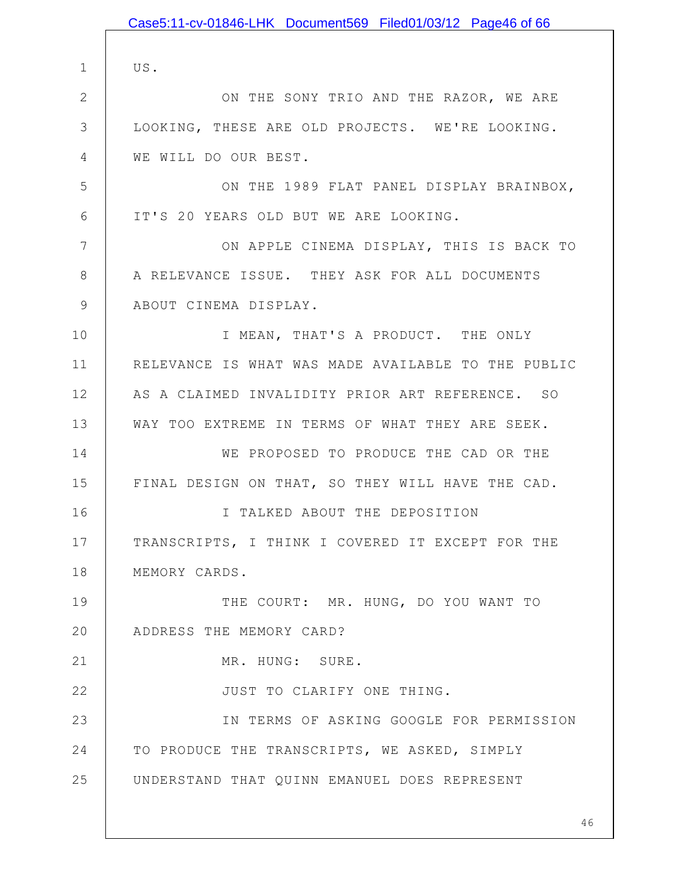US.

ON THE SONY TRIO AND THE RAZOR, WE ARE LOOKING, THESE ARE OLD PROJECTS. WE'RE LOOKING. WE WILL DO OUR BEST.

ON THE 1989 FLAT PANEL DISPLAY BRAINBOX, IT'S 20 YEARS OLD BUT WE ARE LOOKING.

ON APPLE CINEMA DISPLAY, THIS IS BACK TO A RELEVANCE ISSUE. THEY ASK FOR ALL DOCUMENTS ABOUT CINEMA DISPLAY.

I MEAN, THAT'S A PRODUCT. THE ONLY RELEVANCE IS WHAT WAS MADE AVAILABLE TO THE PUBLIC AS A CLAIMED INVALIDITY PRIOR ART REFERENCE. SO WAY TOO EXTREME IN TERMS OF WHAT THEY ARE SEEK.

WE PROPOSED TO PRODUCE THE CAD OR THE FINAL DESIGN ON THAT, SO THEY WILL HAVE THE CAD.

I TALKED ABOUT THE DEPOSITION TRANSCRIPTS, I THINK I COVERED IT EXCEPT FOR THE MEMORY CARDS.

THE COURT: MR. HUNG, DO YOU WANT TO ADDRESS THE MEMORY CARD?

MR. HUNG: SURE.

JUST TO CLARIFY ONE THING.

IN TERMS OF ASKING GOOGLE FOR PERMISSION TO PRODUCE THE TRANSCRIPTS, WE ASKED, SIMPLY UNDERSTAND THAT QUINN EMANUEL DOES REPRESENT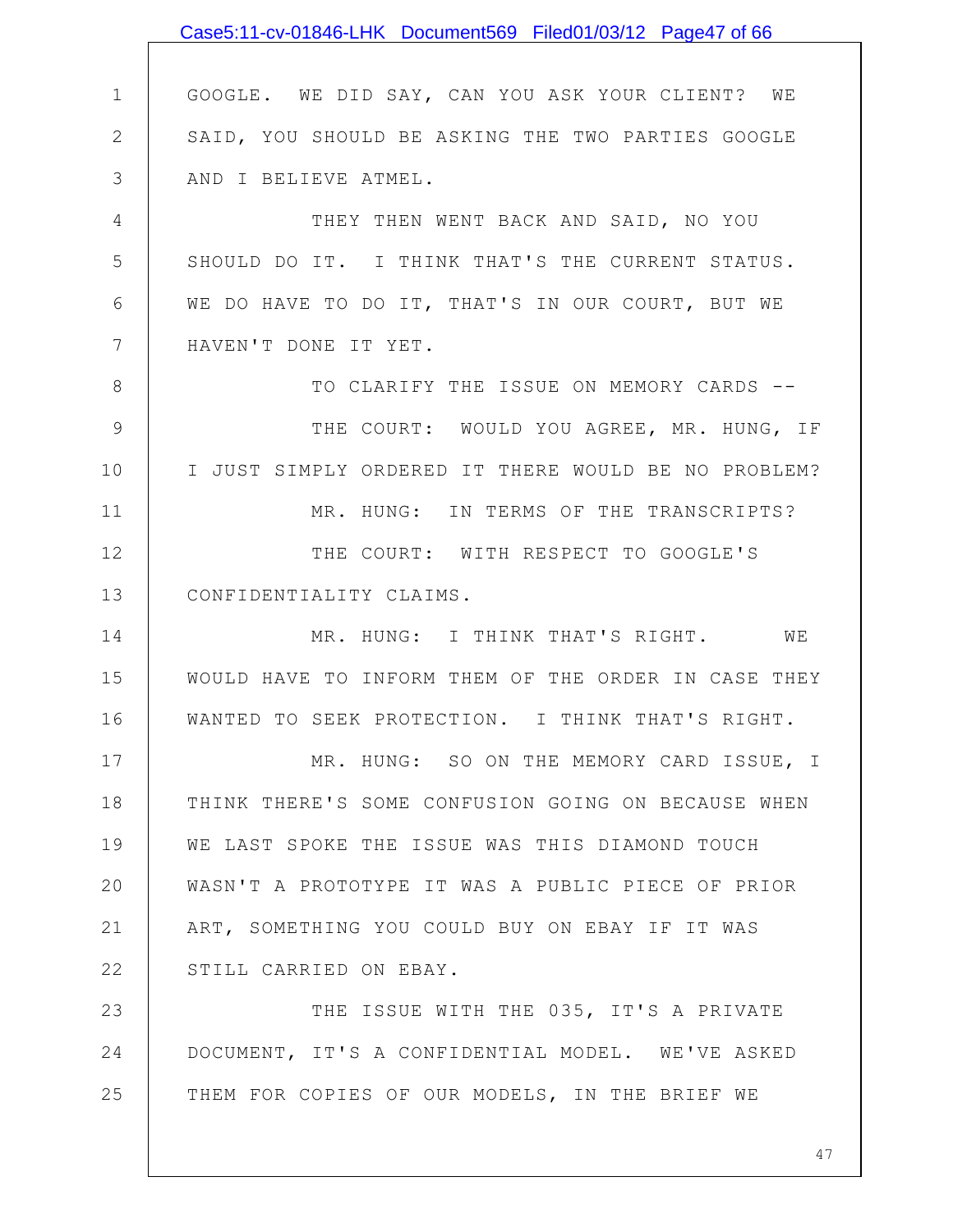GOOGLE. WE DID SAY, CAN YOU ASK YOUR CLIENT? WE SAID, YOU SHOULD BE ASKING THE TWO PARTIES GOOGLE AND I BELIEVE ATMEL.

THEY THEN WENT BACK AND SAID, NO YOU SHOULD DO IT. I THINK THAT'S THE CURRENT STATUS. WE DO HAVE TO DO IT, THAT'S IN OUR COURT, BUT WE HAVEN'T DONE IT YET.

TO CLARIFY THE ISSUE ON MEMORY CARDS --

THE COURT: WOULD YOU AGREE, MR. HUNG, IF I JUST SIMPLY ORDERED IT THERE WOULD BE NO PROBLEM?

MR. HUNG: IN TERMS OF THE TRANSCRIPTS?

THE COURT: WITH RESPECT TO GOOGLE'S CONFIDENTIALITY CLAIMS.

MR. HUNG: I THINK THAT'S RIGHT. WE WOULD HAVE TO INFORM THEM OF THE ORDER IN CASE THEY WANTED TO SEEK PROTECTION. I THINK THAT'S RIGHT.

MR. HUNG: SO ON THE MEMORY CARD ISSUE, I THINK THERE'S SOME CONFUSION GOING ON BECAUSE WHEN WE LAST SPOKE THE ISSUE WAS THIS DIAMOND TOUCH WASN'T A PROTOTYPE IT WAS A PUBLIC PIECE OF PRIOR ART, SOMETHING YOU COULD BUY ON EBAY IF IT WAS STILL CARRIED ON EBAY.

THE ISSUE WITH THE 035, IT'S A PRIVATE DOCUMENT, IT'S A CONFIDENTIAL MODEL. WE'VE ASKED THEM FOR COPIES OF OUR MODELS, IN THE BRIEF WE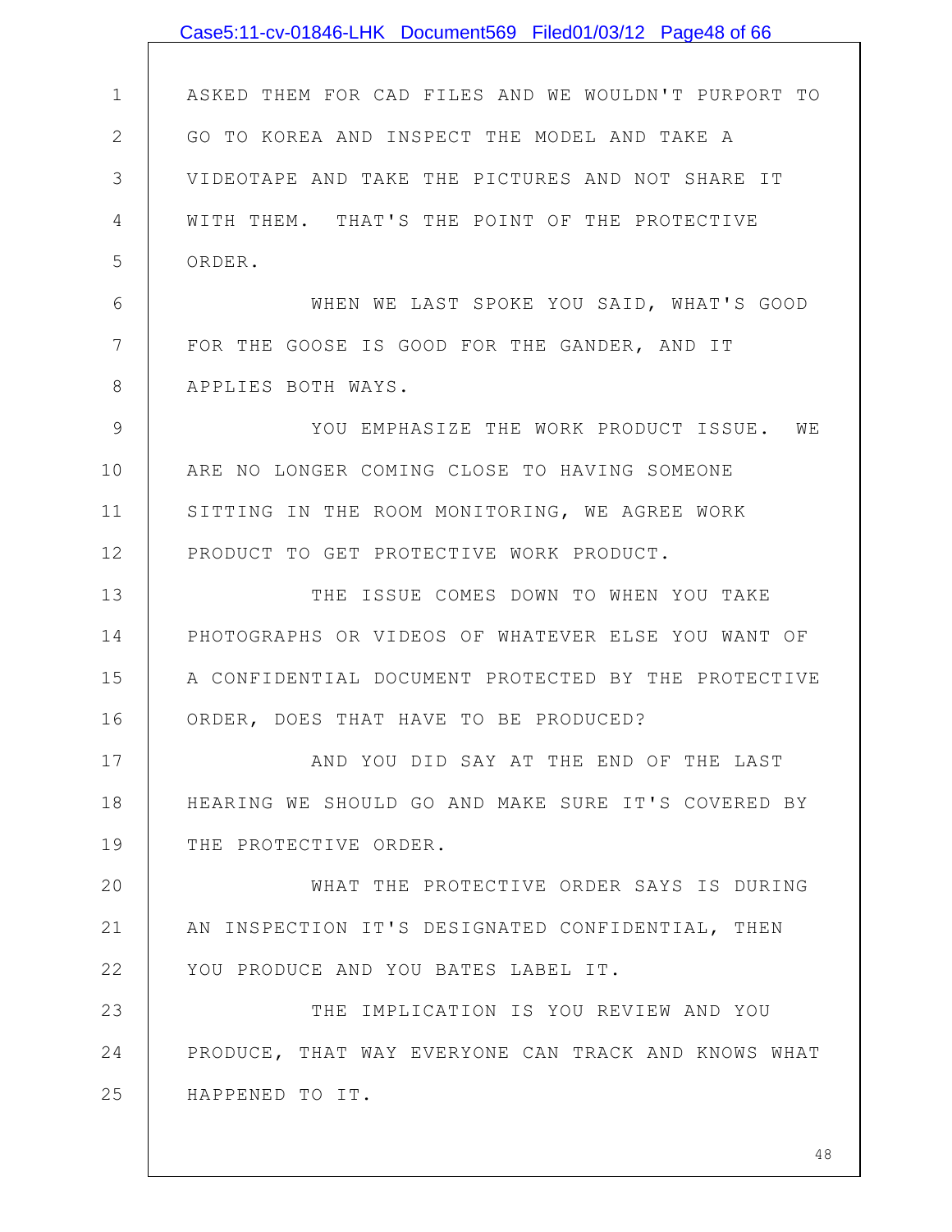ASKED THEM FOR CAD FILES AND WE WOULDN'T PURPORT TO GO TO KOREA AND INSPECT THE MODEL AND TAKE A VIDEOTAPE AND TAKE THE PICTURES AND NOT SHARE IT WITH THEM. THAT'S THE POINT OF THE PROTECTIVE ORDER.

WHEN WE LAST SPOKE YOU SAID, WHAT'S GOOD FOR THE GOOSE IS GOOD FOR THE GANDER, AND IT APPLIES BOTH WAYS.

YOU EMPHASIZE THE WORK PRODUCT ISSUE. WE ARE NO LONGER COMING CLOSE TO HAVING SOMEONE SITTING IN THE ROOM MONITORING, WE AGREE WORK PRODUCT TO GET PROTECTIVE WORK PRODUCT.

THE ISSUE COMES DOWN TO WHEN YOU TAKE PHOTOGRAPHS OR VIDEOS OF WHATEVER ELSE YOU WANT OF A CONFIDENTIAL DOCUMENT PROTECTED BY THE PROTECTIVE ORDER, DOES THAT HAVE TO BE PRODUCED?

AND YOU DID SAY AT THE END OF THE LAST HEARING WE SHOULD GO AND MAKE SURE IT'S COVERED BY THE PROTECTIVE ORDER.

WHAT THE PROTECTIVE ORDER SAYS IS DURING AN INSPECTION IT'S DESIGNATED CONFIDENTIAL, THEN YOU PRODUCE AND YOU BATES LABEL IT.

THE IMPLICATION IS YOU REVIEW AND YOU PRODUCE, THAT WAY EVERYONE CAN TRACK AND KNOWS WHAT HAPPENED TO IT.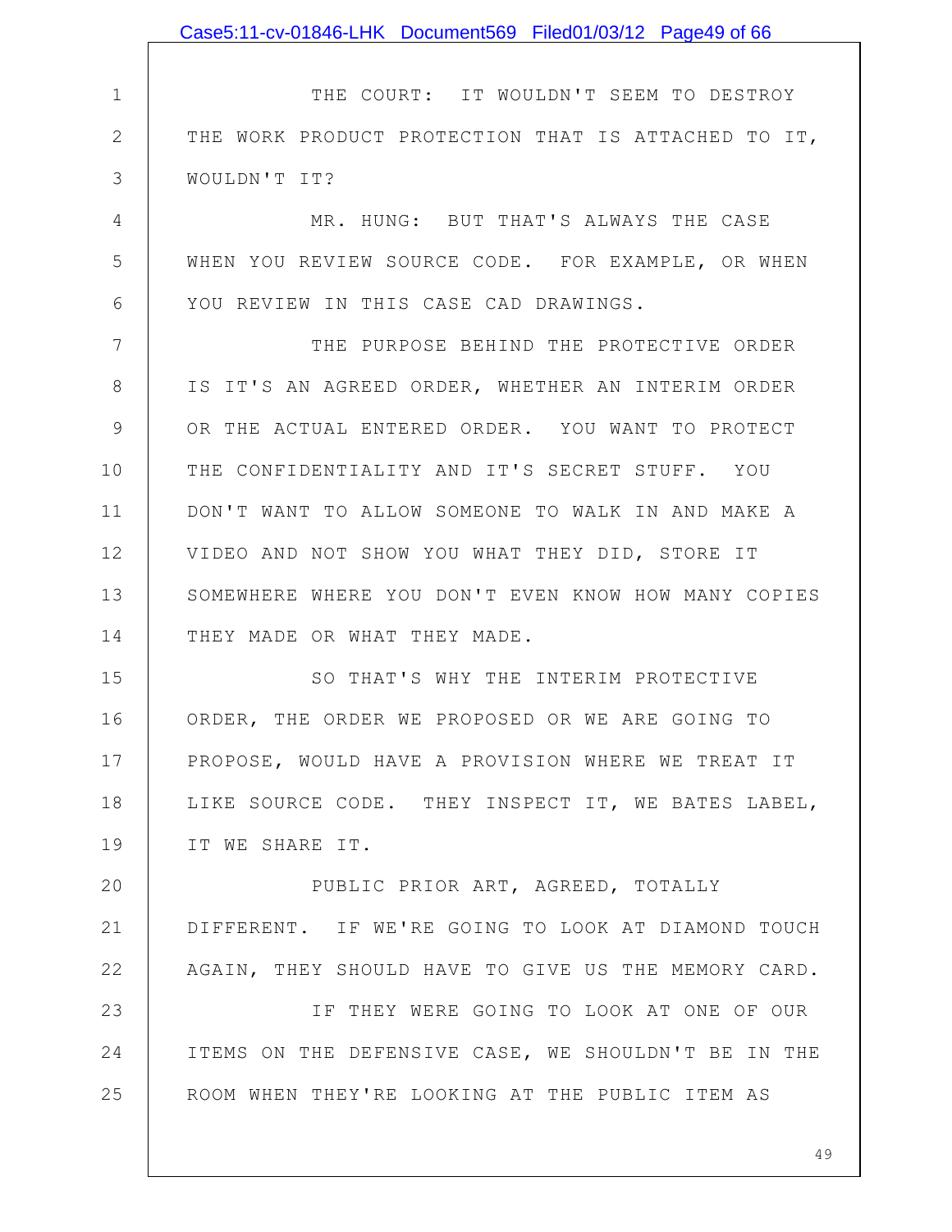THE COURT: IT WOULDN'T SEEM TO DESTROY THE WORK PRODUCT PROTECTION THAT IS ATTACHED TO IT, WOULDN'T IT?

MR. HUNG: BUT THAT'S ALWAYS THE CASE WHEN YOU REVIEW SOURCE CODE. FOR EXAMPLE, OR WHEN YOU REVIEW IN THIS CASE CAD DRAWINGS.

THE PURPOSE BEHIND THE PROTECTIVE ORDER IS IT'S AN AGREED ORDER, WHETHER AN INTERIM ORDER OR THE ACTUAL ENTERED ORDER. YOU WANT TO PROTECT THE CONFIDENTIALITY AND IT'S SECRET STUFF. YOU DON'T WANT TO ALLOW SOMEONE TO WALK IN AND MAKE A VIDEO AND NOT SHOW YOU WHAT THEY DID, STORE IT SOMEWHERE WHERE YOU DON'T EVEN KNOW HOW MANY COPIES THEY MADE OR WHAT THEY MADE.

SO THAT'S WHY THE INTERIM PROTECTIVE ORDER, THE ORDER WE PROPOSED OR WE ARE GOING TO PROPOSE, WOULD HAVE A PROVISION WHERE WE TREAT IT LIKE SOURCE CODE. THEY INSPECT IT, WE BATES LABEL, IT WE SHARE IT.

PUBLIC PRIOR ART, AGREED, TOTALLY DIFFERENT. IF WE'RE GOING TO LOOK AT DIAMOND TOUCH AGAIN, THEY SHOULD HAVE TO GIVE US THE MEMORY CARD.

IF THEY WERE GOING TO LOOK AT ONE OF OUR ITEMS ON THE DEFENSIVE CASE, WE SHOULDN'T BE IN THE ROOM WHEN THEY'RE LOOKING AT THE PUBLIC ITEM AS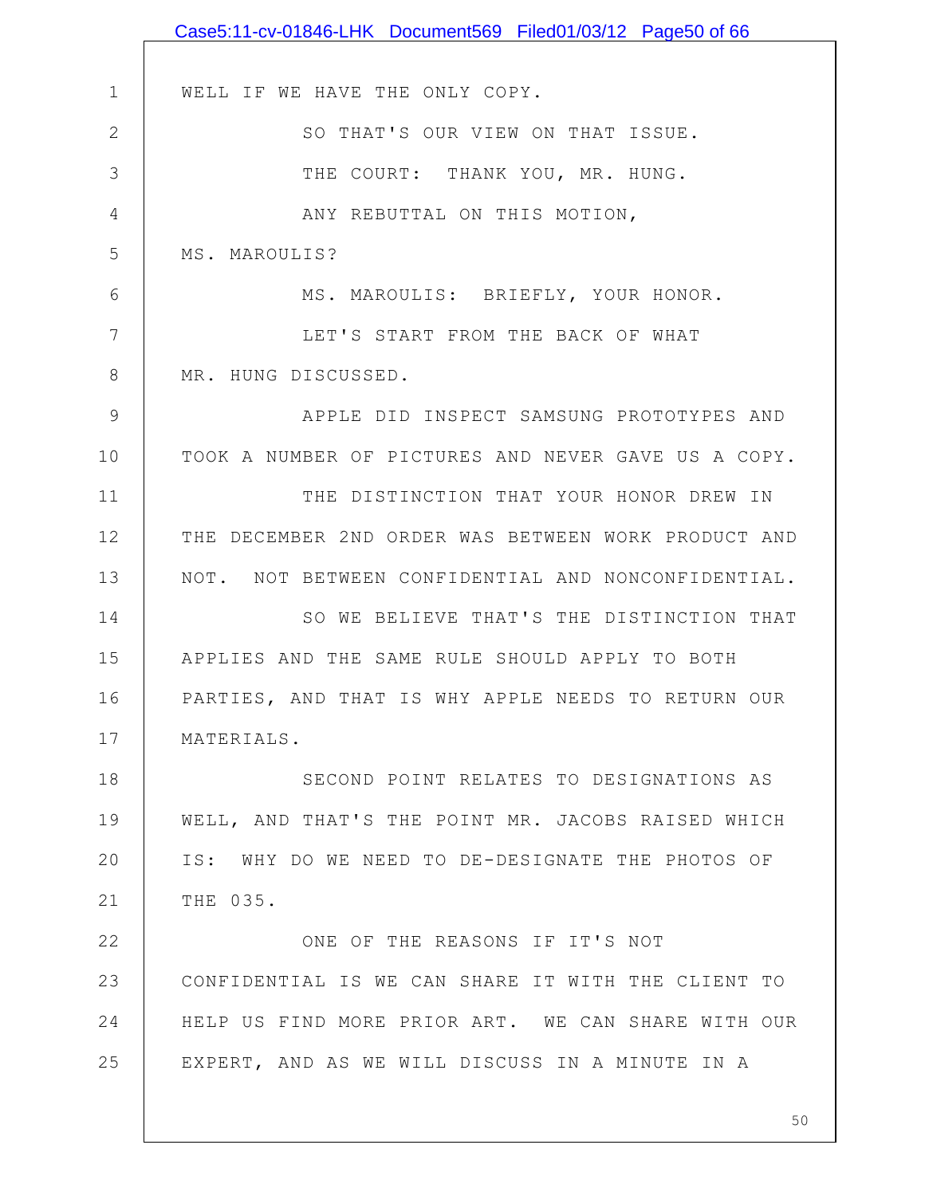WELL IF WE HAVE THE ONLY COPY.

SO THAT'S OUR VIEW ON THAT ISSUE.

THE COURT: THANK YOU, MR. HUNG.

ANY REBUTTAL ON THIS MOTION, MS. MAROULIS?

MS. MAROULIS: BRIEFLY, YOUR HONOR.

LET'S START FROM THE BACK OF WHAT MR. HUNG DISCUSSED.

APPLE DID INSPECT SAMSUNG PROTOTYPES AND TOOK A NUMBER OF PICTURES AND NEVER GAVE US A COPY.

THE DISTINCTION THAT YOUR HONOR DREW IN THE DECEMBER 2ND ORDER WAS BETWEEN WORK PRODUCT AND NOT. NOT BETWEEN CONFIDENTIAL AND NONCONFIDENTIAL.

SO WE BELIEVE THAT'S THE DISTINCTION THAT APPLIES AND THE SAME RULE SHOULD APPLY TO BOTH PARTIES, AND THAT IS WHY APPLE NEEDS TO RETURN OUR MATERIALS.

SECOND POINT RELATES TO DESIGNATIONS AS WELL, AND THAT'S THE POINT MR. JACOBS RAISED WHICH IS: WHY DO WE NEED TO DE-DESIGNATE THE PHOTOS OF THE 035.

ONE OF THE REASONS IF IT'S NOT CONFIDENTIAL IS WE CAN SHARE IT WITH THE CLIENT TO HELP US FIND MORE PRIOR ART. WE CAN SHARE WITH OUR EXPERT, AND AS WE WILL DISCUSS IN A MINUTE IN A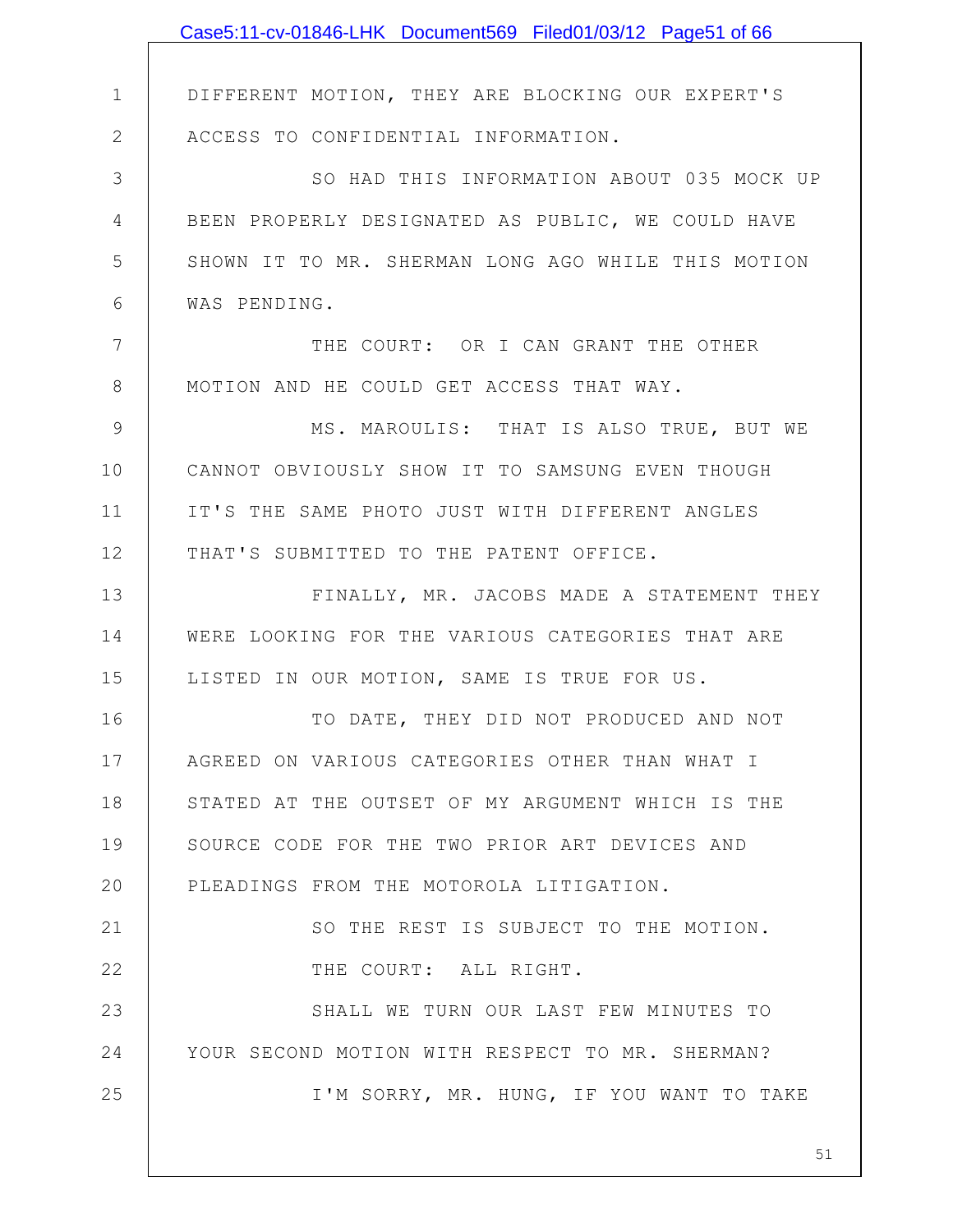DIFFERENT MOTION, THEY ARE BLOCKING OUR EXPERT'S ACCESS TO CONFIDENTIAL INFORMATION.

SO HAD THIS INFORMATION ABOUT 035 MOCK UP BEEN PROPERLY DESIGNATED AS PUBLIC, WE COULD HAVE SHOWN IT TO MR. SHERMAN LONG AGO WHILE THIS MOTION WAS PENDING.

THE COURT: OR I CAN GRANT THE OTHER MOTION AND HE COULD GET ACCESS THAT WAY.

MS. MAROULIS: THAT IS ALSO TRUE, BUT WE CANNOT OBVIOUSLY SHOW IT TO SAMSUNG EVEN THOUGH IT'S THE SAME PHOTO JUST WITH DIFFERENT ANGLES THAT'S SUBMITTED TO THE PATENT OFFICE.

FINALLY, MR. JACOBS MADE A STATEMENT THEY WERE LOOKING FOR THE VARIOUS CATEGORIES THAT ARE LISTED IN OUR MOTION, SAME IS TRUE FOR US.

TO DATE, THEY DID NOT PRODUCED AND NOT AGREED ON VARIOUS CATEGORIES OTHER THAN WHAT I STATED AT THE OUTSET OF MY ARGUMENT WHICH IS THE SOURCE CODE FOR THE TWO PRIOR ART DEVICES AND PLEADINGS FROM THE MOTOROLA LITIGATION.

SO THE REST IS SUBJECT TO THE MOTION.

THE COURT: ALL RIGHT.

SHALL WE TURN OUR LAST FEW MINUTES TO YOUR SECOND MOTION WITH RESPECT TO MR. SHERMAN?

I'M SORRY, MR. HUNG, IF YOU WANT TO TAKE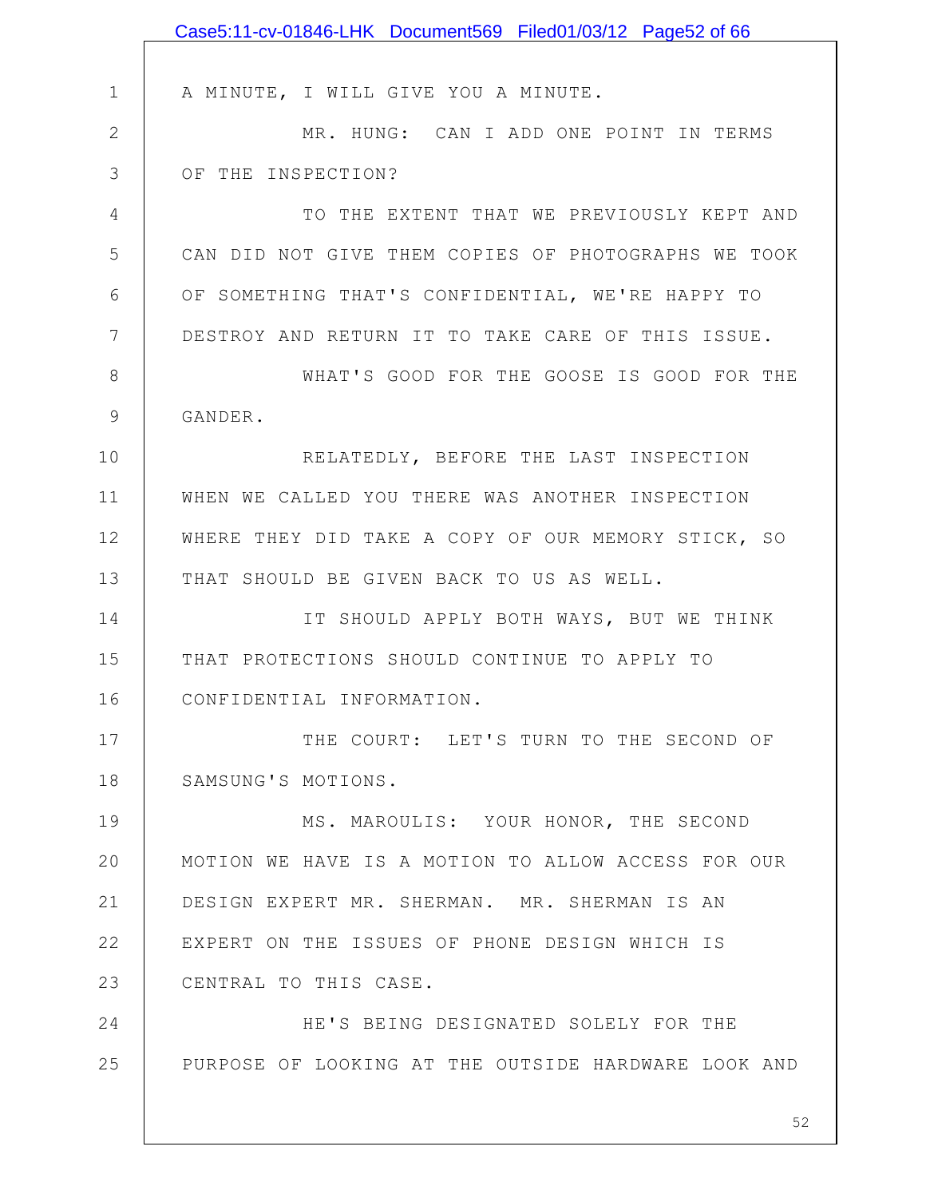A MINUTE, I WILL GIVE YOU A MINUTE.

MR. HUNG: CAN I ADD ONE POINT IN TERMS OF THE INSPECTION?

TO THE EXTENT THAT WE PREVIOUSLY KEPT AND CAN DID NOT GIVE THEM COPIES OF PHOTOGRAPHS WE TOOK OF SOMETHING THAT'S CONFIDENTIAL, WE'RE HAPPY TO DESTROY AND RETURN IT TO TAKE CARE OF THIS ISSUE.

WHAT'S GOOD FOR THE GOOSE IS GOOD FOR THE GANDER.

RELATEDLY, BEFORE THE LAST INSPECTION WHEN WE CALLED YOU THERE WAS ANOTHER INSPECTION WHERE THEY DID TAKE A COPY OF OUR MEMORY STICK, SO THAT SHOULD BE GIVEN BACK TO US AS WELL.

IT SHOULD APPLY BOTH WAYS, BUT WE THINK THAT PROTECTIONS SHOULD CONTINUE TO APPLY TO CONFIDENTIAL INFORMATION.

THE COURT: LET'S TURN TO THE SECOND OF SAMSUNG'S MOTIONS.

MS. MAROULIS: YOUR HONOR, THE SECOND MOTION WE HAVE IS A MOTION TO ALLOW ACCESS FOR OUR DESIGN EXPERT MR. SHERMAN. MR. SHERMAN IS AN EXPERT ON THE ISSUES OF PHONE DESIGN WHICH IS CENTRAL TO THIS CASE.

HE'S BEING DESIGNATED SOLELY FOR THE PURPOSE OF LOOKING AT THE OUTSIDE HARDWARE LOOK AND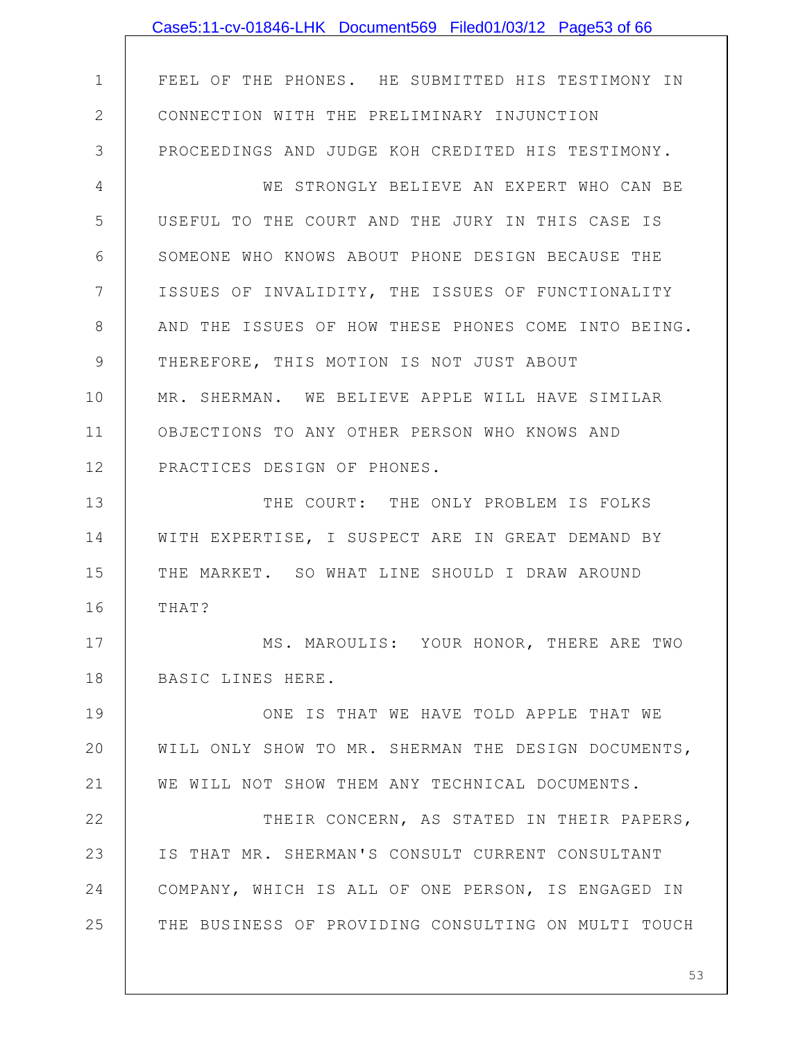FEEL OF THE PHONES. HE SUBMITTED HIS TESTIMONY IN CONNECTION WITH THE PRELIMINARY INJUNCTION PROCEEDINGS AND JUDGE KOH CREDITED HIS TESTIMONY.

WE STRONGLY BELIEVE AN EXPERT WHO CAN BE USEFUL TO THE COURT AND THE JURY IN THIS CASE IS SOMEONE WHO KNOWS ABOUT PHONE DESIGN BECAUSE THE ISSUES OF INVALIDITY, THE ISSUES OF FUNCTIONALITY AND THE ISSUES OF HOW THESE PHONES COME INTO BEING. THEREFORE, THIS MOTION IS NOT JUST ABOUT MR. SHERMAN. WE BELIEVE APPLE WILL HAVE SIMILAR OBJECTIONS TO ANY OTHER PERSON WHO KNOWS AND PRACTICES DESIGN OF PHONES.

THE COURT: THE ONLY PROBLEM IS FOLKS WITH EXPERTISE, I SUSPECT ARE IN GREAT DEMAND BY THE MARKET. SO WHAT LINE SHOULD I DRAW AROUND THAT?

MS. MAROULIS: YOUR HONOR, THERE ARE TWO BASIC LINES HERE.

ONE IS THAT WE HAVE TOLD APPLE THAT WE WILL ONLY SHOW TO MR. SHERMAN THE DESIGN DOCUMENTS, WE WILL NOT SHOW THEM ANY TECHNICAL DOCUMENTS.

THEIR CONCERN, AS STATED IN THEIR PAPERS, IS THAT MR. SHERMAN'S CONSULT CURRENT CONSULTANT COMPANY, WHICH IS ALL OF ONE PERSON, IS ENGAGED IN THE BUSINESS OF PROVIDING CONSULTING ON MULTI TOUCH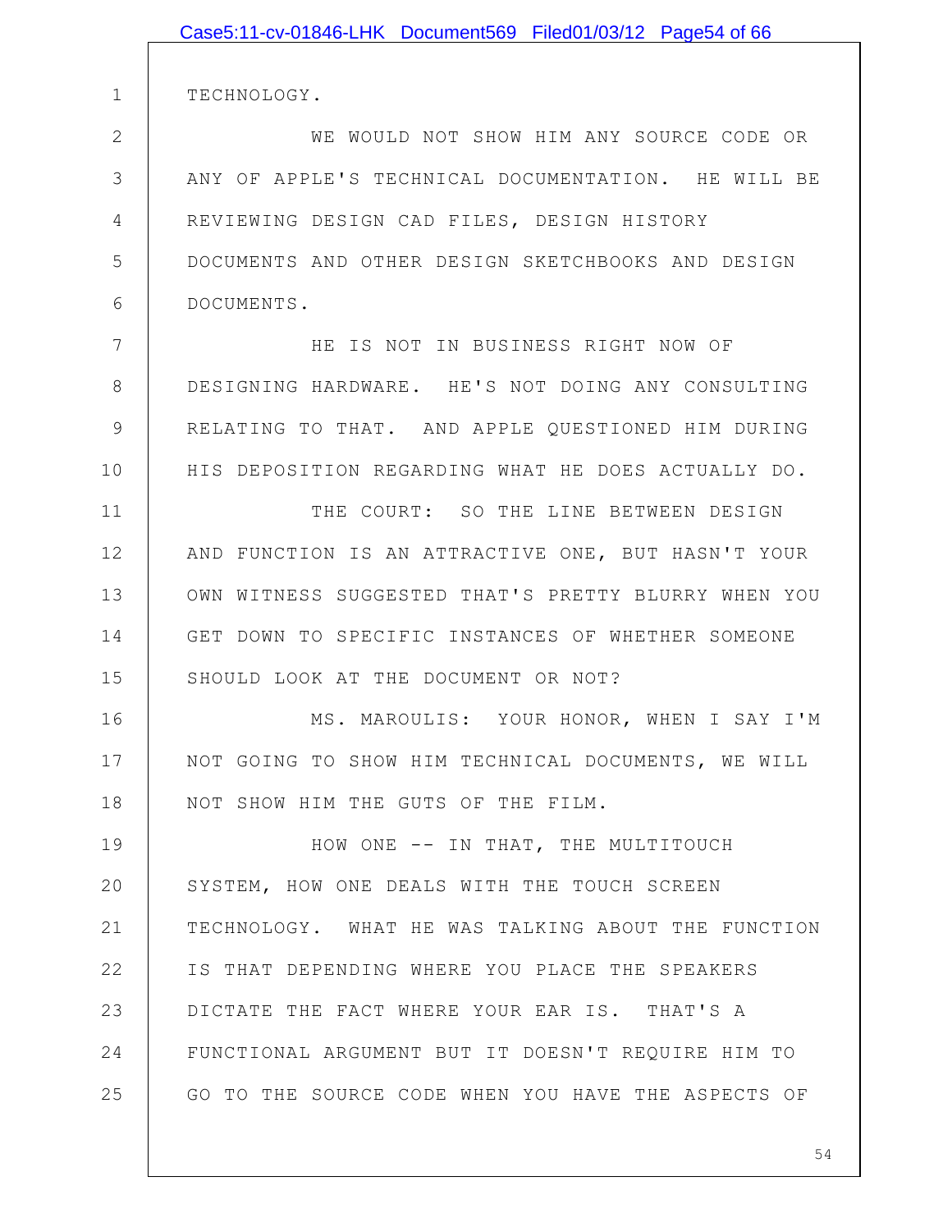TECHNOLOGY.

WE WOULD NOT SHOW HIM ANY SOURCE CODE OR ANY OF APPLE'S TECHNICAL DOCUMENTATION. HE WILL BE REVIEWING DESIGN CAD FILES, DESIGN HISTORY DOCUMENTS AND OTHER DESIGN SKETCHBOOKS AND DESIGN DOCUMENTS.

HE IS NOT IN BUSINESS RIGHT NOW OF DESIGNING HARDWARE. HE'S NOT DOING ANY CONSULTING RELATING TO THAT. AND APPLE QUESTIONED HIM DURING HIS DEPOSITION REGARDING WHAT HE DOES ACTUALLY DO.

THE COURT: SO THE LINE BETWEEN DESIGN AND FUNCTION IS AN ATTRACTIVE ONE, BUT HASN'T YOUR OWN WITNESS SUGGESTED THAT'S PRETTY BLURRY WHEN YOU GET DOWN TO SPECIFIC INSTANCES OF WHETHER SOMEONE SHOULD LOOK AT THE DOCUMENT OR NOT?

MS. MAROULIS: YOUR HONOR, WHEN I SAY I'M NOT GOING TO SHOW HIM TECHNICAL DOCUMENTS, WE WILL NOT SHOW HIM THE GUTS OF THE FILM.

HOW ONE -- IN THAT, THE MULTITOUCH SYSTEM, HOW ONE DEALS WITH THE TOUCH SCREEN TECHNOLOGY. WHAT HE WAS TALKING ABOUT THE FUNCTION IS THAT DEPENDING WHERE YOU PLACE THE SPEAKERS DICTATE THE FACT WHERE YOUR EAR IS. THAT'S A FUNCTIONAL ARGUMENT BUT IT DOESN'T REQUIRE HIM TO GO TO THE SOURCE CODE WHEN YOU HAVE THE ASPECTS OF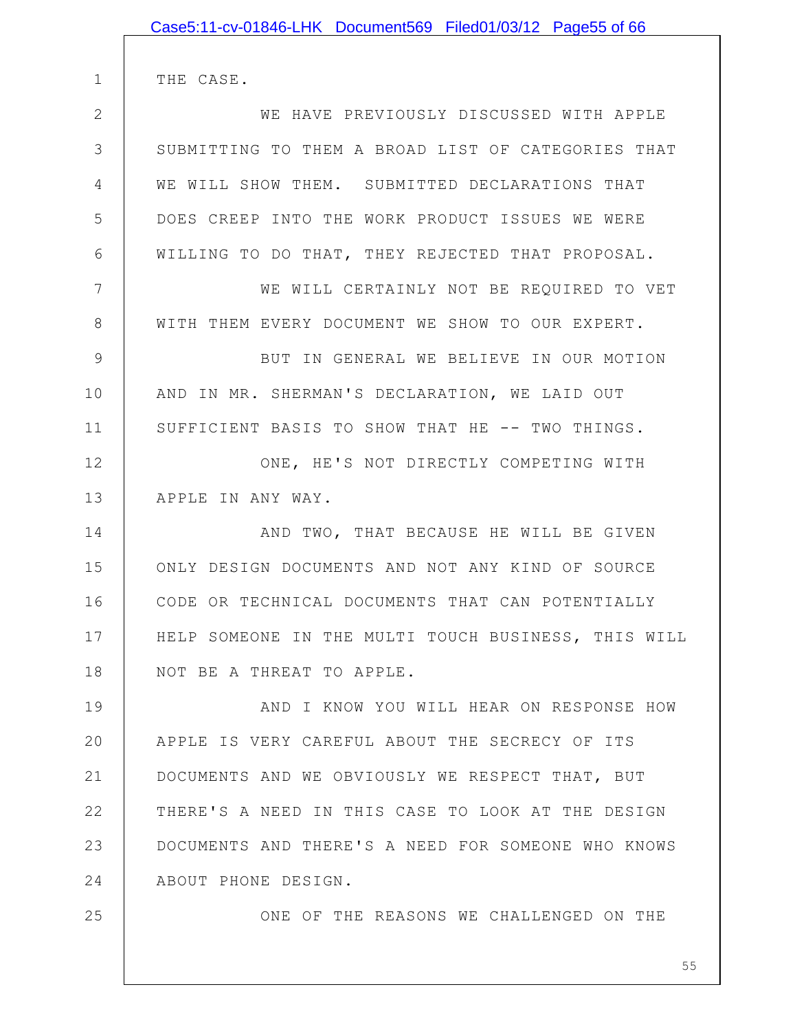THE CASE.

WE HAVE PREVIOUSLY DISCUSSED WITH APPLE SUBMITTING TO THEM A BROAD LIST OF CATEGORIES THAT WE WILL SHOW THEM. SUBMITTED DECLARATIONS THAT DOES CREEP INTO THE WORK PRODUCT ISSUES WE WERE WILLING TO DO THAT, THEY REJECTED THAT PROPOSAL.

WE WILL CERTAINLY NOT BE REQUIRED TO VET WITH THEM EVERY DOCUMENT WE SHOW TO OUR EXPERT.

BUT IN GENERAL WE BELIEVE IN OUR MOTION AND IN MR. SHERMAN'S DECLARATION, WE LAID OUT SUFFICIENT BASIS TO SHOW THAT HE -- TWO THINGS.

ONE, HE'S NOT DIRECTLY COMPETING WITH APPLE IN ANY WAY.

AND TWO, THAT BECAUSE HE WILL BE GIVEN ONLY DESIGN DOCUMENTS AND NOT ANY KIND OF SOURCE CODE OR TECHNICAL DOCUMENTS THAT CAN POTENTIALLY HELP SOMEONE IN THE MULTI TOUCH BUSINESS, THIS WILL NOT BE A THREAT TO APPLE.

AND I KNOW YOU WILL HEAR ON RESPONSE HOW APPLE IS VERY CAREFUL ABOUT THE SECRECY OF ITS DOCUMENTS AND WE OBVIOUSLY WE RESPECT THAT, BUT THERE'S A NEED IN THIS CASE TO LOOK AT THE DESIGN DOCUMENTS AND THERE'S A NEED FOR SOMEONE WHO KNOWS ABOUT PHONE DESIGN.

ONE OF THE REASONS WE CHALLENGED ON THE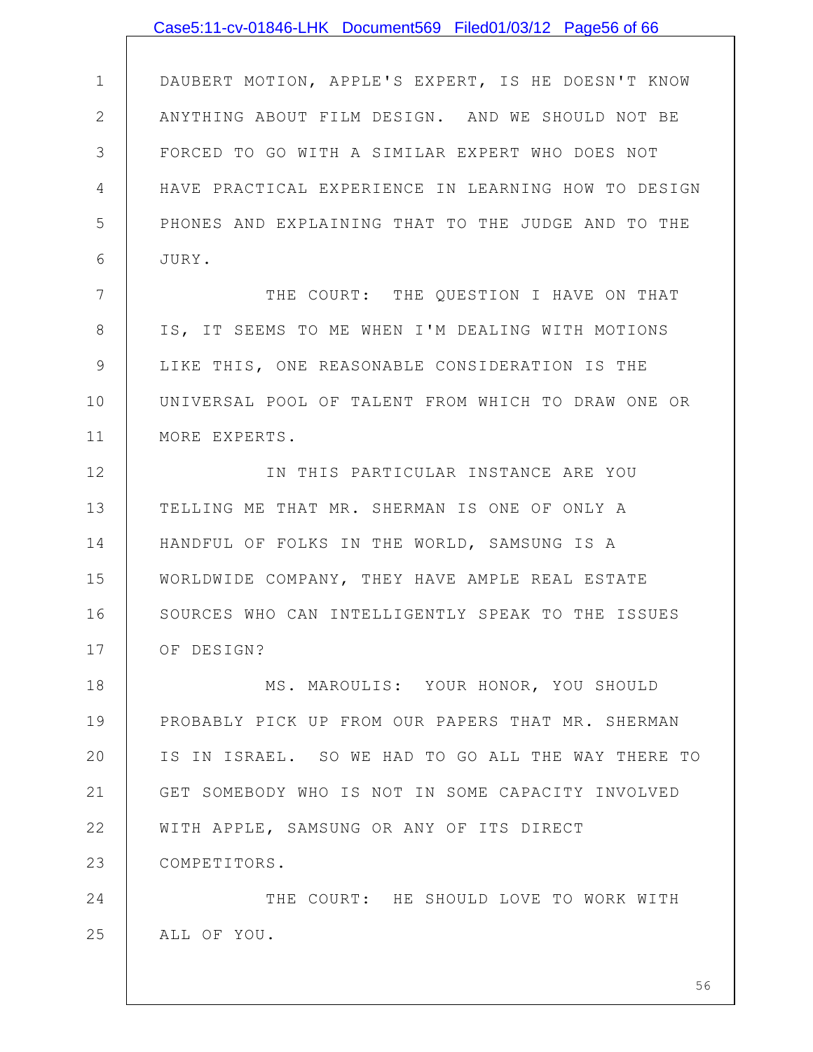DAUBERT MOTION, APPLE'S EXPERT, IS HE DOESN'T KNOW ANYTHING ABOUT FILM DESIGN. AND WE SHOULD NOT BE FORCED TO GO WITH A SIMILAR EXPERT WHO DOES NOT HAVE PRACTICAL EXPERIENCE IN LEARNING HOW TO DESIGN PHONES AND EXPLAINING THAT TO THE JUDGE AND TO THE JURY.

THE COURT: THE QUESTION I HAVE ON THAT IS, IT SEEMS TO ME WHEN I'M DEALING WITH MOTIONS LIKE THIS, ONE REASONABLE CONSIDERATION IS THE UNIVERSAL POOL OF TALENT FROM WHICH TO DRAW ONE OR MORE EXPERTS.

IN THIS PARTICULAR INSTANCE ARE YOU TELLING ME THAT MR. SHERMAN IS ONE OF ONLY A HANDFUL OF FOLKS IN THE WORLD, SAMSUNG IS A WORLDWIDE COMPANY, THEY HAVE AMPLE REAL ESTATE SOURCES WHO CAN INTELLIGENTLY SPEAK TO THE ISSUES OF DESIGN?

MS. MAROULIS: YOUR HONOR, YOU SHOULD PROBABLY PICK UP FROM OUR PAPERS THAT MR. SHERMAN IS IN ISRAEL. SO WE HAD TO GO ALL THE WAY THERE TO GET SOMEBODY WHO IS NOT IN SOME CAPACITY INVOLVED WITH APPLE, SAMSUNG OR ANY OF ITS DIRECT COMPETITORS.

THE COURT: HE SHOULD LOVE TO WORK WITH ALL OF YOU.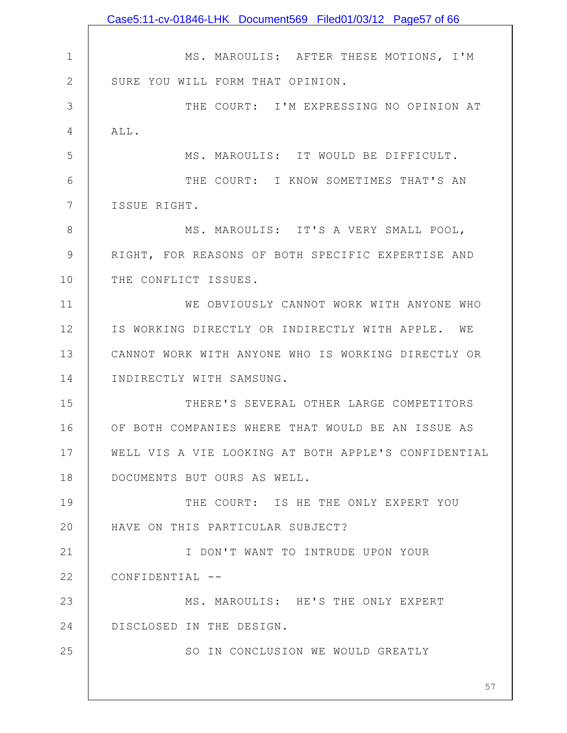MS. MAROULIS: AFTER THESE MOTIONS, I'M SURE YOU WILL FORM THAT OPINION.

THE COURT: I'M EXPRESSING NO OPINION AT ALL.

MS. MAROULIS: IT WOULD BE DIFFICULT.

THE COURT: I KNOW SOMETIMES THAT'S AN ISSUE RIGHT.

MS. MAROULIS: IT'S A VERY SMALL POOL, RIGHT, FOR REASONS OF BOTH SPECIFIC EXPERTISE AND THE CONFLICT ISSUES.

WE OBVIOUSLY CANNOT WORK WITH ANYONE WHO IS WORKING DIRECTLY OR INDIRECTLY WITH APPLE. WE CANNOT WORK WITH ANYONE WHO IS WORKING DIRECTLY OR INDIRECTLY WITH SAMSUNG.

THERE'S SEVERAL OTHER LARGE COMPETITORS OF BOTH COMPANIES WHERE THAT WOULD BE AN ISSUE AS WELL VIS A VIE LOOKING AT BOTH APPLE'S CONFIDENTIAL DOCUMENTS BUT OURS AS WELL.

THE COURT: IS HE THE ONLY EXPERT YOU HAVE ON THIS PARTICULAR SUBJECT?

I DON'T WANT TO INTRUDE UPON YOUR CONFIDENTIAL --

MS. MAROULIS: HE'S THE ONLY EXPERT DISCLOSED IN THE DESIGN.

SO IN CONCLUSION WE WOULD GREATLY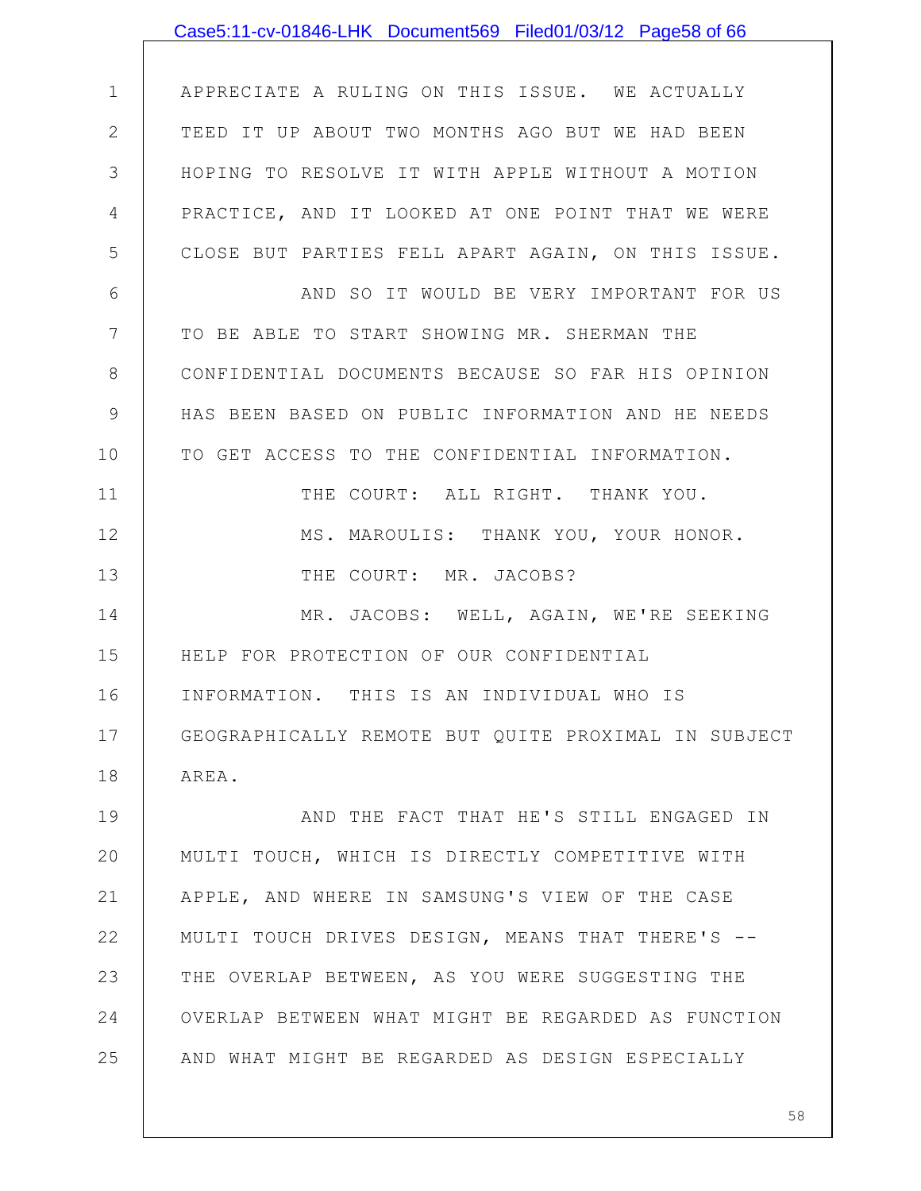APPRECIATE A RULING ON THIS ISSUE. WE ACTUALLY TEED IT UP ABOUT TWO MONTHS AGO BUT WE HAD BEEN HOPING TO RESOLVE IT WITH APPLE WITHOUT A MOTION PRACTICE, AND IT LOOKED AT ONE POINT THAT WE WERE CLOSE BUT PARTIES FELL APART AGAIN, ON THIS ISSUE.

AND SO IT WOULD BE VERY IMPORTANT FOR US TO BE ABLE TO START SHOWING MR. SHERMAN THE CONFIDENTIAL DOCUMENTS BECAUSE SO FAR HIS OPINION HAS BEEN BASED ON PUBLIC INFORMATION AND HE NEEDS TO GET ACCESS TO THE CONFIDENTIAL INFORMATION.

THE COURT: ALL RIGHT. THANK YOU.

MS. MAROULIS: THANK YOU, YOUR HONOR.

THE COURT: MR. JACOBS?

MR. JACOBS: WELL, AGAIN, WE'RE SEEKING HELP FOR PROTECTION OF OUR CONFIDENTIAL INFORMATION. THIS IS AN INDIVIDUAL WHO IS GEOGRAPHICALLY REMOTE BUT QUITE PROXIMAL IN SUBJECT AREA.

AND THE FACT THAT HE'S STILL ENGAGED IN MULTI TOUCH, WHICH IS DIRECTLY COMPETITIVE WITH APPLE, AND WHERE IN SAMSUNG'S VIEW OF THE CASE MULTI TOUCH DRIVES DESIGN, MEANS THAT THERE'S -- THE OVERLAP BETWEEN, AS YOU WERE SUGGESTING THE OVERLAP BETWEEN WHAT MIGHT BE REGARDED AS FUNCTION AND WHAT MIGHT BE REGARDED AS DESIGN ESPECIALLY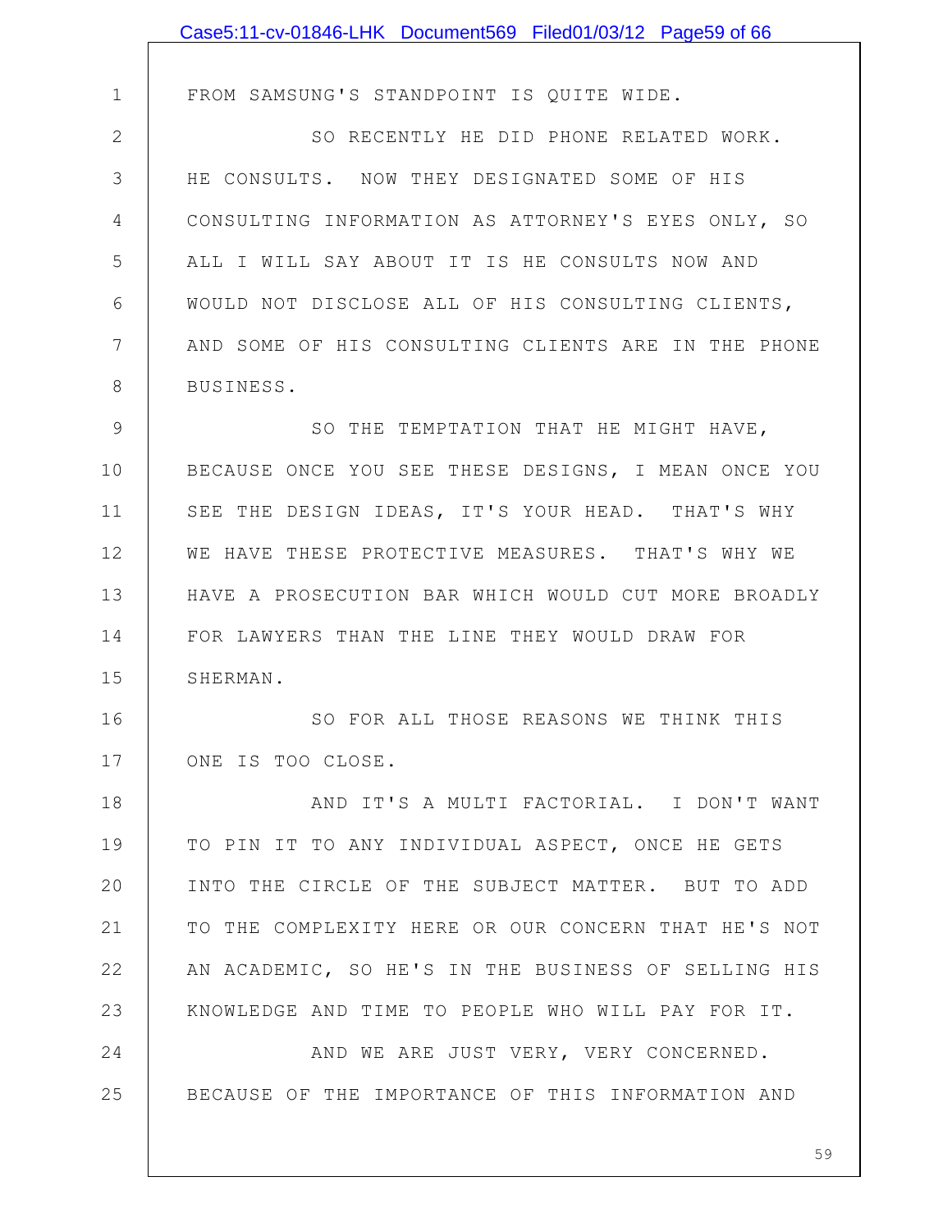FROM SAMSUNG'S STANDPOINT IS QUITE WIDE.

SO RECENTLY HE DID PHONE RELATED WORK. HE CONSULTS. NOW THEY DESIGNATED SOME OF HIS CONSULTING INFORMATION AS ATTORNEY'S EYES ONLY, SO ALL I WILL SAY ABOUT IT IS HE CONSULTS NOW AND WOULD NOT DISCLOSE ALL OF HIS CONSULTING CLIENTS, AND SOME OF HIS CONSULTING CLIENTS ARE IN THE PHONE BUSINESS.

SO THE TEMPTATION THAT HE MIGHT HAVE, BECAUSE ONCE YOU SEE THESE DESIGNS, I MEAN ONCE YOU SEE THE DESIGN IDEAS, IT'S YOUR HEAD. THAT'S WHY WE HAVE THESE PROTECTIVE MEASURES. THAT'S WHY WE HAVE A PROSECUTION BAR WHICH WOULD CUT MORE BROADLY FOR LAWYERS THAN THE LINE THEY WOULD DRAW FOR SHERMAN.

SO FOR ALL THOSE REASONS WE THINK THIS ONE IS TOO CLOSE.

AND IT'S A MULTI FACTORIAL. I DON'T WANT TO PIN IT TO ANY INDIVIDUAL ASPECT, ONCE HE GETS INTO THE CIRCLE OF THE SUBJECT MATTER. BUT TO ADD TO THE COMPLEXITY HERE OR OUR CONCERN THAT HE'S NOT AN ACADEMIC, SO HE'S IN THE BUSINESS OF SELLING HIS KNOWLEDGE AND TIME TO PEOPLE WHO WILL PAY FOR IT.

AND WE ARE JUST VERY, VERY CONCERNED. BECAUSE OF THE IMPORTANCE OF THIS INFORMATION AND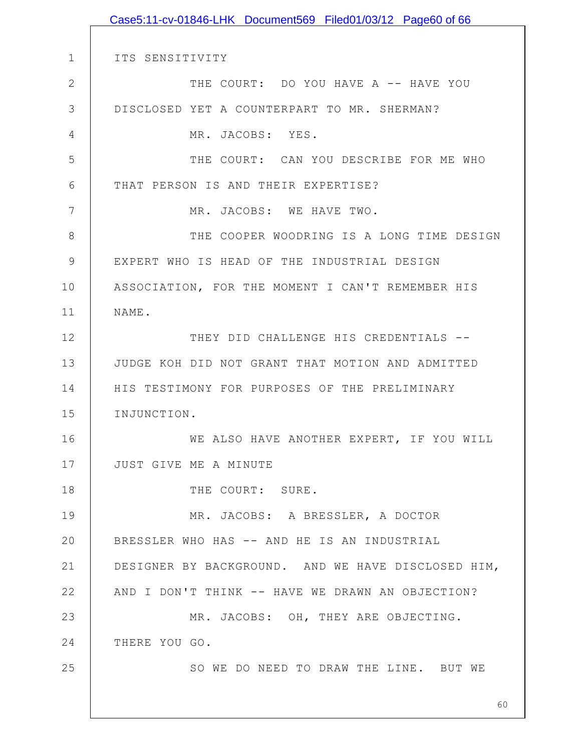ITS SENSITIVITY

THE COURT: DO YOU HAVE A -- HAVE YOU DISCLOSED YET A COUNTERPART TO MR. SHERMAN?

MR. JACOBS: YES.

THE COURT: CAN YOU DESCRIBE FOR ME WHO THAT PERSON IS AND THEIR EXPERTISE?

MR. JACOBS: WE HAVE TWO.

THE COOPER WOODRING IS A LONG TIME DESIGN EXPERT WHO IS HEAD OF THE INDUSTRIAL DESIGN ASSOCIATION, FOR THE MOMENT I CAN'T REMEMBER HIS NAME.

THEY DID CHALLENGE HIS CREDENTIALS -- JUDGE KOH DID NOT GRANT THAT MOTION AND ADMITTED HIS TESTIMONY FOR PURPOSES OF THE PRELIMINARY INJUNCTION.

WE ALSO HAVE ANOTHER EXPERT, IF YOU WILL JUST GIVE ME A MINUTE

THE COURT: SURE.

MR. JACOBS: A BRESSLER, A DOCTOR BRESSLER WHO HAS -- AND HE IS AN INDUSTRIAL DESIGNER BY BACKGROUND. AND WE HAVE DISCLOSED HIM, AND I DON'T THINK -- HAVE WE DRAWN AN OBJECTION?

MR. JACOBS: OH, THEY ARE OBJECTING. THERE YOU GO.

SO WE DO NEED TO DRAW THE LINE. BUT WE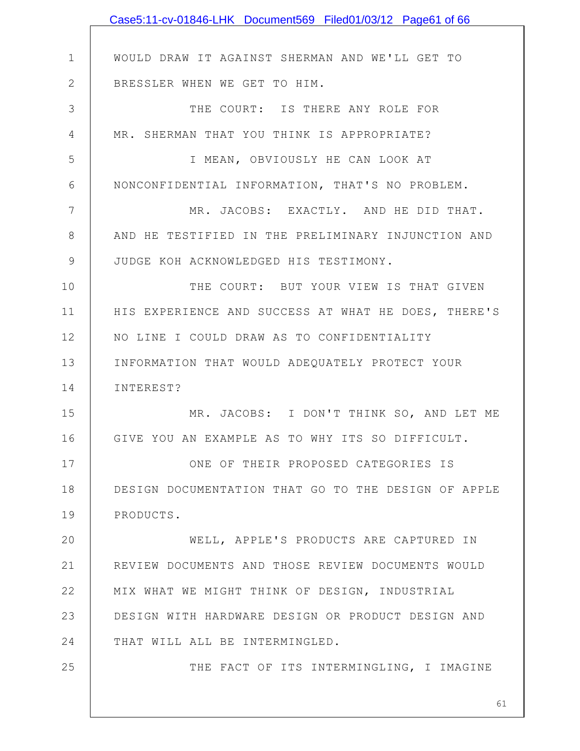WOULD DRAW IT AGAINST SHERMAN AND WE'LL GET TO BRESSLER WHEN WE GET TO HIM.

THE COURT: IS THERE ANY ROLE FOR MR. SHERMAN THAT YOU THINK IS APPROPRIATE?

I MEAN, OBVIOUSLY HE CAN LOOK AT NONCONFIDENTIAL INFORMATION, THAT'S NO PROBLEM.

MR. JACOBS: EXACTLY. AND HE DID THAT. AND HE TESTIFIED IN THE PRELIMINARY INJUNCTION AND JUDGE KOH ACKNOWLEDGED HIS TESTIMONY.

THE COURT: BUT YOUR VIEW IS THAT GIVEN HIS EXPERIENCE AND SUCCESS AT WHAT HE DOES, THERE'S NO LINE I COULD DRAW AS TO CONFIDENTIALITY INFORMATION THAT WOULD ADEQUATELY PROTECT YOUR INTEREST?

MR. JACOBS: I DON'T THINK SO, AND LET ME GIVE YOU AN EXAMPLE AS TO WHY ITS SO DIFFICULT.

ONE OF THEIR PROPOSED CATEGORIES IS DESIGN DOCUMENTATION THAT GO TO THE DESIGN OF APPLE PRODUCTS.

WELL, APPLE'S PRODUCTS ARE CAPTURED IN REVIEW DOCUMENTS AND THOSE REVIEW DOCUMENTS WOULD MIX WHAT WE MIGHT THINK OF DESIGN, INDUSTRIAL DESIGN WITH HARDWARE DESIGN OR PRODUCT DESIGN AND THAT WILL ALL BE INTERMINGLED.

THE FACT OF ITS INTERMINGLING, I IMAGINE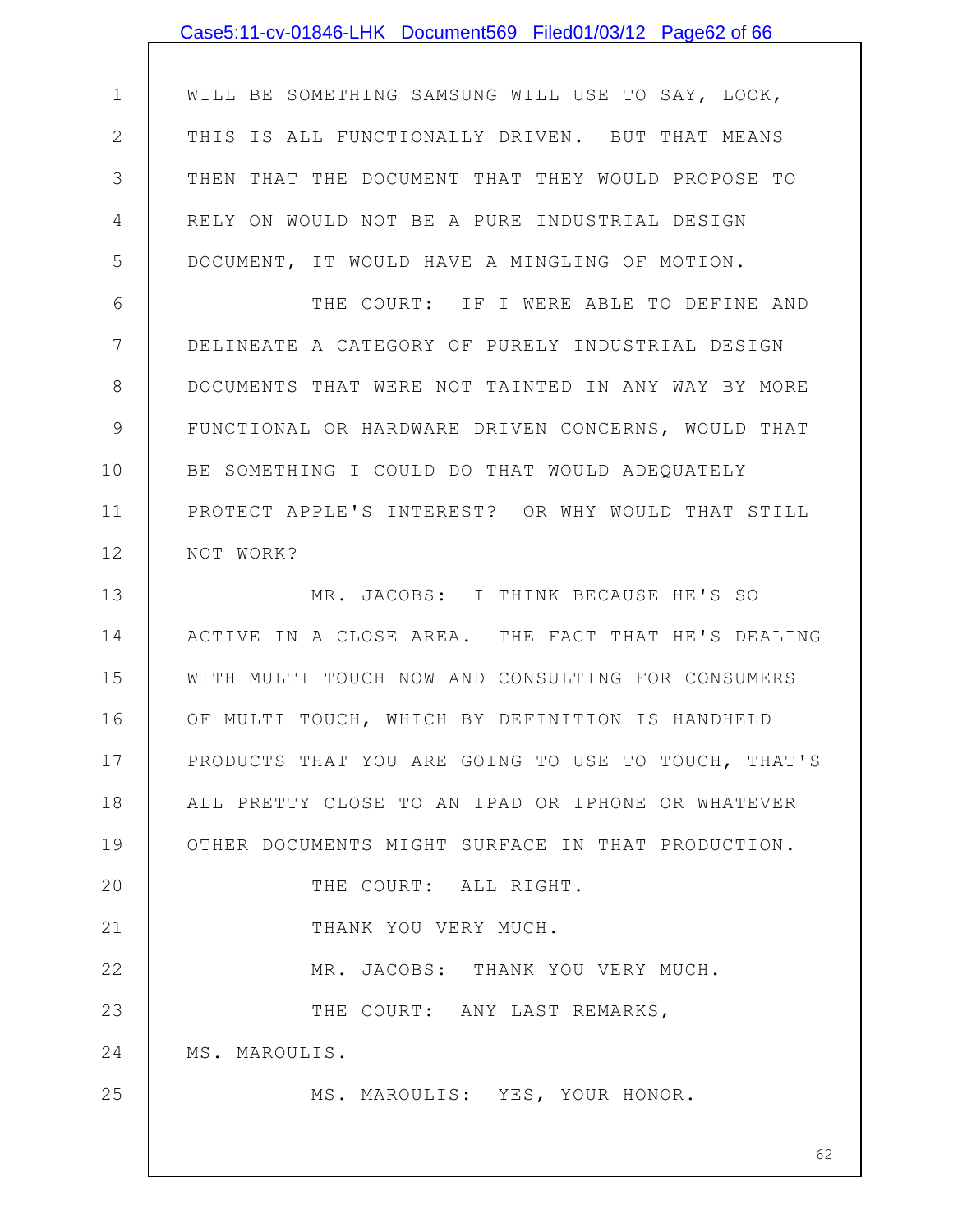WILL BE SOMETHING SAMSUNG WILL USE TO SAY, LOOK, THIS IS ALL FUNCTIONALLY DRIVEN. BUT THAT MEANS THEN THAT THE DOCUMENT THAT THEY WOULD PROPOSE TO RELY ON WOULD NOT BE A PURE INDUSTRIAL DESIGN DOCUMENT, IT WOULD HAVE A MINGLING OF MOTION.

THE COURT: IF I WERE ABLE TO DEFINE AND DELINEATE A CATEGORY OF PURELY INDUSTRIAL DESIGN DOCUMENTS THAT WERE NOT TAINTED IN ANY WAY BY MORE FUNCTIONAL OR HARDWARE DRIVEN CONCERNS, WOULD THAT BE SOMETHING I COULD DO THAT WOULD ADEQUATELY PROTECT APPLE'S INTEREST? OR WHY WOULD THAT STILL NOT WORK?

MR. JACOBS: I THINK BECAUSE HE'S SO ACTIVE IN A CLOSE AREA. THE FACT THAT HE'S DEALING WITH MULTI TOUCH NOW AND CONSULTING FOR CONSUMERS OF MULTI TOUCH, WHICH BY DEFINITION IS HANDHELD PRODUCTS THAT YOU ARE GOING TO USE TO TOUCH, THAT'S ALL PRETTY CLOSE TO AN IPAD OR IPHONE OR WHATEVER OTHER DOCUMENTS MIGHT SURFACE IN THAT PRODUCTION.

THE COURT: ALL RIGHT.

THANK YOU VERY MUCH.

MR. JACOBS: THANK YOU VERY MUCH.

THE COURT: ANY LAST REMARKS, MS. MAROULIS.

MS. MAROULIS: YES, YOUR HONOR.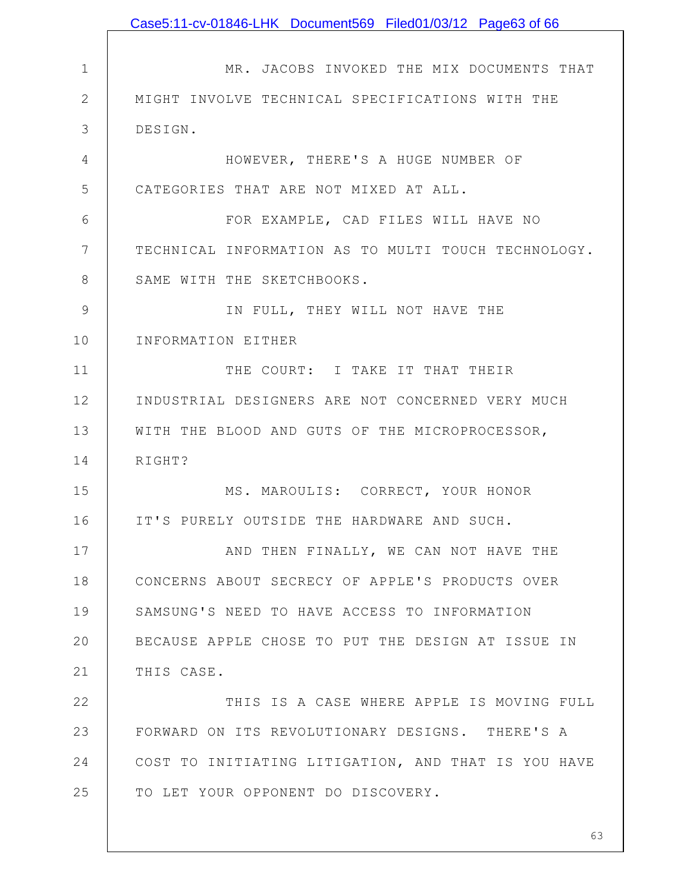MR. JACOBS INVOKED THE MIX DOCUMENTS THAT MIGHT INVOLVE TECHNICAL SPECIFICATIONS WITH THE DESIGN.

HOWEVER, THERE'S A HUGE NUMBER OF CATEGORIES THAT ARE NOT MIXED AT ALL.

FOR EXAMPLE, CAD FILES WILL HAVE NO TECHNICAL INFORMATION AS TO MULTI TOUCH TECHNOLOGY. SAME WITH THE SKETCHBOOKS.

IN FULL, THEY WILL NOT HAVE THE INFORMATION EITHER

THE COURT: I TAKE IT THAT THEIR INDUSTRIAL DESIGNERS ARE NOT CONCERNED VERY MUCH WITH THE BLOOD AND GUTS OF THE MICROPROCESSOR, RIGHT?

MS. MAROULIS: CORRECT, YOUR HONOR IT'S PURELY OUTSIDE THE HARDWARE AND SUCH.

AND THEN FINALLY, WE CAN NOT HAVE THE CONCERNS ABOUT SECRECY OF APPLE'S PRODUCTS OVER SAMSUNG'S NEED TO HAVE ACCESS TO INFORMATION BECAUSE APPLE CHOSE TO PUT THE DESIGN AT ISSUE IN THIS CASE.

THIS IS A CASE WHERE APPLE IS MOVING FULL FORWARD ON ITS REVOLUTIONARY DESIGNS. THERE'S A COST TO INITIATING LITIGATION, AND THAT IS YOU HAVE TO LET YOUR OPPONENT DO DISCOVERY.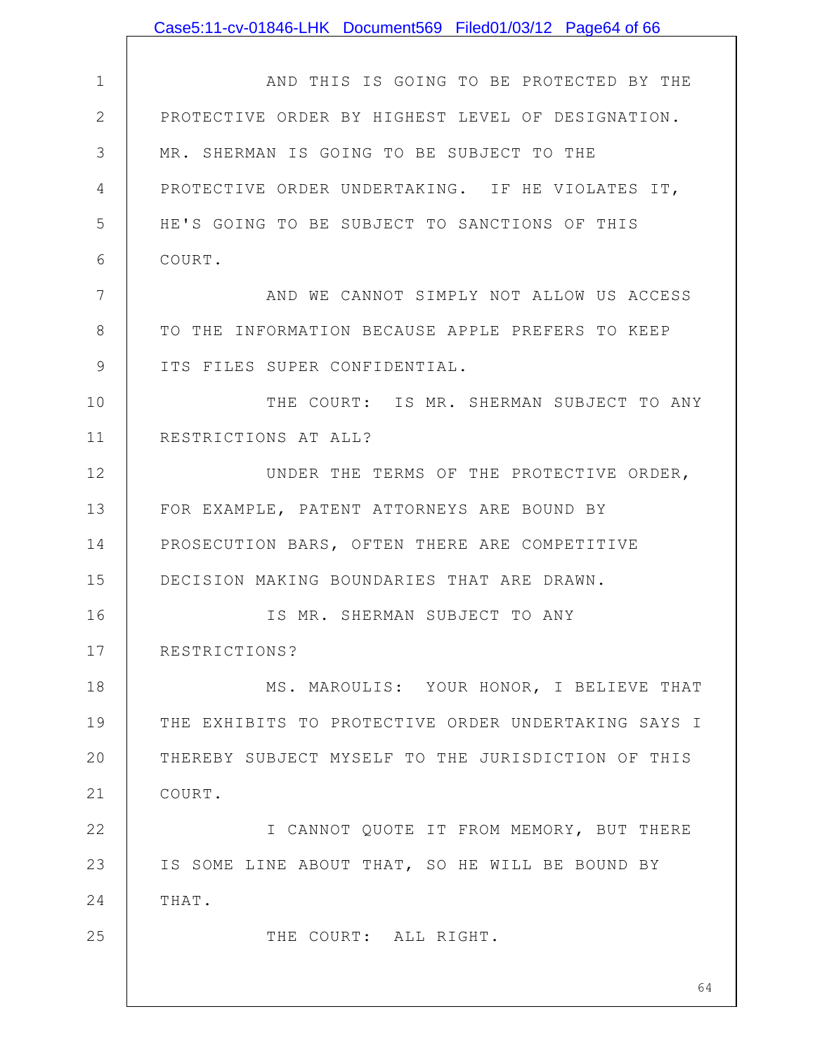AND THIS IS GOING TO BE PROTECTED BY THE PROTECTIVE ORDER BY HIGHEST LEVEL OF DESIGNATION. MR. SHERMAN IS GOING TO BE SUBJECT TO THE PROTECTIVE ORDER UNDERTAKING. IF HE VIOLATES IT, HE'S GOING TO BE SUBJECT TO SANCTIONS OF THIS COURT.

AND WE CANNOT SIMPLY NOT ALLOW US ACCESS TO THE INFORMATION BECAUSE APPLE PREFERS TO KEEP ITS FILES SUPER CONFIDENTIAL.

THE COURT: IS MR. SHERMAN SUBJECT TO ANY RESTRICTIONS AT ALL?

UNDER THE TERMS OF THE PROTECTIVE ORDER, FOR EXAMPLE, PATENT ATTORNEYS ARE BOUND BY PROSECUTION BARS, OFTEN THERE ARE COMPETITIVE DECISION MAKING BOUNDARIES THAT ARE DRAWN.

IS MR. SHERMAN SUBJECT TO ANY RESTRICTIONS?

MS. MAROULIS: YOUR HONOR, I BELIEVE THAT THE EXHIBITS TO PROTECTIVE ORDER UNDERTAKING SAYS I THEREBY SUBJECT MYSELF TO THE JURISDICTION OF THIS COURT.

I CANNOT QUOTE IT FROM MEMORY, BUT THERE IS SOME LINE ABOUT THAT, SO HE WILL BE BOUND BY THAT.

THE COURT: ALL RIGHT.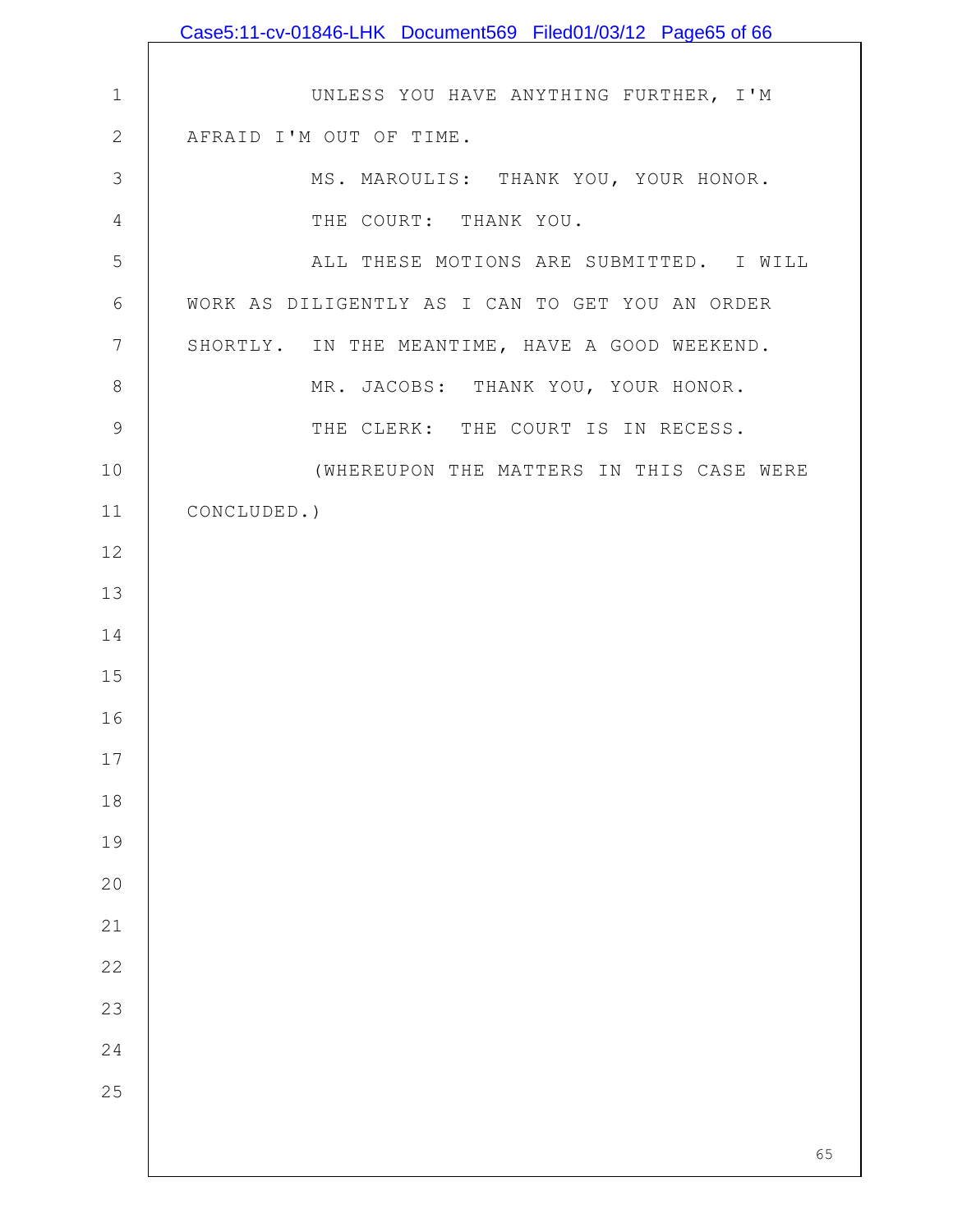UNLESS YOU HAVE ANYTHING FURTHER, I'M AFRAID I'M OUT OF TIME.

MS. MAROULIS: THANK YOU, YOUR HONOR.

THE COURT: THANK YOU.

ALL THESE MOTIONS ARE SUBMITTED. I WILL WORK AS DILIGENTLY AS I CAN TO GET YOU AN ORDER SHORTLY. IN THE MEANTIME, HAVE A GOOD WEEKEND.

MR. JACOBS: THANK YOU, YOUR HONOR.

THE CLERK: THE COURT IS IN RECESS.

(WHEREUPON THE MATTERS IN THIS CASE WERE CONCLUDED.)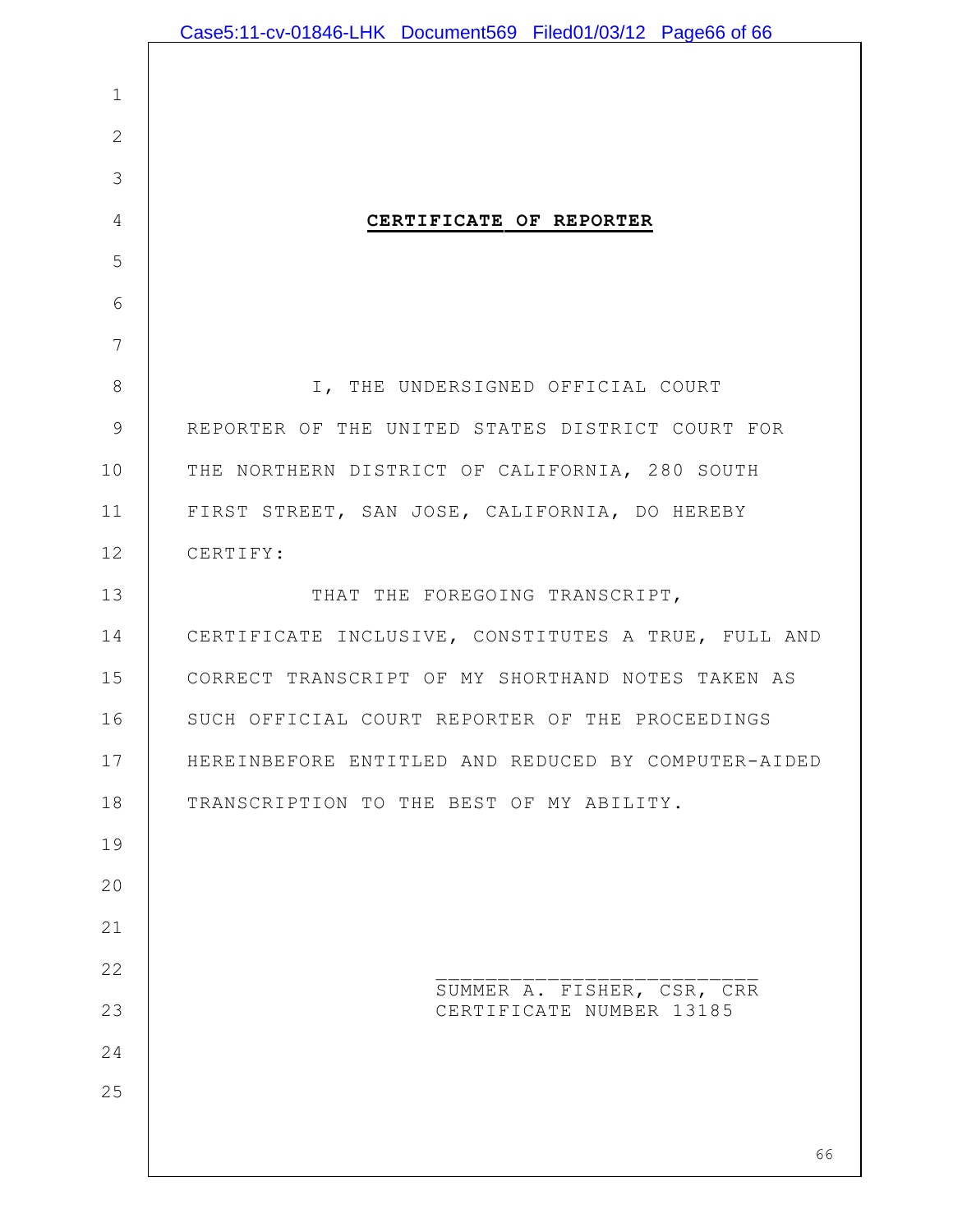**CERTIFICATE OF REPORTER**

I, THE UNDERSIGNED OFFICIAL COURT REPORTER OF THE UNITED STATES DISTRICT COURT FOR THE NORTHERN DISTRICT OF CALIFORNIA, 280 SOUTH FIRST STREET, SAN JOSE, CALIFORNIA, DO HEREBY CERTIFY:

THAT THE FOREGOING TRANSCRIPT, CERTIFICATE INCLUSIVE, CONSTITUTES A TRUE, FULL AND CORRECT TRANSCRIPT OF MY SHORTHAND NOTES TAKEN AS SUCH OFFICIAL COURT REPORTER OF THE PROCEEDINGS HEREINBEFORE ENTITLED AND REDUCED BY COMPUTER-AIDED TRANSCRIPTION TO THE BEST OF MY ABILITY.

__________________________

SUMMER A. FISHER, CSR, CRR
CERTIFICATE NUMBER 13185